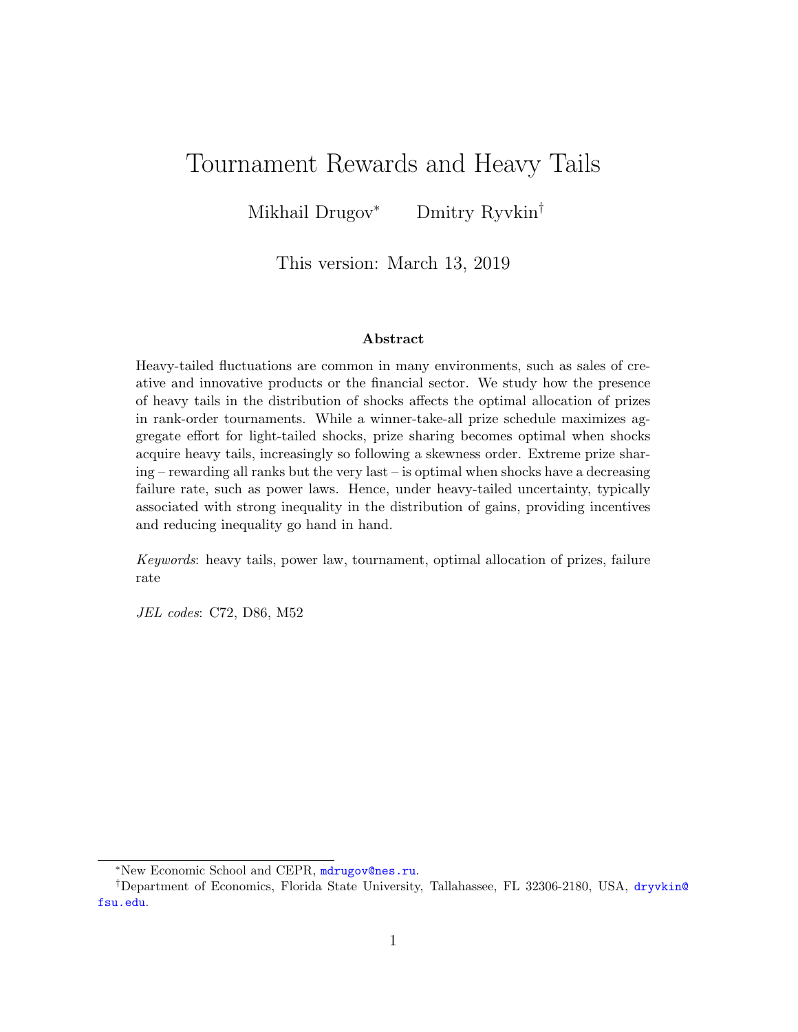# Tournament Rewards and Heavy Tails

Mikhail Drugov[*] Dmitry Ryvkin[†]

This version: March 13, 2019

## Abstract

Heavy-tailed fluctuations are common in many environments, such as sales of creative and innovative products or the financial sector. We study how the presence of heavy tails in the distribution of shocks affects the optimal allocation of prizes in rank-order tournaments. While a winner-take-all prize schedule maximizes aggregate effort for light-tailed shocks, prize sharing becomes optimal when shocks acquire heavy tails, increasingly so following a skewness order. Extreme prize sharing – rewarding all ranks but the very last – is optimal when shocks have a decreasing failure rate, such as power laws. Hence, under heavy-tailed uncertainty, typically associated with strong inequality in the distribution of gains, providing incentives and reducing inequality go hand in hand.

*Keywords*: heavy tails, power law, tournament, optimal allocation of prizes, failure rate

*JEL codes*: C72, D86, M52

---

[*] New Economic School and CEPR, mdrugov@nes.ru.

[†] Department of Economics, Florida State University, Tallahassee, FL 32306-2180, USA, dryvkin@fsu.edu.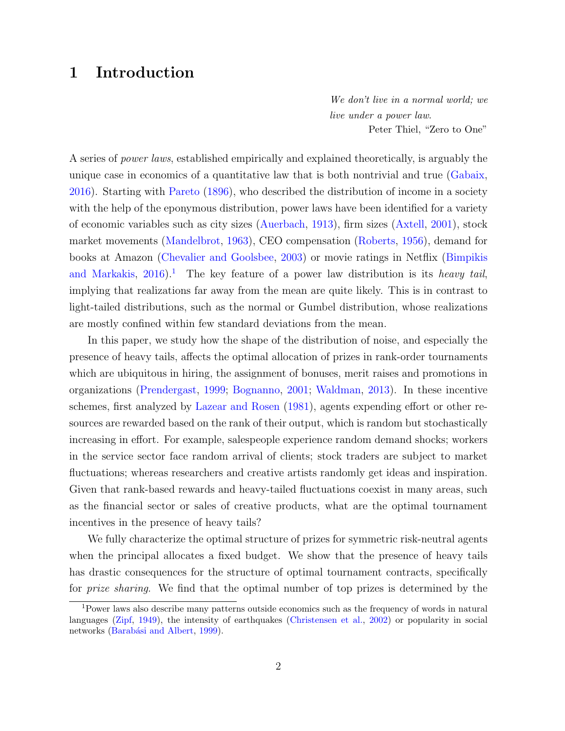# 1 Introduction

> *We don't live in a normal world; we live under a power law.*
>
> Peter Thiel, "Zero to One"

A series of *power laws*, established empirically and explained theoretically, is arguably the unique case in economics of a quantitative law that is both nontrivial and true (Gabaix, 2016). Starting with Pareto (1896), who described the distribution of income in a society with the help of the eponymous distribution, power laws have been identified for a variety of economic variables such as city sizes (Auerbach, 1913), firm sizes (Axtell, 2001), stock market movements (Mandelbrot, 1963), CEO compensation (Roberts, 1956), demand for books at Amazon (Chevalier and Goolsbee, 2003) or movie ratings in Netflix (Bimpikis and Markakis, 2016).[1] The key feature of a power law distribution is its *heavy tail*, implying that realizations far away from the mean are quite likely. This is in contrast to light-tailed distributions, such as the normal or Gumbel distribution, whose realizations are mostly confined within few standard deviations from the mean.

In this paper, we study how the shape of the distribution of noise, and especially the presence of heavy tails, affects the optimal allocation of prizes in rank-order tournaments which are ubiquitous in hiring, the assignment of bonuses, merit raises and promotions in organizations (Prendergast, 1999; Bognanno, 2001; Waldman, 2013). In these incentive schemes, first analyzed by Lazear and Rosen (1981), agents expending effort or other resources are rewarded based on the rank of their output, which is random but stochastically increasing in effort. For example, salespeople experience random demand shocks; workers in the service sector face random arrival of clients; stock traders are subject to market fluctuations; whereas researchers and creative artists randomly get ideas and inspiration. Given that rank-based rewards and heavy-tailed fluctuations coexist in many areas, such as the financial sector or sales of creative products, what are the optimal tournament incentives in the presence of heavy tails?

We fully characterize the optimal structure of prizes for symmetric risk-neutral agents when the principal allocates a fixed budget. We show that the presence of heavy tails has drastic consequences for the structure of optimal tournament contracts, specifically for *prize sharing*. We find that the optimal number of top prizes is determined by the

[1] Power laws also describe many patterns outside economics such as the frequency of words in natural languages (Zipf, 1949), the intensity of earthquakes (Christensen et al., 2002) or popularity in social networks (Barabási and Albert, 1999).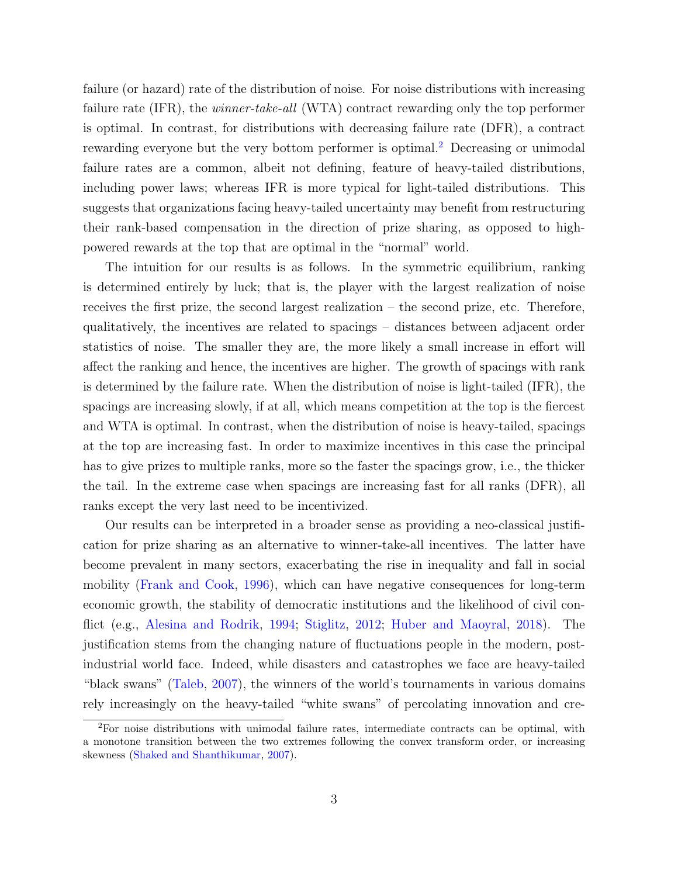failure (or hazard) rate of the distribution of noise. For noise distributions with increasing failure rate (IFR), the *winner-take-all* (WTA) contract rewarding only the top performer is optimal. In contrast, for distributions with decreasing failure rate (DFR), a contract rewarding everyone but the very bottom performer is optimal.[2] Decreasing or unimodal failure rates are a common, albeit not defining, feature of heavy-tailed distributions, including power laws; whereas IFR is more typical for light-tailed distributions. This suggests that organizations facing heavy-tailed uncertainty may benefit from restructuring their rank-based compensation in the direction of prize sharing, as opposed to high-powered rewards at the top that are optimal in the "normal" world.

The intuition for our results is as follows. In the symmetric equilibrium, ranking is determined entirely by luck; that is, the player with the largest realization of noise receives the first prize, the second largest realization – the second prize, etc. Therefore, qualitatively, the incentives are related to spacings – distances between adjacent order statistics of noise. The smaller they are, the more likely a small increase in effort will affect the ranking and hence, the incentives are higher. The growth of spacings with rank is determined by the failure rate. When the distribution of noise is light-tailed (IFR), the spacings are increasing slowly, if at all, which means competition at the top is the fiercest and WTA is optimal. In contrast, when the distribution of noise is heavy-tailed, spacings at the top are increasing fast. In order to maximize incentives in this case the principal has to give prizes to multiple ranks, more so the faster the spacings grow, i.e., the thicker the tail. In the extreme case when spacings are increasing fast for all ranks (DFR), all ranks except the very last need to be incentivized.

Our results can be interpreted in a broader sense as providing a neo-classical justification for prize sharing as an alternative to winner-take-all incentives. The latter have become prevalent in many sectors, exacerbating the rise in inequality and fall in social mobility (Frank and Cook, 1996), which can have negative consequences for long-term economic growth, the stability of democratic institutions and the likelihood of civil conflict (e.g., Alesina and Rodrik, 1994; Stiglitz, 2012; Huber and Maoyral, 2018). The justification stems from the changing nature of fluctuations people in the modern, post-industrial world face. Indeed, while disasters and catastrophes we face are heavy-tailed "black swans" (Taleb, 2007), the winners of the world's tournaments in various domains rely increasingly on the heavy-tailed "white swans" of percolating innovation and cre-

[2] For noise distributions with unimodal failure rates, intermediate contracts can be optimal, with a monotone transition between the two extremes following the convex transform order, or increasing skewness (Shaked and Shanthikumar, 2007).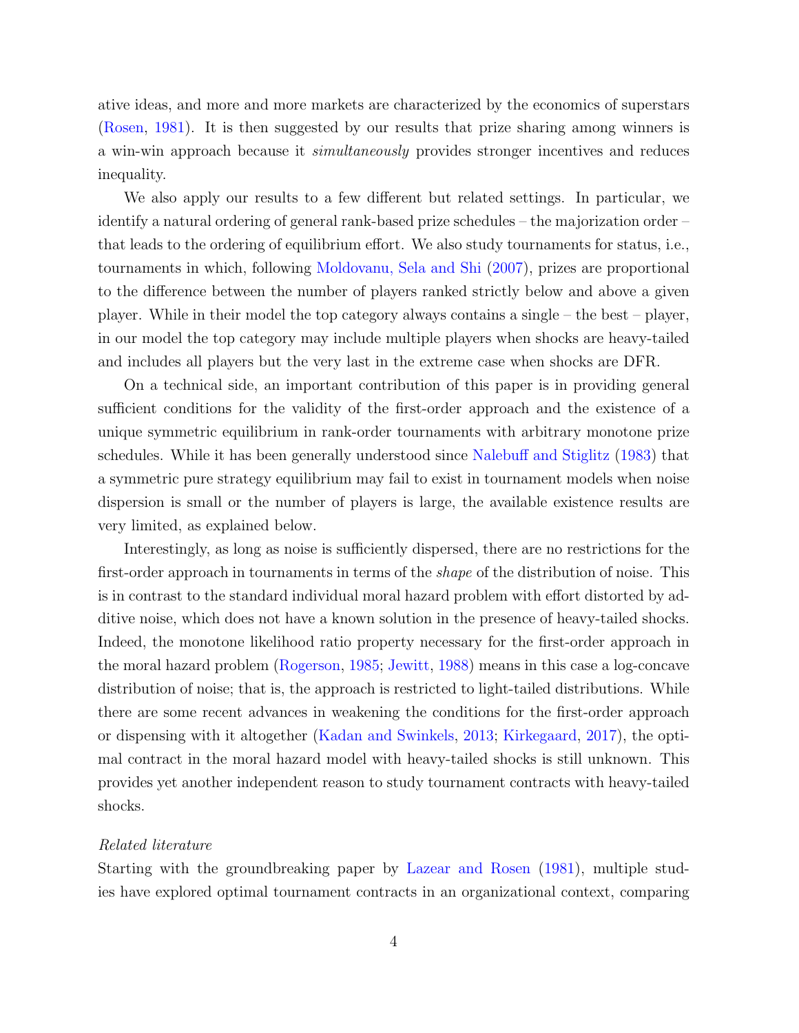ative ideas, and more and more markets are characterized by the economics of superstars (Rosen, 1981). It is then suggested by our results that prize sharing among winners is a win-win approach because it *simultaneously* provides stronger incentives and reduces inequality.

We also apply our results to a few different but related settings. In particular, we identify a natural ordering of general rank-based prize schedules – the majorization order – that leads to the ordering of equilibrium effort. We also study tournaments for status, i.e., tournaments in which, following Moldovanu, Sela and Shi (2007), prizes are proportional to the difference between the number of players ranked strictly below and above a given player. While in their model the top category always contains a single – the best – player, in our model the top category may include multiple players when shocks are heavy-tailed and includes all players but the very last in the extreme case when shocks are DFR.

On a technical side, an important contribution of this paper is in providing general sufficient conditions for the validity of the first-order approach and the existence of a unique symmetric equilibrium in rank-order tournaments with arbitrary monotone prize schedules. While it has been generally understood since Nalebuff and Stiglitz (1983) that a symmetric pure strategy equilibrium may fail to exist in tournament models when noise dispersion is small or the number of players is large, the available existence results are very limited, as explained below.

Interestingly, as long as noise is sufficiently dispersed, there are no restrictions for the first-order approach in tournaments in terms of the *shape* of the distribution of noise. This is in contrast to the standard individual moral hazard problem with effort distorted by additive noise, which does not have a known solution in the presence of heavy-tailed shocks. Indeed, the monotone likelihood ratio property necessary for the first-order approach in the moral hazard problem (Rogerson, 1985; Jewitt, 1988) means in this case a log-concave distribution of noise; that is, the approach is restricted to light-tailed distributions. While there are some recent advances in weakening the conditions for the first-order approach or dispensing with it altogether (Kadan and Swinkels, 2013; Kirkegaard, 2017), the optimal contract in the moral hazard model with heavy-tailed shocks is still unknown. This provides yet another independent reason to study tournament contracts with heavy-tailed shocks.

*Related literature*

Starting with the groundbreaking paper by Lazear and Rosen (1981), multiple studies have explored optimal tournament contracts in an organizational context, comparing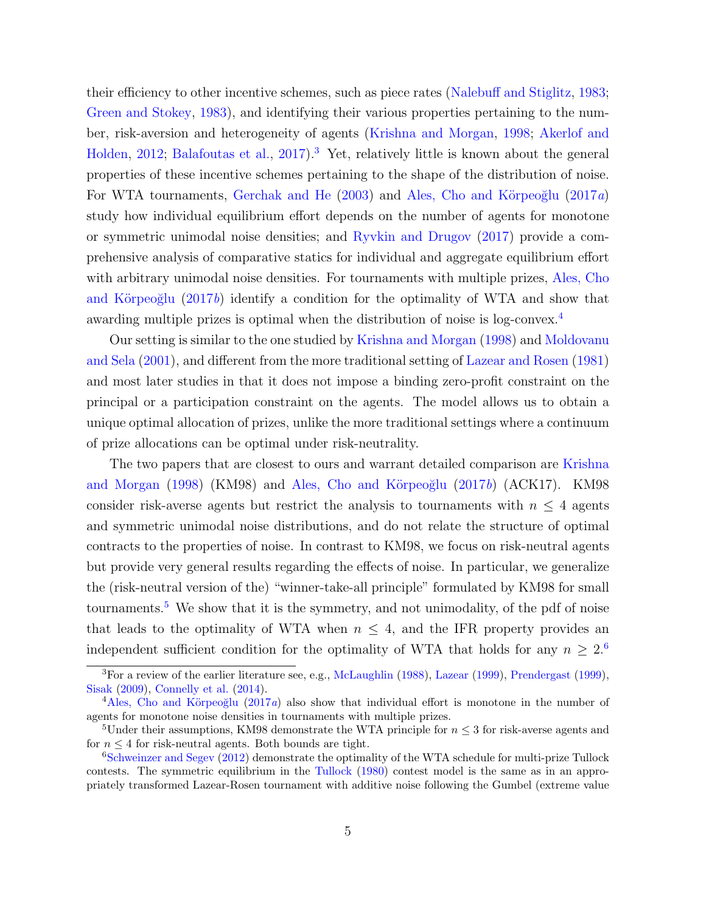their efficiency to other incentive schemes, such as piece rates (Nalebuff and Stiglitz, 1983; Green and Stokey, 1983), and identifying their various properties pertaining to the number, risk-aversion and heterogeneity of agents (Krishna and Morgan, 1998; Akerlof and Holden, 2012; Balafoutas et al., 2017).[3] Yet, relatively little is known about the general properties of these incentive schemes pertaining to the shape of the distribution of noise. For WTA tournaments, Gerchak and He (2003) and Ales, Cho and Körpeoğlu (2017*a*) study how individual equilibrium effort depends on the number of agents for monotone or symmetric unimodal noise densities; and Ryvkin and Drugov (2017) provide a comprehensive analysis of comparative statics for individual and aggregate equilibrium effort with arbitrary unimodal noise densities. For tournaments with multiple prizes, Ales, Cho and Körpeoğlu (2017*b*) identify a condition for the optimality of WTA and show that awarding multiple prizes is optimal when the distribution of noise is log-convex.[4]

Our setting is similar to the one studied by Krishna and Morgan (1998) and Moldovanu and Sela (2001), and different from the more traditional setting of Lazear and Rosen (1981) and most later studies in that it does not impose a binding zero-profit constraint on the principal or a participation constraint on the agents. The model allows us to obtain a unique optimal allocation of prizes, unlike the more traditional settings where a continuum of prize allocations can be optimal under risk-neutrality.

The two papers that are closest to ours and warrant detailed comparison are Krishna and Morgan (1998) (KM98) and Ales, Cho and Körpeoğlu (2017*b*) (ACK17). KM98 consider risk-averse agents but restrict the analysis to tournaments with $n \leq 4$ agents and symmetric unimodal noise distributions, and do not relate the structure of optimal contracts to the properties of noise. In contrast to KM98, we focus on risk-neutral agents but provide very general results regarding the effects of noise. In particular, we generalize the (risk-neutral version of the) "winner-take-all principle" formulated by KM98 for small tournaments.[5] We show that it is the symmetry, and not unimodality, of the pdf of noise that leads to the optimality of WTA when $n \leq 4$, and the IFR property provides an independent sufficient condition for the optimality of WTA that holds for any $n \geq 2$.[6]

[3] For a review of the earlier literature see, e.g., McLaughlin (1988), Lazear (1999), Prendergast (1999), Sisak (2009), Connelly et al. (2014).

[4] Ales, Cho and Körpeoğlu (2017*a*) also show that individual effort is monotone in the number of agents for monotone noise densities in tournaments with multiple prizes.

[5] Under their assumptions, KM98 demonstrate the WTA principle for $n \leq 3$ for risk-averse agents and for $n \leq 4$ for risk-neutral agents. Both bounds are tight.

[6] Schweinzer and Segev (2012) demonstrate the optimality of the WTA schedule for multi-prize Tullock contests. The symmetric equilibrium in the Tullock (1980) contest model is the same as in an appropriately transformed Lazear-Rosen tournament with additive noise following the Gumbel (extreme value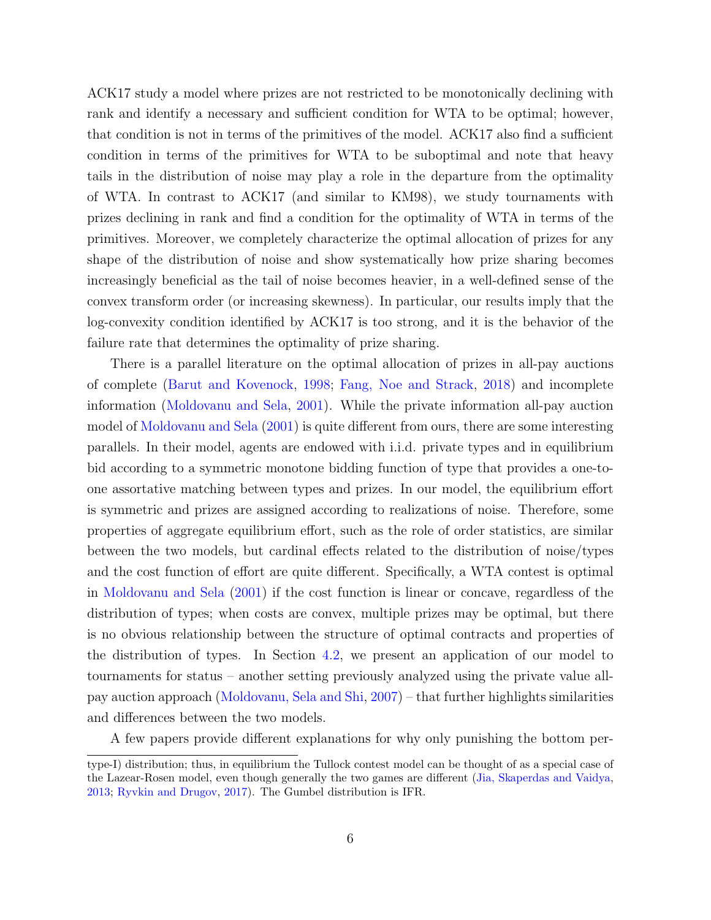ACK17 study a model where prizes are not restricted to be monotonically declining with rank and identify a necessary and sufficient condition for WTA to be optimal; however, that condition is not in terms of the primitives of the model. ACK17 also find a sufficient condition in terms of the primitives for WTA to be suboptimal and note that heavy tails in the distribution of noise may play a role in the departure from the optimality of WTA. In contrast to ACK17 (and similar to KM98), we study tournaments with prizes declining in rank and find a condition for the optimality of WTA in terms of the primitives. Moreover, we completely characterize the optimal allocation of prizes for any shape of the distribution of noise and show systematically how prize sharing becomes increasingly beneficial as the tail of noise becomes heavier, in a well-defined sense of the convex transform order (or increasing skewness). In particular, our results imply that the log-convexity condition identified by ACK17 is too strong, and it is the behavior of the failure rate that determines the optimality of prize sharing.

There is a parallel literature on the optimal allocation of prizes in all-pay auctions of complete (Barut and Kovenock, 1998; Fang, Noe and Strack, 2018) and incomplete information (Moldovanu and Sela, 2001). While the private information all-pay auction model of Moldovanu and Sela (2001) is quite different from ours, there are some interesting parallels. In their model, agents are endowed with i.i.d. private types and in equilibrium bid according to a symmetric monotone bidding function of type that provides a one-to-one assortative matching between types and prizes. In our model, the equilibrium effort is symmetric and prizes are assigned according to realizations of noise. Therefore, some properties of aggregate equilibrium effort, such as the role of order statistics, are similar between the two models, but cardinal effects related to the distribution of noise/types and the cost function of effort are quite different. Specifically, a WTA contest is optimal in Moldovanu and Sela (2001) if the cost function is linear or concave, regardless of the distribution of types; when costs are convex, multiple prizes may be optimal, but there is no obvious relationship between the structure of optimal contracts and properties of the distribution of types. In Section 4.2, we present an application of our model to tournaments for status – another setting previously analyzed using the private value all-pay auction approach (Moldovanu, Sela and Shi, 2007) – that further highlights similarities and differences between the two models.

A few papers provide different explanations for why only punishing the bottom per-

type-I) distribution; thus, in equilibrium the Tullock contest model can be thought of as a special case of the Lazear-Rosen model, even though generally the two games are different (Jia, Skaperdas and Vaidya, 2013; Ryvkin and Drugov, 2017). The Gumbel distribution is IFR.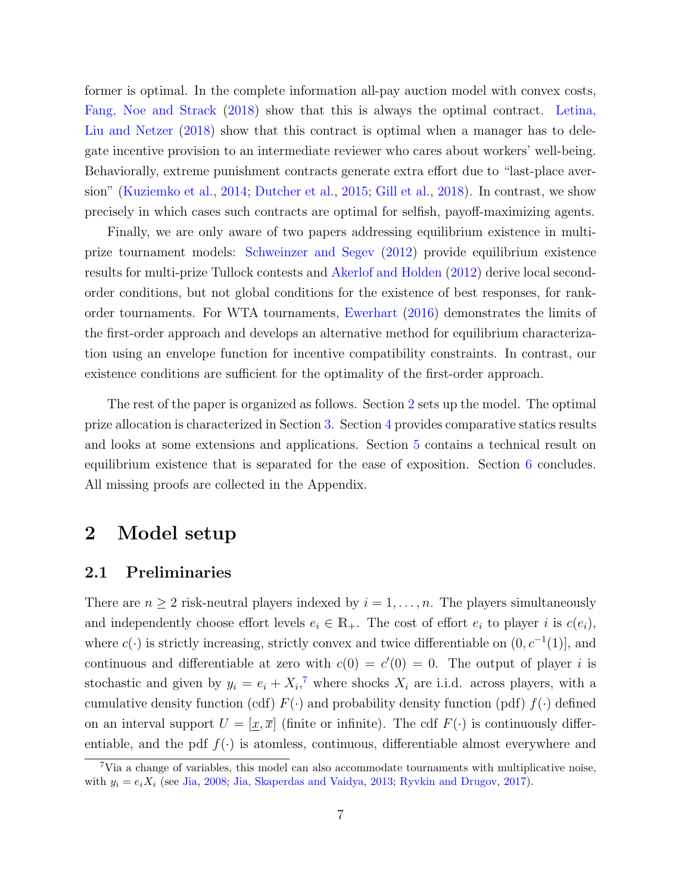former is optimal. In the complete information all-pay auction model with convex costs, Fang, Noe and Strack (2018) show that this is always the optimal contract. Letina, Liu and Netzer (2018) show that this contract is optimal when a manager has to delegate incentive provision to an intermediate reviewer who cares about workers' well-being. Behaviorally, extreme punishment contracts generate extra effort due to "last-place aversion" (Kuziemko et al., 2014; Dutcher et al., 2015; Gill et al., 2018). In contrast, we show precisely in which cases such contracts are optimal for selfish, payoff-maximizing agents.

Finally, we are only aware of two papers addressing equilibrium existence in multi-prize tournament models: Schweinzer and Segev (2012) provide equilibrium existence results for multi-prize Tullock contests and Akerlof and Holden (2012) derive local second-order conditions, but not global conditions for the existence of best responses, for rank-order tournaments. For WTA tournaments, Ewerhart (2016) demonstrates the limits of the first-order approach and develops an alternative method for equilibrium characterization using an envelope function for incentive compatibility constraints. In contrast, our existence conditions are sufficient for the optimality of the first-order approach.

The rest of the paper is organized as follows. Section 2 sets up the model. The optimal prize allocation is characterized in Section 3. Section 4 provides comparative statics results and looks at some extensions and applications. Section 5 contains a technical result on equilibrium existence that is separated for the ease of exposition. Section 6 concludes. All missing proofs are collected in the Appendix.

# 2 Model setup

## 2.1 Preliminaries

There are $n \geq 2$ risk-neutral players indexed by $i = 1, \ldots, n$. The players simultaneously and independently choose effort levels $e_i \in \mathbb{R}_+$. The cost of effort $e_i$ to player $i$ is $c(e_i)$, where $c(\cdot)$ is strictly increasing, strictly convex and twice differentiable on $(0, c^{-1}(1)]$, and continuous and differentiable at zero with $c(0) = c'(0) = 0$. The output of player $i$ is stochastic and given by $y_i = e_i + X_i$,[7] where shocks $X_i$ are i.i.d. across players, with a cumulative density function (cdf) $F(\cdot)$ and probability density function (pdf) $f(\cdot)$ defined on an interval support $U = [\underline{x}, \overline{x}]$ (finite or infinite). The cdf $F(\cdot)$ is continuously differentiable, and the pdf $f(\cdot)$ is atomless, continuous, differentiable almost everywhere and

[7] Via a change of variables, this model can also accommodate tournaments with multiplicative noise, with $y_i = e_i X_i$ (see Jia, 2008; Jia, Skaperdas and Vaidya, 2013; Ryvkin and Drugov, 2017).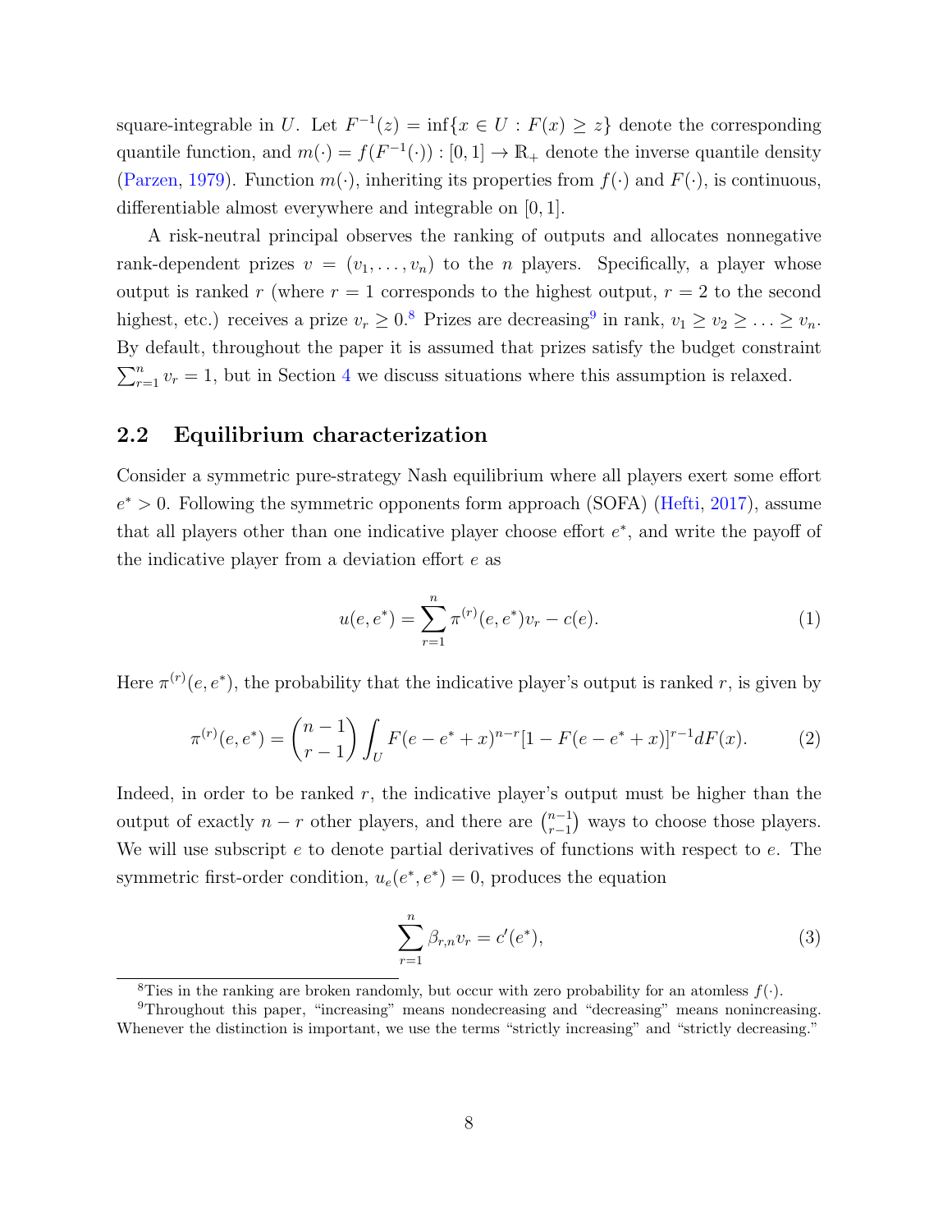square-integrable in $U$. Let $F^{-1}(z) = \inf\{x \in U : F(x) \geq z\}$ denote the corresponding quantile function, and $m(\cdot) = f(F^{-1}(\cdot)) : [0,1] \to \mathbb{R}_+$ denote the inverse quantile density (Parzen, 1979). Function $m(\cdot)$, inheriting its properties from $f(\cdot)$ and $F(\cdot)$, is continuous, differentiable almost everywhere and integrable on $[0,1]$.

A risk-neutral principal observes the ranking of outputs and allocates nonnegative rank-dependent prizes $v = (v_1, \ldots, v_n)$ to the $n$ players. Specifically, a player whose output is ranked $r$ (where $r = 1$ corresponds to the highest output, $r = 2$ to the second highest, etc.) receives a prize $v_r \geq 0$.[8] Prizes are decreasing[9] in rank, $v_1 \geq v_2 \geq \ldots \geq v_n$. By default, throughout the paper it is assumed that prizes satisfy the budget constraint $\sum_{r=1}^{n} v_r = 1$, but in Section 4 we discuss situations where this assumption is relaxed.

## 2.2 Equilibrium characterization

Consider a symmetric pure-strategy Nash equilibrium where all players exert some effort $e^* > 0$. Following the symmetric opponents form approach (SOFA) (Hefti, 2017), assume that all players other than one indicative player choose effort $e^*$, and write the payoff of the indicative player from a deviation effort $e$ as

$$u(e, e^*) = \sum_{r=1}^{n} \pi^{(r)}(e, e^*) v_r - c(e). \tag{1}$$

Here $\pi^{(r)}(e, e^*)$, the probability that the indicative player's output is ranked $r$, is given by

$$\pi^{(r)}(e, e^*) = \binom{n-1}{r-1} \int_U F(e - e^* + x)^{n-r} [1 - F(e - e^* + x)]^{r-1} dF(x). \tag{2}$$

Indeed, in order to be ranked $r$, the indicative player's output must be higher than the output of exactly $n - r$ other players, and there are $\binom{n-1}{r-1}$ ways to choose those players. We will use subscript $e$ to denote partial derivatives of functions with respect to $e$. The symmetric first-order condition, $u_e(e^*, e^*) = 0$, produces the equation

$$\sum_{r=1}^{n} \beta_{r,n} v_r = c'(e^*), \tag{3}$$

[8] Ties in the ranking are broken randomly, but occur with zero probability for an atomless $f(\cdot)$.

[9] Throughout this paper, "increasing" means nondecreasing and "decreasing" means nonincreasing. Whenever the distinction is important, we use the terms "strictly increasing" and "strictly decreasing."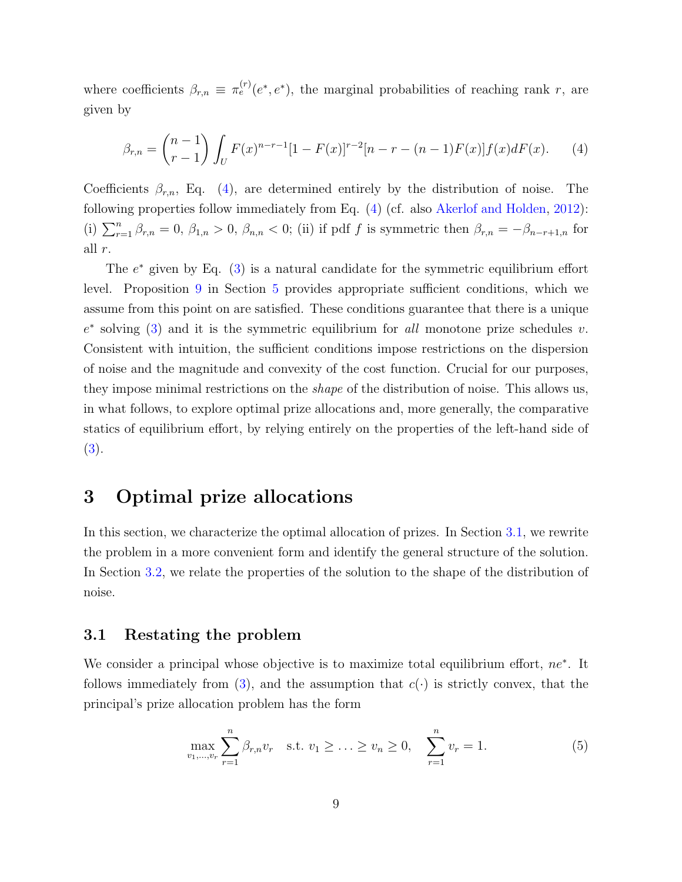where coefficients $\beta_{r,n} \equiv \pi_e^{(r)}(e^*, e^*)$, the marginal probabilities of reaching rank $r$, are given by

$$\beta_{r,n} = \binom{n-1}{r-1} \int_U F(x)^{n-r-1}[1-F(x)]^{r-2}[n-r-(n-1)F(x)]f(x)dF(x). \tag{4}$$

Coefficients $\beta_{r,n}$, Eq. (4), are determined entirely by the distribution of noise. The following properties follow immediately from Eq. (4) (cf. also Akerlof and Holden, 2012): (i) $\sum_{r=1}^n \beta_{r,n} = 0$, $\beta_{1,n} > 0$, $\beta_{n,n} < 0$; (ii) if pdf $f$ is symmetric then $\beta_{r,n} = -\beta_{n-r+1,n}$ for all $r$.

The $e^*$ given by Eq. (3) is a natural candidate for the symmetric equilibrium effort level. Proposition 9 in Section 5 provides appropriate sufficient conditions, which we assume from this point on are satisfied. These conditions guarantee that there is a unique $e^*$ solving (3) and it is the symmetric equilibrium for *all* monotone prize schedules $v$. Consistent with intuition, the sufficient conditions impose restrictions on the dispersion of noise and the magnitude and convexity of the cost function. Crucial for our purposes, they impose minimal restrictions on the *shape* of the distribution of noise. This allows us, in what follows, to explore optimal prize allocations and, more generally, the comparative statics of equilibrium effort, by relying entirely on the properties of the left-hand side of (3).

# 3 Optimal prize allocations

In this section, we characterize the optimal allocation of prizes. In Section 3.1, we rewrite the problem in a more convenient form and identify the general structure of the solution. In Section 3.2, we relate the properties of the solution to the shape of the distribution of noise.

## 3.1 Restating the problem

We consider a principal whose objective is to maximize total equilibrium effort, $ne^*$. It follows immediately from (3), and the assumption that $c(\cdot)$ is strictly convex, that the principal's prize allocation problem has the form

$$\max_{v_1,\ldots,v_r} \sum_{r=1}^{n} \beta_{r,n} v_r \quad \text{s.t. } v_1 \geq \ldots \geq v_n \geq 0, \quad \sum_{r=1}^{n} v_r = 1. \tag{5}$$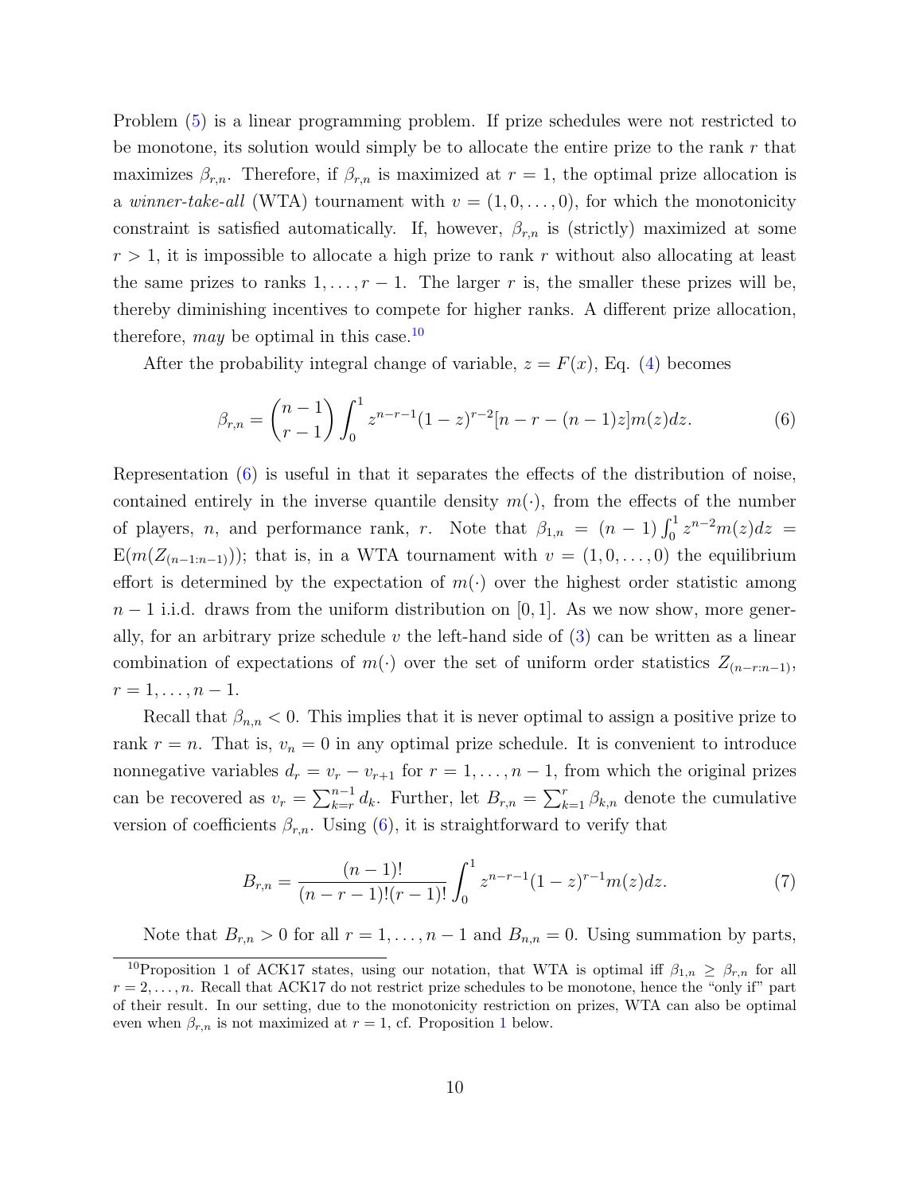Problem (5) is a linear programming problem. If prize schedules were not restricted to be monotone, its solution would simply be to allocate the entire prize to the rank $r$ that maximizes $\beta_{r,n}$. Therefore, if $\beta_{r,n}$ is maximized at $r = 1$, the optimal prize allocation is a *winner-take-all* (WTA) tournament with $v = (1, 0, \ldots, 0)$, for which the monotonicity constraint is satisfied automatically. If, however, $\beta_{r,n}$ is (strictly) maximized at some $r > 1$, it is impossible to allocate a high prize to rank $r$ without also allocating at least the same prizes to ranks $1, \ldots, r-1$. The larger $r$ is, the smaller these prizes will be, thereby diminishing incentives to compete for higher ranks. A different prize allocation, therefore, *may* be optimal in this case.[10]

After the probability integral change of variable, $z = F(x)$, Eq. (4) becomes

$$\beta_{r,n} = \binom{n-1}{r-1} \int_0^1 z^{n-r-1}(1-z)^{r-2}[n - r - (n-1)z]m(z)dz. \tag{6}$$

Representation (6) is useful in that it separates the effects of the distribution of noise, contained entirely in the inverse quantile density $m(\cdot)$, from the effects of the number of players, $n$, and performance rank, $r$. Note that $\beta_{1,n} = (n-1)\int_0^1 z^{n-2}m(z)dz = \mathrm{E}(m(Z_{(n-1:n-1)}))$; that is, in a WTA tournament with $v = (1, 0, \ldots, 0)$ the equilibrium effort is determined by the expectation of $m(\cdot)$ over the highest order statistic among $n-1$ i.i.d. draws from the uniform distribution on $[0,1]$. As we now show, more generally, for an arbitrary prize schedule $v$ the left-hand side of (3) can be written as a linear combination of expectations of $m(\cdot)$ over the set of uniform order statistics $Z_{(n-r:n-1)}$, $r = 1, \ldots, n-1$.

Recall that $\beta_{n,n} < 0$. This implies that it is never optimal to assign a positive prize to rank $r = n$. That is, $v_n = 0$ in any optimal prize schedule. It is convenient to introduce nonnegative variables $d_r = v_r - v_{r+1}$ for $r = 1, \ldots, n-1$, from which the original prizes can be recovered as $v_r = \sum_{k=r}^{n-1} d_k$. Further, let $B_{r,n} = \sum_{k=1}^{r} \beta_{k,n}$ denote the cumulative version of coefficients $\beta_{r,n}$. Using (6), it is straightforward to verify that

$$B_{r,n} = \frac{(n-1)!}{(n-r-1)!(r-1)!} \int_0^1 z^{n-r-1}(1-z)^{r-1}m(z)dz. \tag{7}$$

Note that $B_{r,n} > 0$ for all $r = 1, \ldots, n-1$ and $B_{n,n} = 0$. Using summation by parts,

---

[10] Proposition 1 of ACK17 states, using our notation, that WTA is optimal iff $\beta_{1,n} \geq \beta_{r,n}$ for all $r = 2, \ldots, n$. Recall that ACK17 do not restrict prize schedules to be monotone, hence the "only if" part of their result. In our setting, due to the monotonicity restriction on prizes, WTA can also be optimal even when $\beta_{r,n}$ is not maximized at $r = 1$, cf. Proposition 1 below.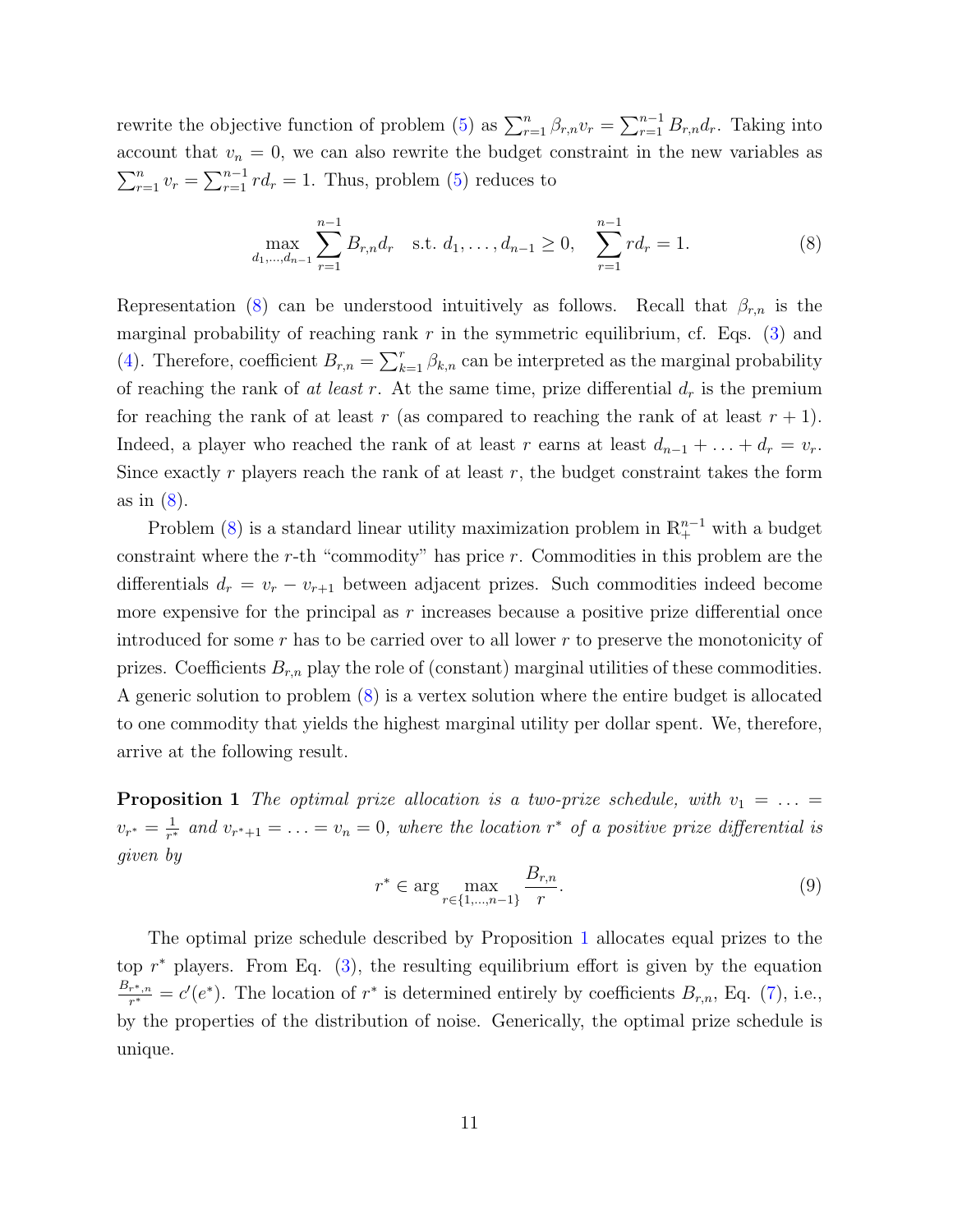rewrite the objective function of problem (5) as $\sum_{r=1}^{n} \beta_{r,n} v_r = \sum_{r=1}^{n-1} B_{r,n} d_r$. Taking into account that $v_n = 0$, we can also rewrite the budget constraint in the new variables as $\sum_{r=1}^{n} v_r = \sum_{r=1}^{n-1} r d_r = 1$. Thus, problem (5) reduces to

$$\max_{d_1,\ldots,d_{n-1}} \sum_{r=1}^{n-1} B_{r,n} d_r \quad \text{s.t. } d_1, \ldots, d_{n-1} \geq 0, \quad \sum_{r=1}^{n-1} r d_r = 1. \tag{8}$$

Representation (8) can be understood intuitively as follows. Recall that $\beta_{r,n}$ is the marginal probability of reaching rank $r$ in the symmetric equilibrium, cf. Eqs. (3) and (4). Therefore, coefficient $B_{r,n} = \sum_{k=1}^{r} \beta_{k,n}$ can be interpreted as the marginal probability of reaching the rank of *at least* $r$. At the same time, prize differential $d_r$ is the premium for reaching the rank of at least $r$ (as compared to reaching the rank of at least $r+1$). Indeed, a player who reached the rank of at least $r$ earns at least $d_{n-1} + \ldots + d_r = v_r$. Since exactly $r$ players reach the rank of at least $r$, the budget constraint takes the form as in (8).

Problem (8) is a standard linear utility maximization problem in $\mathbb{R}_+^{n-1}$ with a budget constraint where the $r$-th "commodity" has price $r$. Commodities in this problem are the differentials $d_r = v_r - v_{r+1}$ between adjacent prizes. Such commodities indeed become more expensive for the principal as $r$ increases because a positive prize differential once introduced for some $r$ has to be carried over to all lower $r$ to preserve the monotonicity of prizes. Coefficients $B_{r,n}$ play the role of (constant) marginal utilities of these commodities. A generic solution to problem (8) is a vertex solution where the entire budget is allocated to one commodity that yields the highest marginal utility per dollar spent. We, therefore, arrive at the following result.

**Proposition 1** *The optimal prize allocation is a two-prize schedule, with* $v_1 = \ldots = v_{r^*} = \frac{1}{r^*}$ *and* $v_{r^*+1} = \ldots = v_n = 0$*, where the location* $r^*$ *of a positive prize differential is given by*

$$r^* \in \arg\max_{r \in \{1,\ldots,n-1\}} \frac{B_{r,n}}{r}. \tag{9}$$

The optimal prize schedule described by Proposition 1 allocates equal prizes to the top $r^*$ players. From Eq. (3), the resulting equilibrium effort is given by the equation $\frac{B_{r^*,n}}{r^*} = c'(e^*)$. The location of $r^*$ is determined entirely by coefficients $B_{r,n}$, Eq. (7), i.e., by the properties of the distribution of noise. Generically, the optimal prize schedule is unique.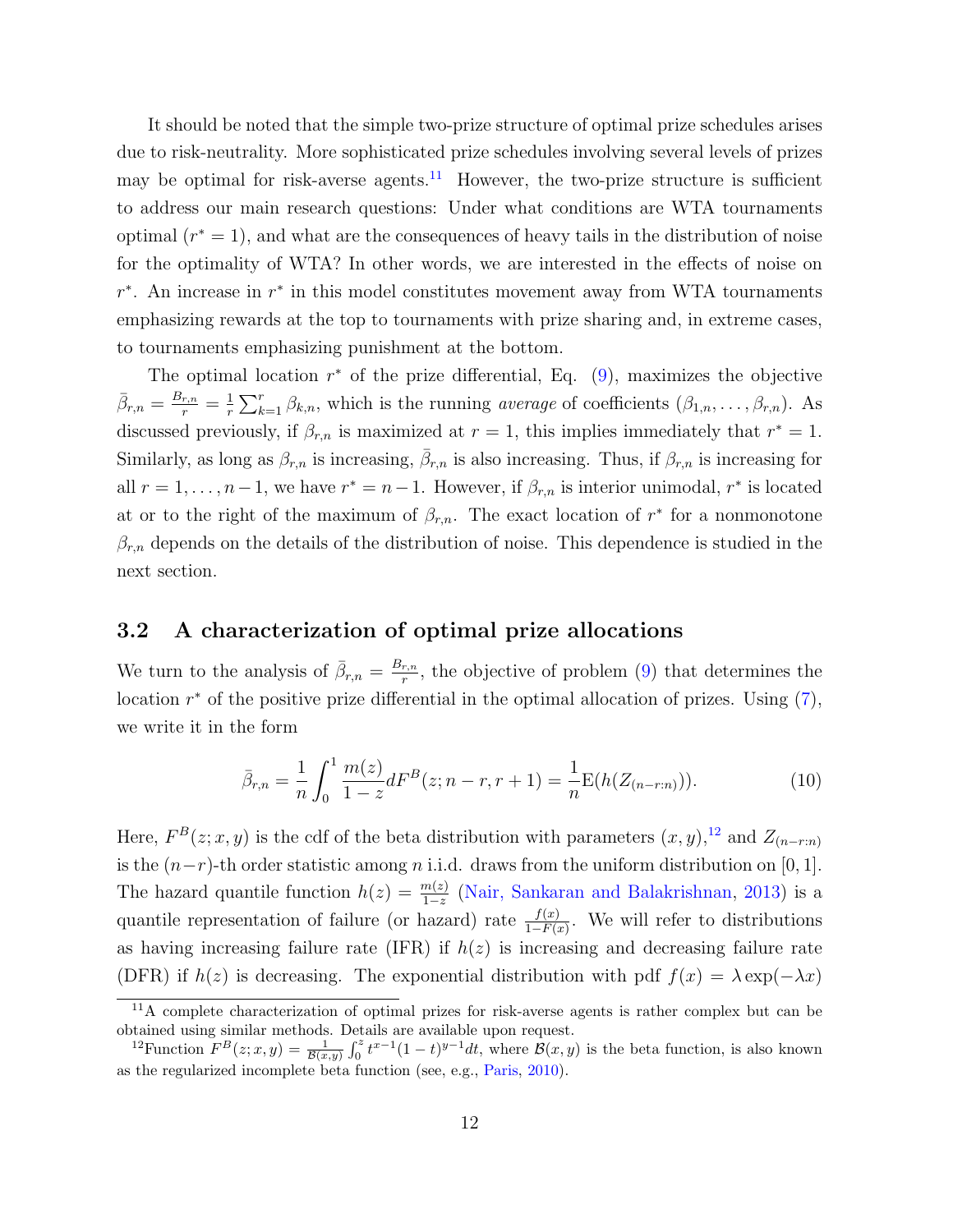It should be noted that the simple two-prize structure of optimal prize schedules arises due to risk-neutrality. More sophisticated prize schedules involving several levels of prizes may be optimal for risk-averse agents.[11] However, the two-prize structure is sufficient to address our main research questions: Under what conditions are WTA tournaments optimal ($r^* = 1$), and what are the consequences of heavy tails in the distribution of noise for the optimality of WTA? In other words, we are interested in the effects of noise on $r^*$. An increase in $r^*$ in this model constitutes movement away from WTA tournaments emphasizing rewards at the top to tournaments with prize sharing and, in extreme cases, to tournaments emphasizing punishment at the bottom.

The optimal location $r^*$ of the prize differential, Eq. (9), maximizes the objective $\bar{\beta}_{r,n} = \frac{B_{r,n}}{r} = \frac{1}{r}\sum_{k=1}^{r} \beta_{k,n}$, which is the running *average* of coefficients $(\beta_{1,n}, \ldots, \beta_{r,n})$. As discussed previously, if $\beta_{r,n}$ is maximized at $r = 1$, this implies immediately that $r^* = 1$. Similarly, as long as $\beta_{r,n}$ is increasing, $\bar{\beta}_{r,n}$ is also increasing. Thus, if $\beta_{r,n}$ is increasing for all $r = 1, \ldots, n-1$, we have $r^* = n-1$. However, if $\beta_{r,n}$ is interior unimodal, $r^*$ is located at or to the right of the maximum of $\beta_{r,n}$. The exact location of $r^*$ for a nonmonotone $\beta_{r,n}$ depends on the details of the distribution of noise. This dependence is studied in the next section.

## 3.2 A characterization of optimal prize allocations

We turn to the analysis of $\bar{\beta}_{r,n} = \frac{B_{r,n}}{r}$, the objective of problem (9) that determines the location $r^*$ of the positive prize differential in the optimal allocation of prizes. Using (7), we write it in the form

$$\bar{\beta}_{r,n} = \frac{1}{n}\int_0^1 \frac{m(z)}{1-z} dF^B(z; n-r, r+1) = \frac{1}{n}\mathrm{E}(h(Z_{(n-r:n)})). \tag{10}$$

Here, $F^B(z; x, y)$ is the cdf of the beta distribution with parameters $(x, y)$,[12] and $Z_{(n-r:n)}$ is the $(n-r)$-th order statistic among $n$ i.i.d. draws from the uniform distribution on $[0, 1]$. The hazard quantile function $h(z) = \frac{m(z)}{1-z}$ (Nair, Sankaran and Balakrishnan, 2013) is a quantile representation of failure (or hazard) rate $\frac{f(x)}{1-F(x)}$. We will refer to distributions as having increasing failure rate (IFR) if $h(z)$ is increasing and decreasing failure rate (DFR) if $h(z)$ is decreasing. The exponential distribution with pdf $f(x) = \lambda \exp(-\lambda x)$

[11] A complete characterization of optimal prizes for risk-averse agents is rather complex but can be obtained using similar methods. Details are available upon request.

[12] Function $F^B(z; x, y) = \frac{1}{\mathcal{B}(x,y)}\int_0^z t^{x-1}(1-t)^{y-1}dt$, where $\mathcal{B}(x, y)$ is the beta function, is also known as the regularized incomplete beta function (see, e.g., Paris, 2010).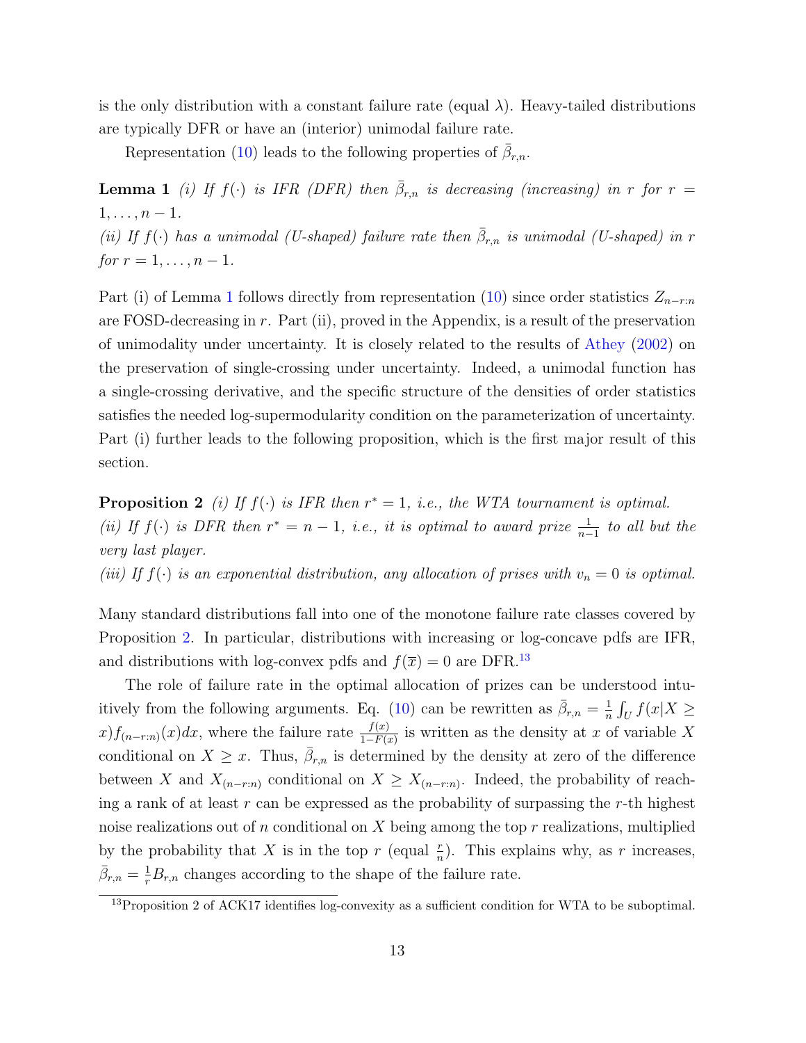is the only distribution with a constant failure rate (equal $\lambda$). Heavy-tailed distributions are typically DFR or have an (interior) unimodal failure rate.

Representation (10) leads to the following properties of $\bar{\beta}_{r,n}$.

**Lemma 1** *(i) If $f(\cdot)$ is IFR (DFR) then $\bar{\beta}_{r,n}$ is decreasing (increasing) in $r$ for $r = 1, \ldots, n-1$.*
*(ii) If $f(\cdot)$ has a unimodal (U-shaped) failure rate then $\bar{\beta}_{r,n}$ is unimodal (U-shaped) in $r$ for $r = 1, \ldots, n-1$.*

Part (i) of Lemma 1 follows directly from representation (10) since order statistics $Z_{n-r:n}$ are FOSD-decreasing in $r$. Part (ii), proved in the Appendix, is a result of the preservation of unimodality under uncertainty. It is closely related to the results of Athey (2002) on the preservation of single-crossing under uncertainty. Indeed, a unimodal function has a single-crossing derivative, and the specific structure of the densities of order statistics satisfies the needed log-supermodularity condition on the parameterization of uncertainty. Part (i) further leads to the following proposition, which is the first major result of this section.

**Proposition 2** *(i) If $f(\cdot)$ is IFR then $r^* = 1$, i.e., the WTA tournament is optimal.*
*(ii) If $f(\cdot)$ is DFR then $r^* = n-1$, i.e., it is optimal to award prize $\frac{1}{n-1}$ to all but the very last player.*
*(iii) If $f(\cdot)$ is an exponential distribution, any allocation of prises with $v_n = 0$ is optimal.*

Many standard distributions fall into one of the monotone failure rate classes covered by Proposition 2. In particular, distributions with increasing or log-concave pdfs are IFR, and distributions with log-convex pdfs and $f(\overline{x}) = 0$ are DFR.[13]

The role of failure rate in the optimal allocation of prizes can be understood intuitively from the following arguments. Eq. (10) can be rewritten as $\bar{\beta}_{r,n} = \frac{1}{n} \int_U f(x|X \geq x) f_{(n-r:n)}(x) dx$, where the failure rate $\frac{f(x)}{1-F(x)}$ is written as the density at $x$ of variable $X$ conditional on $X \geq x$. Thus, $\bar{\beta}_{r,n}$ is determined by the density at zero of the difference between $X$ and $X_{(n-r:n)}$ conditional on $X \geq X_{(n-r:n)}$. Indeed, the probability of reaching a rank of at least $r$ can be expressed as the probability of surpassing the $r$-th highest noise realizations out of $n$ conditional on $X$ being among the top $r$ realizations, multiplied by the probability that $X$ is in the top $r$ (equal $\frac{r}{n}$). This explains why, as $r$ increases, $\bar{\beta}_{r,n} = \frac{1}{r} B_{r,n}$ changes according to the shape of the failure rate.

[13] Proposition 2 of ACK17 identifies log-convexity as a sufficient condition for WTA to be suboptimal.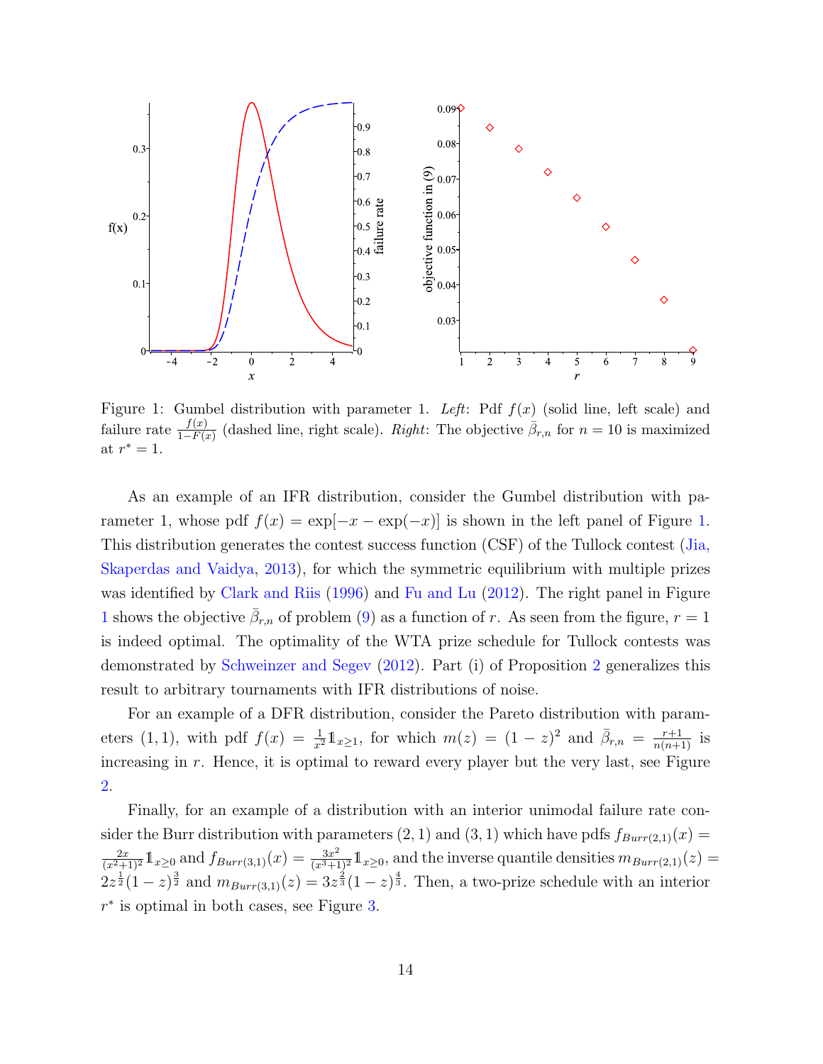Figure 1: Gumbel distribution with parameter 1. *Left*: Pdf $f(x)$ (solid line, left scale) and failure rate $\frac{f(x)}{1-F(x)}$ (dashed line, right scale). *Right*: The objective $\bar{\beta}_{r,n}$ for $n = 10$ is maximized at $r^* = 1$.

As an example of an IFR distribution, consider the Gumbel distribution with parameter 1, whose pdf $f(x) = \exp[-x - \exp(-x)]$ is shown in the left panel of Figure 1. This distribution generates the contest success function (CSF) of the Tullock contest (Jia, Skaperdas and Vaidya, 2013), for which the symmetric equilibrium with multiple prizes was identified by Clark and Riis (1996) and Fu and Lu (2012). The right panel in Figure 1 shows the objective $\bar{\beta}_{r,n}$ of problem (9) as a function of $r$. As seen from the figure, $r = 1$ is indeed optimal. The optimality of the WTA prize schedule for Tullock contests was demonstrated by Schweinzer and Segev (2012). Part (i) of Proposition 2 generalizes this result to arbitrary tournaments with IFR distributions of noise.

For an example of a DFR distribution, consider the Pareto distribution with parameters $(1, 1)$, with pdf $f(x) = \frac{1}{x^2}\mathbb{1}_{x\geq 1}$, for which $m(z) = (1-z)^2$ and $\bar{\beta}_{r,n} = \frac{r+1}{n(n+1)}$ is increasing in $r$. Hence, it is optimal to reward every player but the very last, see Figure 2.

Finally, for an example of a distribution with an interior unimodal failure rate consider the Burr distribution with parameters $(2, 1)$ and $(3, 1)$ which have pdfs $f_{Burr(2,1)}(x) = \frac{2x}{(x^2+1)^2}\mathbb{1}_{x\geq 0}$ and $f_{Burr(3,1)}(x) = \frac{3x^2}{(x^3+1)^2}\mathbb{1}_{x\geq 0}$, and the inverse quantile densities $m_{Burr(2,1)}(z) = 2z^{\frac{1}{2}}(1-z)^{\frac{3}{2}}$ and $m_{Burr(3,1)}(z) = 3z^{\frac{2}{3}}(1-z)^{\frac{4}{3}}$. Then, a two-prize schedule with an interior $r^*$ is optimal in both cases, see Figure 3.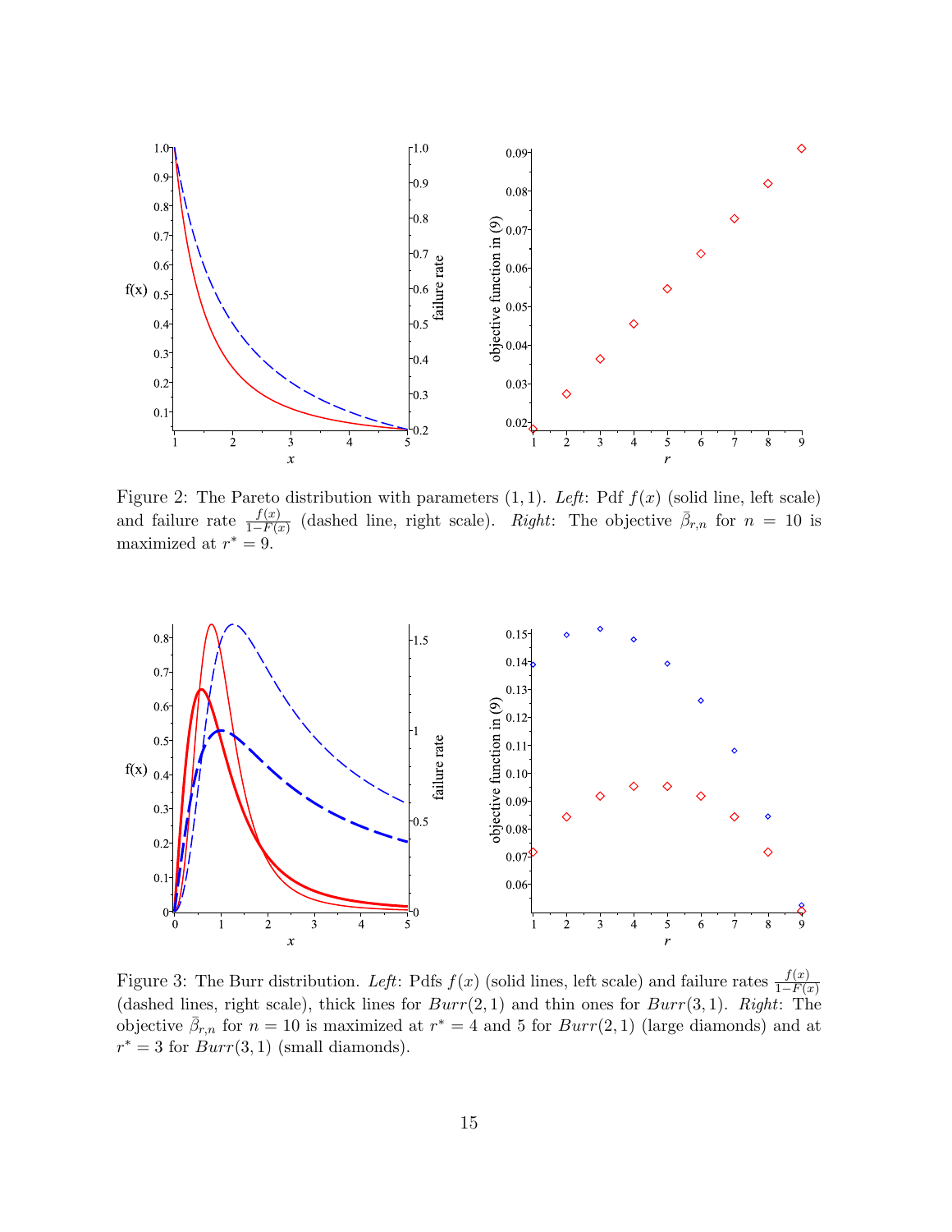Figure 2: The Pareto distribution with parameters $(1, 1)$. *Left*: Pdf $f(x)$ (solid line, left scale) and failure rate $\frac{f(x)}{1-F(x)}$ (dashed line, right scale). *Right*: The objective $\bar{\beta}_{r,n}$ for $n = 10$ is maximized at $r^* = 9$.

Figure 3: The Burr distribution. *Left*: Pdfs $f(x)$ (solid lines, left scale) and failure rates $\frac{f(x)}{1-F(x)}$ (dashed lines, right scale), thick lines for $Burr(2, 1)$ and thin ones for $Burr(3, 1)$. *Right*: The objective $\bar{\beta}_{r,n}$ for $n = 10$ is maximized at $r^* = 4$ and 5 for $Burr(2, 1)$ (large diamonds) and at $r^* = 3$ for $Burr(3, 1)$ (small diamonds).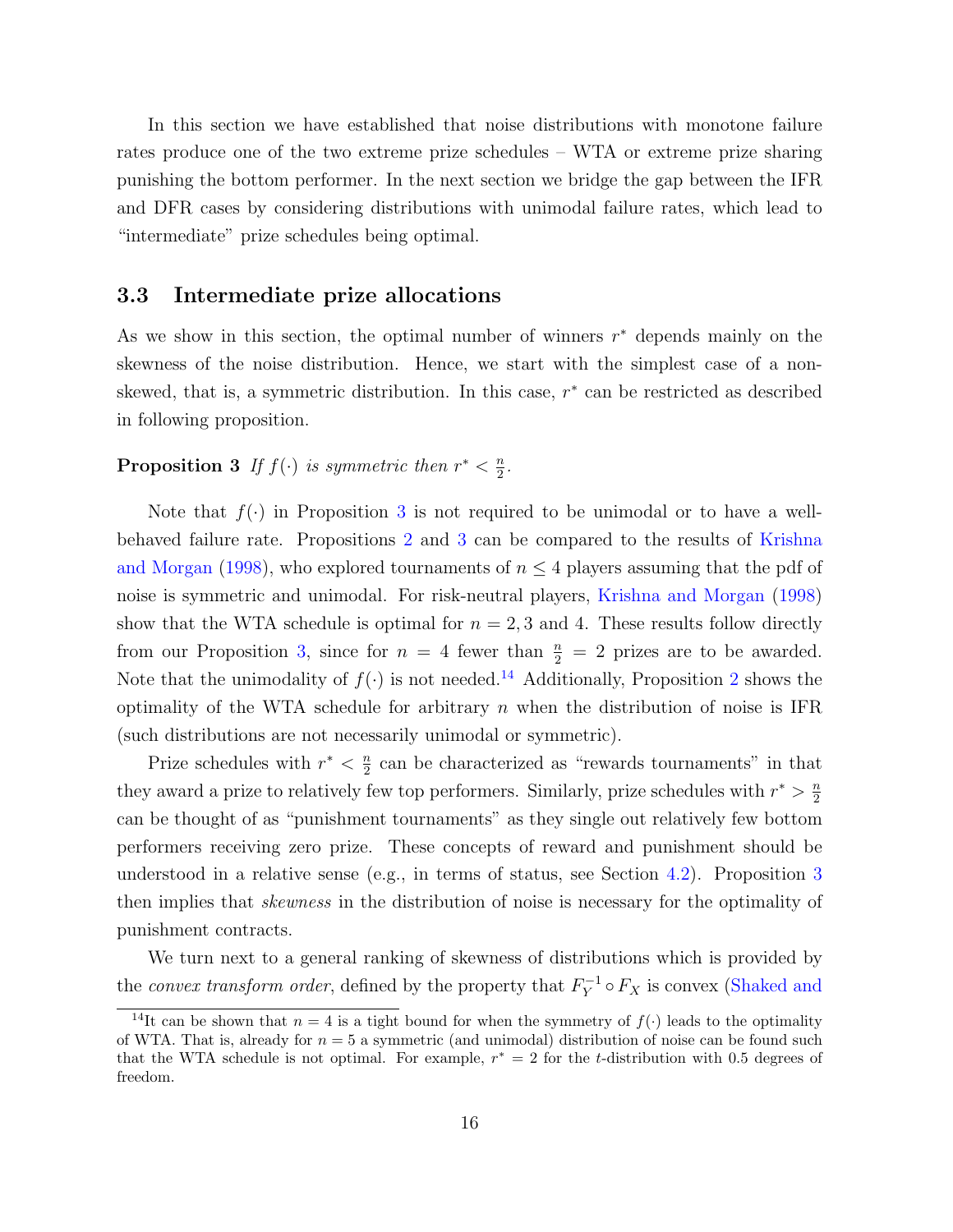In this section we have established that noise distributions with monotone failure rates produce one of the two extreme prize schedules – WTA or extreme prize sharing punishing the bottom performer. In the next section we bridge the gap between the IFR and DFR cases by considering distributions with unimodal failure rates, which lead to "intermediate" prize schedules being optimal.

### 3.3 Intermediate prize allocations

As we show in this section, the optimal number of winners $r^*$ depends mainly on the skewness of the noise distribution. Hence, we start with the simplest case of a non-skewed, that is, a symmetric distribution. In this case, $r^*$ can be restricted as described in following proposition.

**Proposition 3** *If $f(\cdot)$ is symmetric then $r^* < \frac{n}{2}$.*

Note that $f(\cdot)$ in Proposition 3 is not required to be unimodal or to have a well-behaved failure rate. Propositions 2 and 3 can be compared to the results of Krishna and Morgan (1998), who explored tournaments of $n \leq 4$ players assuming that the pdf of noise is symmetric and unimodal. For risk-neutral players, Krishna and Morgan (1998) show that the WTA schedule is optimal for $n = 2, 3$ and 4. These results follow directly from our Proposition 3, since for $n = 4$ fewer than $\frac{n}{2} = 2$ prizes are to be awarded. Note that the unimodality of $f(\cdot)$ is not needed.[14] Additionally, Proposition 2 shows the optimality of the WTA schedule for arbitrary $n$ when the distribution of noise is IFR (such distributions are not necessarily unimodal or symmetric).

Prize schedules with $r^* < \frac{n}{2}$ can be characterized as "rewards tournaments" in that they award a prize to relatively few top performers. Similarly, prize schedules with $r^* > \frac{n}{2}$ can be thought of as "punishment tournaments" as they single out relatively few bottom performers receiving zero prize. These concepts of reward and punishment should be understood in a relative sense (e.g., in terms of status, see Section 4.2). Proposition 3 then implies that *skewness* in the distribution of noise is necessary for the optimality of punishment contracts.

We turn next to a general ranking of skewness of distributions which is provided by the *convex transform order*, defined by the property that $F_Y^{-1} \circ F_X$ is convex (Shaked and

[14] It can be shown that $n = 4$ is a tight bound for when the symmetry of $f(\cdot)$ leads to the optimality of WTA. That is, already for $n = 5$ a symmetric (and unimodal) distribution of noise can be found such that the WTA schedule is not optimal. For example, $r^* = 2$ for the $t$-distribution with 0.5 degrees of freedom.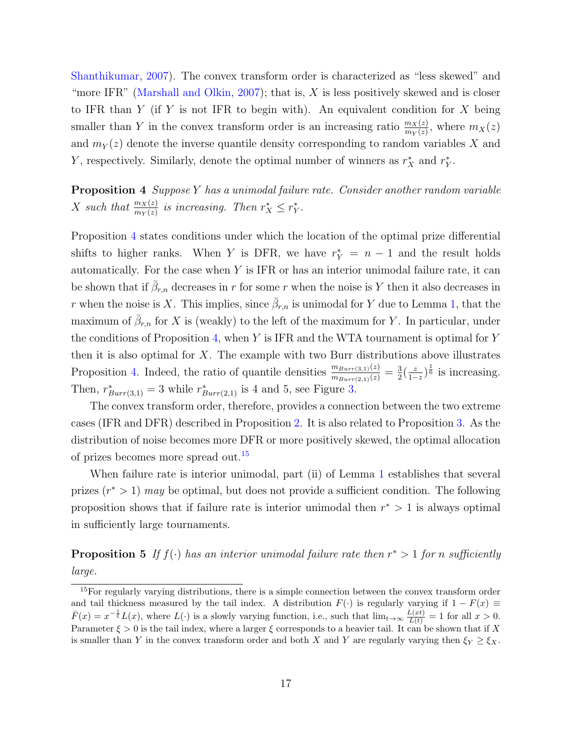Shanthikumar, 2007). The convex transform order is characterized as "less skewed" and "more IFR" (Marshall and Olkin, 2007); that is, $X$ is less positively skewed and is closer to IFR than $Y$ (if $Y$ is not IFR to begin with). An equivalent condition for $X$ being smaller than $Y$ in the convex transform order is an increasing ratio $\frac{m_X(z)}{m_Y(z)}$, where $m_X(z)$ and $m_Y(z)$ denote the inverse quantile density corresponding to random variables $X$ and $Y$, respectively. Similarly, denote the optimal number of winners as $r_X^*$ and $r_Y^*$.

**Proposition 4** *Suppose $Y$ has a unimodal failure rate. Consider another random variable $X$ such that $\frac{m_X(z)}{m_Y(z)}$ is increasing. Then $r_X^* \leq r_Y^*$.*

Proposition 4 states conditions under which the location of the optimal prize differential shifts to higher ranks. When $Y$ is DFR, we have $r_Y^* = n - 1$ and the result holds automatically. For the case when $Y$ is IFR or has an interior unimodal failure rate, it can be shown that if $\bar{\beta}_{r,n}$ decreases in $r$ for some $r$ when the noise is $Y$ then it also decreases in $r$ when the noise is $X$. This implies, since $\bar{\beta}_{r,n}$ is unimodal for $Y$ due to Lemma 1, that the maximum of $\bar{\beta}_{r,n}$ for $X$ is (weakly) to the left of the maximum for $Y$. In particular, under the conditions of Proposition 4, when $Y$ is IFR and the WTA tournament is optimal for $Y$ then it is also optimal for $X$. The example with two Burr distributions above illustrates Proposition 4. Indeed, the ratio of quantile densities $\frac{m_{Burr(3,1)}(z)}{m_{Burr(2,1)}(z)} = \frac{3}{2}(\frac{z}{1-z})^{\frac{1}{6}}$ is increasing. Then, $r_{Burr(3,1)}^* = 3$ while $r_{Burr(2,1)}^*$ is 4 and 5, see Figure 3.

The convex transform order, therefore, provides a connection between the two extreme cases (IFR and DFR) described in Proposition 2. It is also related to Proposition 3. As the distribution of noise becomes more DFR or more positively skewed, the optimal allocation of prizes becomes more spread out.[15]

When failure rate is interior unimodal, part (ii) of Lemma 1 establishes that several prizes ($r^* > 1$) *may* be optimal, but does not provide a sufficient condition. The following proposition shows that if failure rate is interior unimodal then $r^* > 1$ is always optimal in sufficiently large tournaments.

**Proposition 5** *If $f(\cdot)$ has an interior unimodal failure rate then $r^* > 1$ for $n$ sufficiently large.*

---

[15] For regularly varying distributions, there is a simple connection between the convex transform order and tail thickness measured by the tail index. A distribution $F(\cdot)$ is regularly varying if $1 - F(x) \equiv \bar{F}(x) = x^{-\frac{1}{\xi}} L(x)$, where $L(\cdot)$ is a slowly varying function, i.e., such that $\lim_{t\to\infty} \frac{L(xt)}{L(t)} = 1$ for all $x > 0$. Parameter $\xi > 0$ is the tail index, where a larger $\xi$ corresponds to a heavier tail. It can be shown that if $X$ is smaller than $Y$ in the convex transform order and both $X$ and $Y$ are regularly varying then $\xi_Y \geq \xi_X$.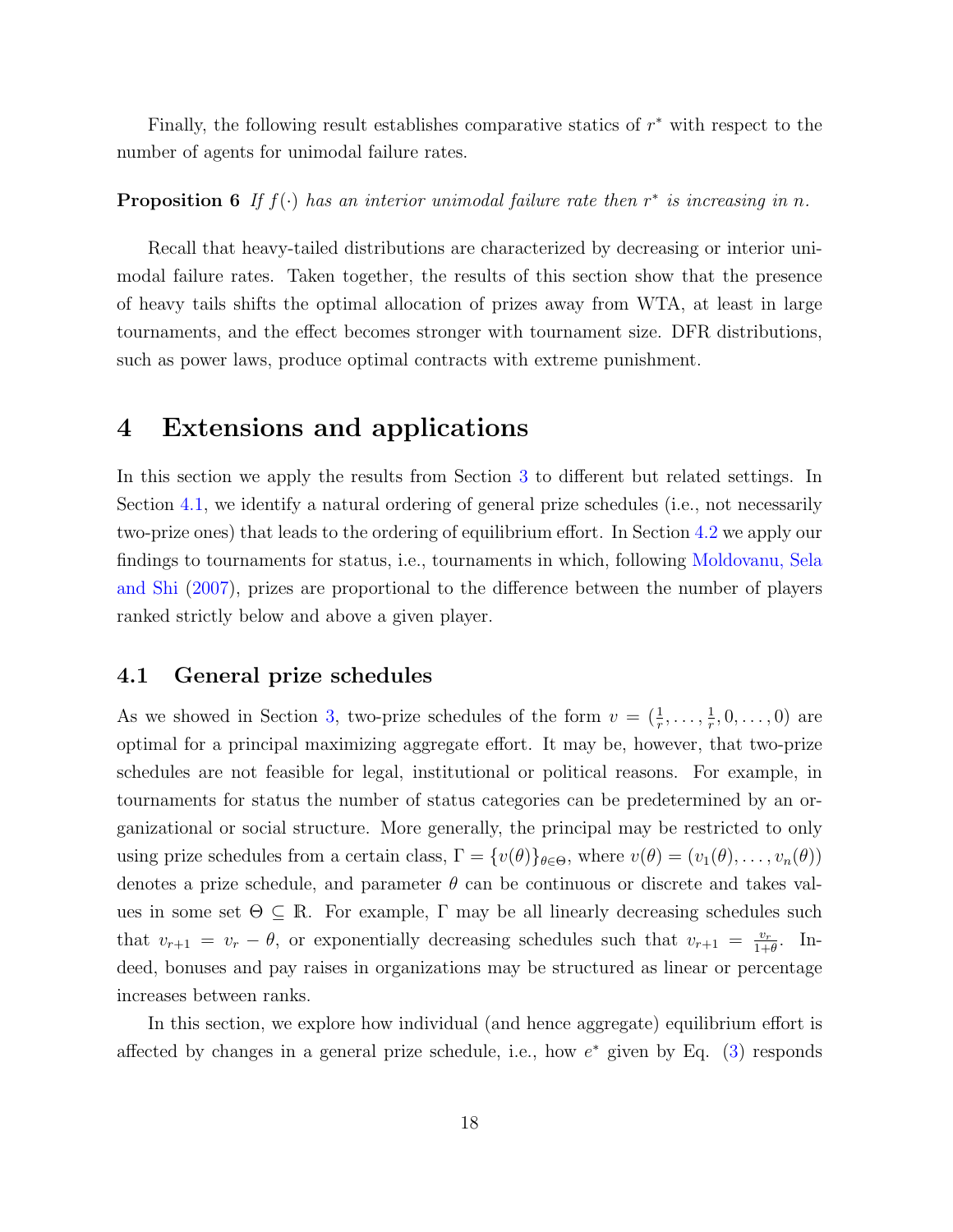Finally, the following result establishes comparative statics of $r^*$ with respect to the number of agents for unimodal failure rates.

**Proposition 6** *If $f(\cdot)$ has an interior unimodal failure rate then $r^*$ is increasing in $n$.*

Recall that heavy-tailed distributions are characterized by decreasing or interior unimodal failure rates. Taken together, the results of this section show that the presence of heavy tails shifts the optimal allocation of prizes away from WTA, at least in large tournaments, and the effect becomes stronger with tournament size. DFR distributions, such as power laws, produce optimal contracts with extreme punishment.

# 4 Extensions and applications

In this section we apply the results from Section 3 to different but related settings. In Section 4.1, we identify a natural ordering of general prize schedules (i.e., not necessarily two-prize ones) that leads to the ordering of equilibrium effort. In Section 4.2 we apply our findings to tournaments for status, i.e., tournaments in which, following Moldovanu, Sela and Shi (2007), prizes are proportional to the difference between the number of players ranked strictly below and above a given player.

## 4.1 General prize schedules

As we showed in Section 3, two-prize schedules of the form $v = (\frac{1}{r}, \ldots, \frac{1}{r}, 0, \ldots, 0)$ are optimal for a principal maximizing aggregate effort. It may be, however, that two-prize schedules are not feasible for legal, institutional or political reasons. For example, in tournaments for status the number of status categories can be predetermined by an organizational or social structure. More generally, the principal may be restricted to only using prize schedules from a certain class, $\Gamma = \{v(\theta)\}_{\theta \in \Theta}$, where $v(\theta) = (v_1(\theta), \ldots, v_n(\theta))$ denotes a prize schedule, and parameter $\theta$ can be continuous or discrete and takes values in some set $\Theta \subseteq \mathbb{R}$. For example, $\Gamma$ may be all linearly decreasing schedules such that $v_{r+1} = v_r - \theta$, or exponentially decreasing schedules such that $v_{r+1} = \frac{v_r}{1+\theta}$. Indeed, bonuses and pay raises in organizations may be structured as linear or percentage increases between ranks.

In this section, we explore how individual (and hence aggregate) equilibrium effort is affected by changes in a general prize schedule, i.e., how $e^*$ given by Eq. (3) responds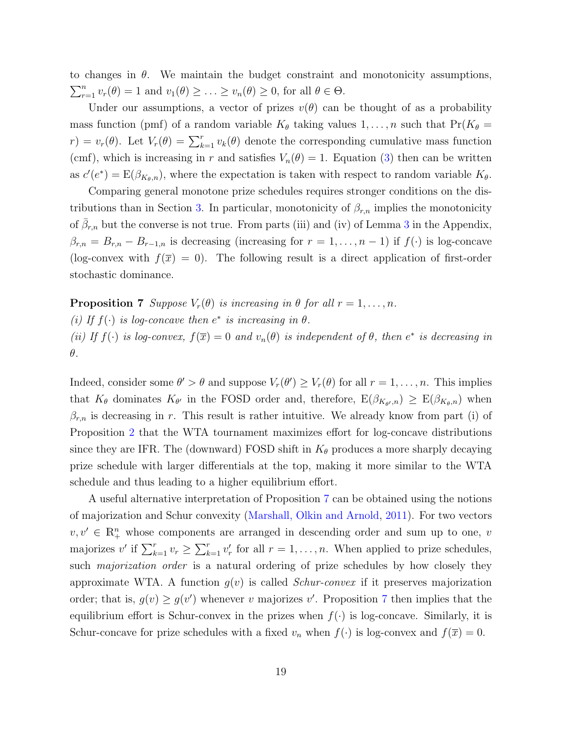to changes in $\theta$. We maintain the budget constraint and monotonicity assumptions, $\sum_{r=1}^{n} v_r(\theta) = 1$ and $v_1(\theta) \geq \ldots \geq v_n(\theta) \geq 0$, for all $\theta \in \Theta$.

Under our assumptions, a vector of prizes $v(\theta)$ can be thought of as a probability mass function (pmf) of a random variable $K_\theta$ taking values $1, \ldots, n$ such that $\Pr(K_\theta = r) = v_r(\theta)$. Let $V_r(\theta) = \sum_{k=1}^{r} v_k(\theta)$ denote the corresponding cumulative mass function (cmf), which is increasing in $r$ and satisfies $V_n(\theta) = 1$. Equation (3) then can be written as $c'(e^*) = \mathrm{E}(\beta_{K_\theta, n})$, where the expectation is taken with respect to random variable $K_\theta$.

Comparing general monotone prize schedules requires stronger conditions on the distributions than in Section 3. In particular, monotonicity of $\beta_{r,n}$ implies the monotonicity of $\bar{\beta}_{r,n}$ but the converse is not true. From parts (iii) and (iv) of Lemma 3 in the Appendix, $\beta_{r,n} = B_{r,n} - B_{r-1,n}$ is decreasing (increasing for $r = 1, \ldots, n-1$) if $f(\cdot)$ is log-concave (log-convex with $f(\overline{x}) = 0$). The following result is a direct application of first-order stochastic dominance.

**Proposition 7** *Suppose $V_r(\theta)$ is increasing in $\theta$ for all $r = 1, \ldots, n$.*
*(i) If $f(\cdot)$ is log-concave then $e^*$ is increasing in $\theta$.*
*(ii) If $f(\cdot)$ is log-convex, $f(\overline{x}) = 0$ and $v_n(\theta)$ is independent of $\theta$, then $e^*$ is decreasing in $\theta$.*

Indeed, consider some $\theta' > \theta$ and suppose $V_r(\theta') \geq V_r(\theta)$ for all $r = 1, \ldots, n$. This implies that $K_\theta$ dominates $K_{\theta'}$ in the FOSD order and, therefore, $\mathrm{E}(\beta_{K_{\theta'}, n}) \geq \mathrm{E}(\beta_{K_\theta, n})$ when $\beta_{r,n}$ is decreasing in $r$. This result is rather intuitive. We already know from part (i) of Proposition 2 that the WTA tournament maximizes effort for log-concave distributions since they are IFR. The (downward) FOSD shift in $K_\theta$ produces a more sharply decaying prize schedule with larger differentials at the top, making it more similar to the WTA schedule and thus leading to a higher equilibrium effort.

A useful alternative interpretation of Proposition 7 can be obtained using the notions of majorization and Schur convexity (Marshall, Olkin and Arnold, 2011). For two vectors $v, v' \in \mathbb{R}_+^n$ whose components are arranged in descending order and sum up to one, $v$ majorizes $v'$ if $\sum_{k=1}^{r} v_r \geq \sum_{k=1}^{r} v'_r$ for all $r = 1, \ldots, n$. When applied to prize schedules, such *majorization order* is a natural ordering of prize schedules by how closely they approximate WTA. A function $g(v)$ is called *Schur-convex* if it preserves majorization order; that is, $g(v) \geq g(v')$ whenever $v$ majorizes $v'$. Proposition 7 then implies that the equilibrium effort is Schur-convex in the prizes when $f(\cdot)$ is log-concave. Similarly, it is Schur-concave for prize schedules with a fixed $v_n$ when $f(\cdot)$ is log-convex and $f(\overline{x}) = 0$.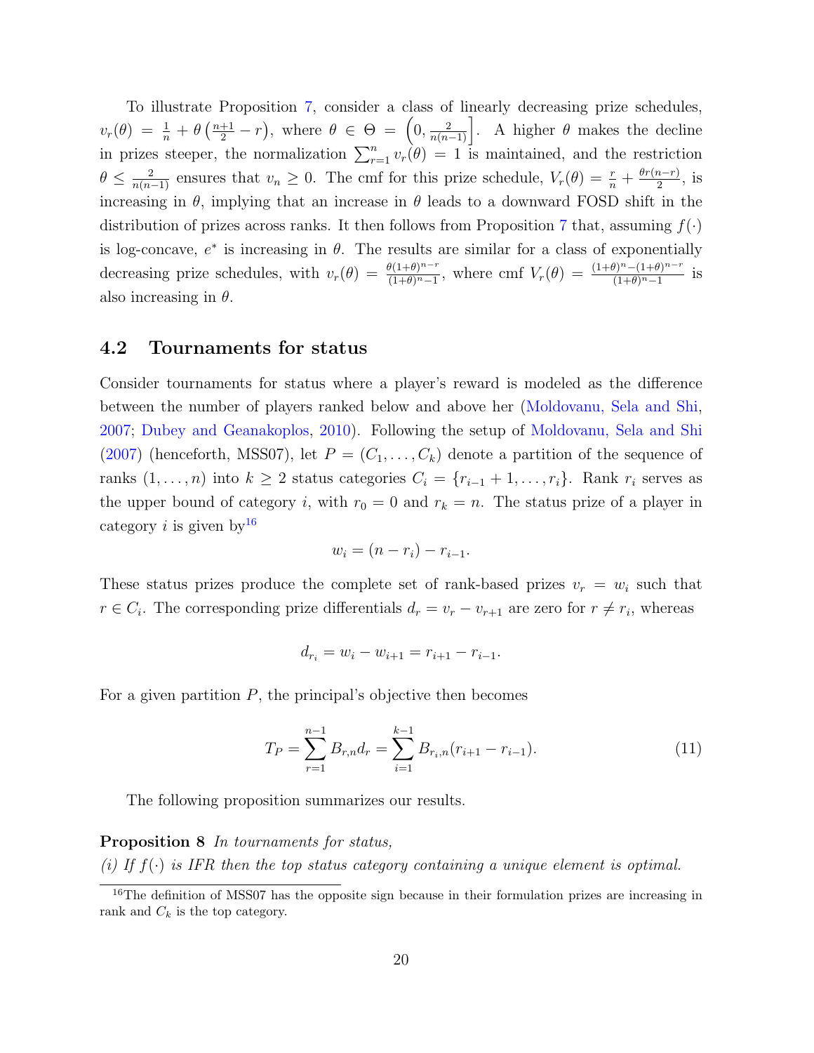To illustrate Proposition 7, consider a class of linearly decreasing prize schedules, $v_r(\theta) = \frac{1}{n} + \theta\left(\frac{n+1}{2} - r\right)$, where $\theta \in \Theta = \left(0, \frac{2}{n(n-1)}\right]$. A higher $\theta$ makes the decline in prizes steeper, the normalization $\sum_{r=1}^{n} v_r(\theta) = 1$ is maintained, and the restriction $\theta \leq \frac{2}{n(n-1)}$ ensures that $v_n \geq 0$. The cmf for this prize schedule, $V_r(\theta) = \frac{r}{n} + \frac{\theta r(n-r)}{2}$, is increasing in $\theta$, implying that an increase in $\theta$ leads to a downward FOSD shift in the distribution of prizes across ranks. It then follows from Proposition 7 that, assuming $f(\cdot)$ is log-concave, $e^*$ is increasing in $\theta$. The results are similar for a class of exponentially decreasing prize schedules, with $v_r(\theta) = \frac{\theta(1+\theta)^{n-r}}{(1+\theta)^n - 1}$, where cmf $V_r(\theta) = \frac{(1+\theta)^n - (1+\theta)^{n-r}}{(1+\theta)^n - 1}$ is also increasing in $\theta$.

## 4.2 Tournaments for status

Consider tournaments for status where a player's reward is modeled as the difference between the number of players ranked below and above her (Moldovanu, Sela and Shi, 2007; Dubey and Geanakoplos, 2010). Following the setup of Moldovanu, Sela and Shi (2007) (henceforth, MSS07), let $P = (C_1, \ldots, C_k)$ denote a partition of the sequence of ranks $(1, \ldots, n)$ into $k \geq 2$ status categories $C_i = \{r_{i-1} + 1, \ldots, r_i\}$. Rank $r_i$ serves as the upper bound of category $i$, with $r_0 = 0$ and $r_k = n$. The status prize of a player in category $i$ is given by[16]

$$w_i = (n - r_i) - r_{i-1}.$$

These status prizes produce the complete set of rank-based prizes $v_r = w_i$ such that $r \in C_i$. The corresponding prize differentials $d_r = v_r - v_{r+1}$ are zero for $r \neq r_i$, whereas

$$d_{r_i} = w_i - w_{i+1} = r_{i+1} - r_{i-1}.$$

For a given partition $P$, the principal's objective then becomes

$$T_P = \sum_{r=1}^{n-1} B_{r,n} d_r = \sum_{i=1}^{k-1} B_{r_i,n}(r_{i+1} - r_{i-1}). \tag{11}$$

The following proposition summarizes our results.

**Proposition 8** *In tournaments for status,*
*(i) If $f(\cdot)$ is IFR then the top status category containing a unique element is optimal.*

[16] The definition of MSS07 has the opposite sign because in their formulation prizes are increasing in rank and $C_k$ is the top category.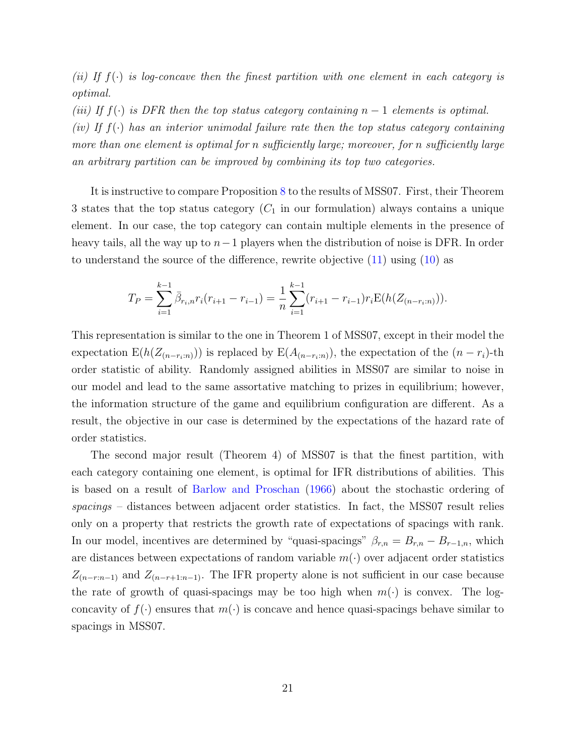*(ii) If $f(\cdot)$ is log-concave then the finest partition with one element in each category is optimal.*

*(iii) If $f(\cdot)$ is DFR then the top status category containing $n-1$ elements is optimal.*

*(iv) If $f(\cdot)$ has an interior unimodal failure rate then the top status category containing more than one element is optimal for $n$ sufficiently large; moreover, for $n$ sufficiently large an arbitrary partition can be improved by combining its top two categories.*

It is instructive to compare Proposition 8 to the results of MSS07. First, their Theorem 3 states that the top status category ($C_1$ in our formulation) always contains a unique element. In our case, the top category can contain multiple elements in the presence of heavy tails, all the way up to $n-1$ players when the distribution of noise is DFR. In order to understand the source of the difference, rewrite objective (11) using (10) as

$$T_P = \sum_{i=1}^{k-1} \bar{\beta}_{r_i,n} r_i (r_{i+1} - r_{i-1}) = \frac{1}{n} \sum_{i=1}^{k-1} (r_{i+1} - r_{i-1}) r_i \mathrm{E}(h(Z_{(n-r_i:n)})).$$

This representation is similar to the one in Theorem 1 of MSS07, except in their model the expectation $\mathrm{E}(h(Z_{(n-r_i:n)}))$ is replaced by $\mathrm{E}(A_{(n-r_i:n)})$, the expectation of the $(n-r_i)$-th order statistic of ability. Randomly assigned abilities in MSS07 are similar to noise in our model and lead to the same assortative matching to prizes in equilibrium; however, the information structure of the game and equilibrium configuration are different. As a result, the objective in our case is determined by the expectations of the hazard rate of order statistics.

The second major result (Theorem 4) of MSS07 is that the finest partition, with each category containing one element, is optimal for IFR distributions of abilities. This is based on a result of Barlow and Proschan (1966) about the stochastic ordering of *spacings* – distances between adjacent order statistics. In fact, the MSS07 result relies only on a property that restricts the growth rate of expectations of spacings with rank. In our model, incentives are determined by "quasi-spacings" $\beta_{r,n} = B_{r,n} - B_{r-1,n}$, which are distances between expectations of random variable $m(\cdot)$ over adjacent order statistics $Z_{(n-r:n-1)}$ and $Z_{(n-r+1:n-1)}$. The IFR property alone is not sufficient in our case because the rate of growth of quasi-spacings may be too high when $m(\cdot)$ is convex. The log-concavity of $f(\cdot)$ ensures that $m(\cdot)$ is concave and hence quasi-spacings behave similar to spacings in MSS07.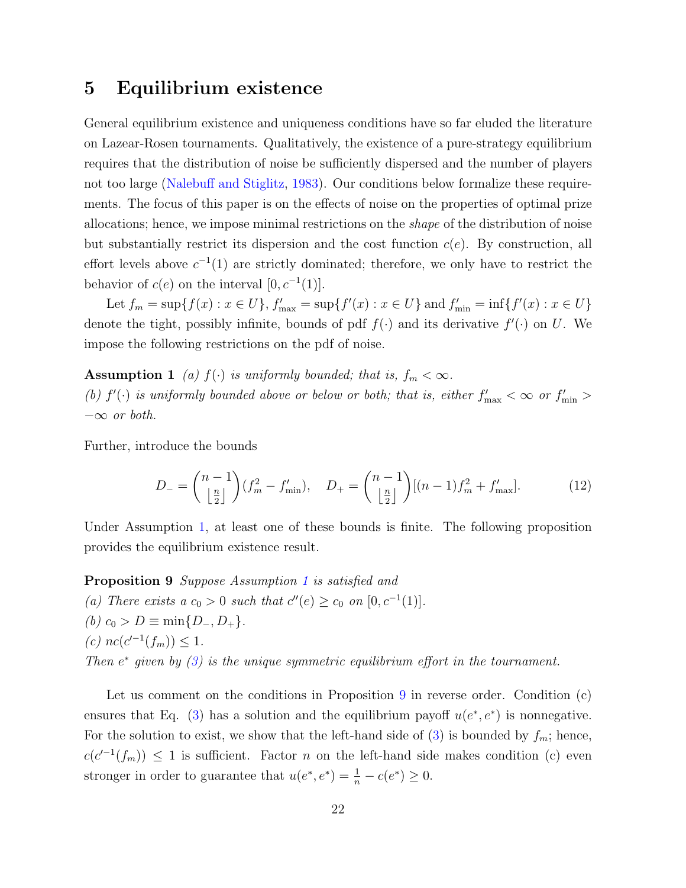## 5 Equilibrium existence

General equilibrium existence and uniqueness conditions have so far eluded the literature on Lazear-Rosen tournaments. Qualitatively, the existence of a pure-strategy equilibrium requires that the distribution of noise be sufficiently dispersed and the number of players not too large (Nalebuff and Stiglitz, 1983). Our conditions below formalize these requirements. The focus of this paper is on the effects of noise on the properties of optimal prize allocations; hence, we impose minimal restrictions on the *shape* of the distribution of noise but substantially restrict its dispersion and the cost function $c(e)$. By construction, all effort levels above $c^{-1}(1)$ are strictly dominated; therefore, we only have to restrict the behavior of $c(e)$ on the interval $[0, c^{-1}(1)]$.

Let $f_m = \sup\{f(x) : x \in U\}$, $f'_{\max} = \sup\{f'(x) : x \in U\}$ and $f'_{\min} = \inf\{f'(x) : x \in U\}$ denote the tight, possibly infinite, bounds of pdf $f(\cdot)$ and its derivative $f'(\cdot)$ on $U$. We impose the following restrictions on the pdf of noise.

**Assumption 1** *(a) $f(\cdot)$ is uniformly bounded; that is, $f_m < \infty$.*
*(b) $f'(\cdot)$ is uniformly bounded above or below or both; that is, either $f'_{\max} < \infty$ or $f'_{\min} > -\infty$ or both.*

Further, introduce the bounds

$$D_- = \binom{n-1}{\lfloor \frac{n}{2} \rfloor}(f_m^2 - f'_{\min}), \quad D_+ = \binom{n-1}{\lfloor \frac{n}{2} \rfloor}[(n-1)f_m^2 + f'_{\max}]. \tag{12}$$

Under Assumption 1, at least one of these bounds is finite. The following proposition provides the equilibrium existence result.

**Proposition 9** *Suppose Assumption 1 is satisfied and*
*(a) There exists a $c_0 > 0$ such that $c''(e) \geq c_0$ on $[0, c^{-1}(1)]$.*
*(b) $c_0 > D \equiv \min\{D_-, D_+\}$.*
*(c) $nc(c'^{-1}(f_m)) \leq 1$.*
*Then $e^*$ given by (3) is the unique symmetric equilibrium effort in the tournament.*

Let us comment on the conditions in Proposition 9 in reverse order. Condition (c) ensures that Eq. (3) has a solution and the equilibrium payoff $u(e^*, e^*)$ is nonnegative. For the solution to exist, we show that the left-hand side of (3) is bounded by $f_m$; hence, $c(c'^{-1}(f_m)) \leq 1$ is sufficient. Factor $n$ on the left-hand side makes condition (c) even stronger in order to guarantee that $u(e^*, e^*) = \frac{1}{n} - c(e^*) \geq 0$.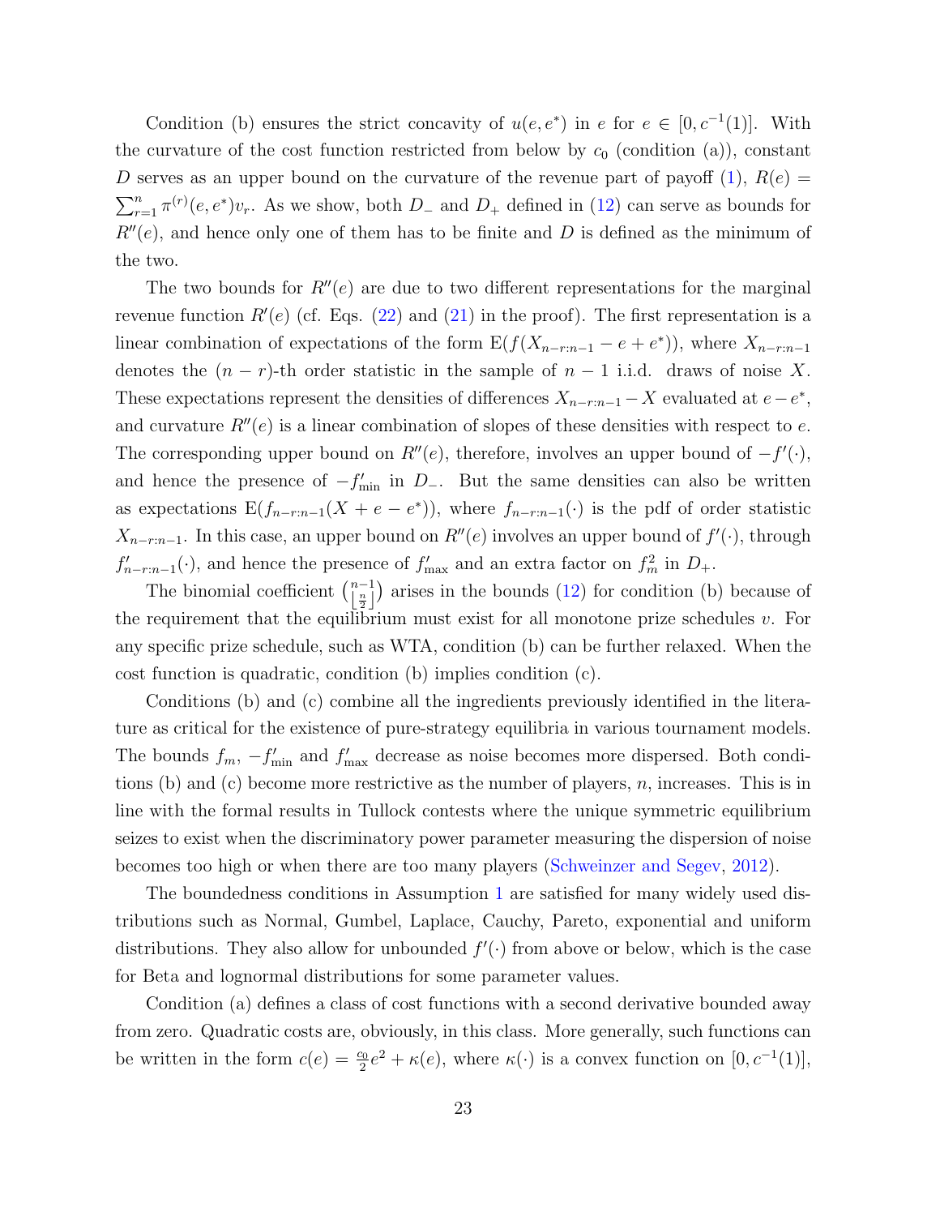Condition (b) ensures the strict concavity of $u(e, e^*)$ in $e$ for $e \in [0, c^{-1}(1)]$. With the curvature of the cost function restricted from below by $c_0$ (condition (a)), constant $D$ serves as an upper bound on the curvature of the revenue part of payoff (1), $R(e) = \sum_{r=1}^{n} \pi^{(r)}(e, e^*) v_r$. As we show, both $D_-$ and $D_+$ defined in (12) can serve as bounds for $R''(e)$, and hence only one of them has to be finite and $D$ is defined as the minimum of the two.

The two bounds for $R''(e)$ are due to two different representations for the marginal revenue function $R'(e)$ (cf. Eqs. (22) and (21) in the proof). The first representation is a linear combination of expectations of the form $\mathrm{E}(f(X_{n-r:n-1} - e + e^*))$, where $X_{n-r:n-1}$ denotes the $(n-r)$-th order statistic in the sample of $n-1$ i.i.d. draws of noise $X$. These expectations represent the densities of differences $X_{n-r:n-1} - X$ evaluated at $e - e^*$, and curvature $R''(e)$ is a linear combination of slopes of these densities with respect to $e$. The corresponding upper bound on $R''(e)$, therefore, involves an upper bound of $-f'(\cdot)$, and hence the presence of $-f'_{\min}$ in $D_-$. But the same densities can also be written as expectations $\mathrm{E}(f_{n-r:n-1}(X + e - e^*))$, where $f_{n-r:n-1}(\cdot)$ is the pdf of order statistic $X_{n-r:n-1}$. In this case, an upper bound on $R''(e)$ involves an upper bound of $f'(\cdot)$, through $f'_{n-r:n-1}(\cdot)$, and hence the presence of $f'_{\max}$ and an extra factor on $f_m^2$ in $D_+$.

The binomial coefficient $\binom{n-1}{\lfloor \frac{n}{2} \rfloor}$ arises in the bounds (12) for condition (b) because of the requirement that the equilibrium must exist for all monotone prize schedules $v$. For any specific prize schedule, such as WTA, condition (b) can be further relaxed. When the cost function is quadratic, condition (b) implies condition (c).

Conditions (b) and (c) combine all the ingredients previously identified in the literature as critical for the existence of pure-strategy equilibria in various tournament models. The bounds $f_m$, $-f'_{\min}$ and $f'_{\max}$ decrease as noise becomes more dispersed. Both conditions (b) and (c) become more restrictive as the number of players, $n$, increases. This is in line with the formal results in Tullock contests where the unique symmetric equilibrium seizes to exist when the discriminatory power parameter measuring the dispersion of noise becomes too high or when there are too many players (Schweinzer and Segev, 2012).

The boundedness conditions in Assumption 1 are satisfied for many widely used distributions such as Normal, Gumbel, Laplace, Cauchy, Pareto, exponential and uniform distributions. They also allow for unbounded $f'(\cdot)$ from above or below, which is the case for Beta and lognormal distributions for some parameter values.

Condition (a) defines a class of cost functions with a second derivative bounded away from zero. Quadratic costs are, obviously, in this class. More generally, such functions can be written in the form $c(e) = \frac{c_0}{2} e^2 + \kappa(e)$, where $\kappa(\cdot)$ is a convex function on $[0, c^{-1}(1)]$,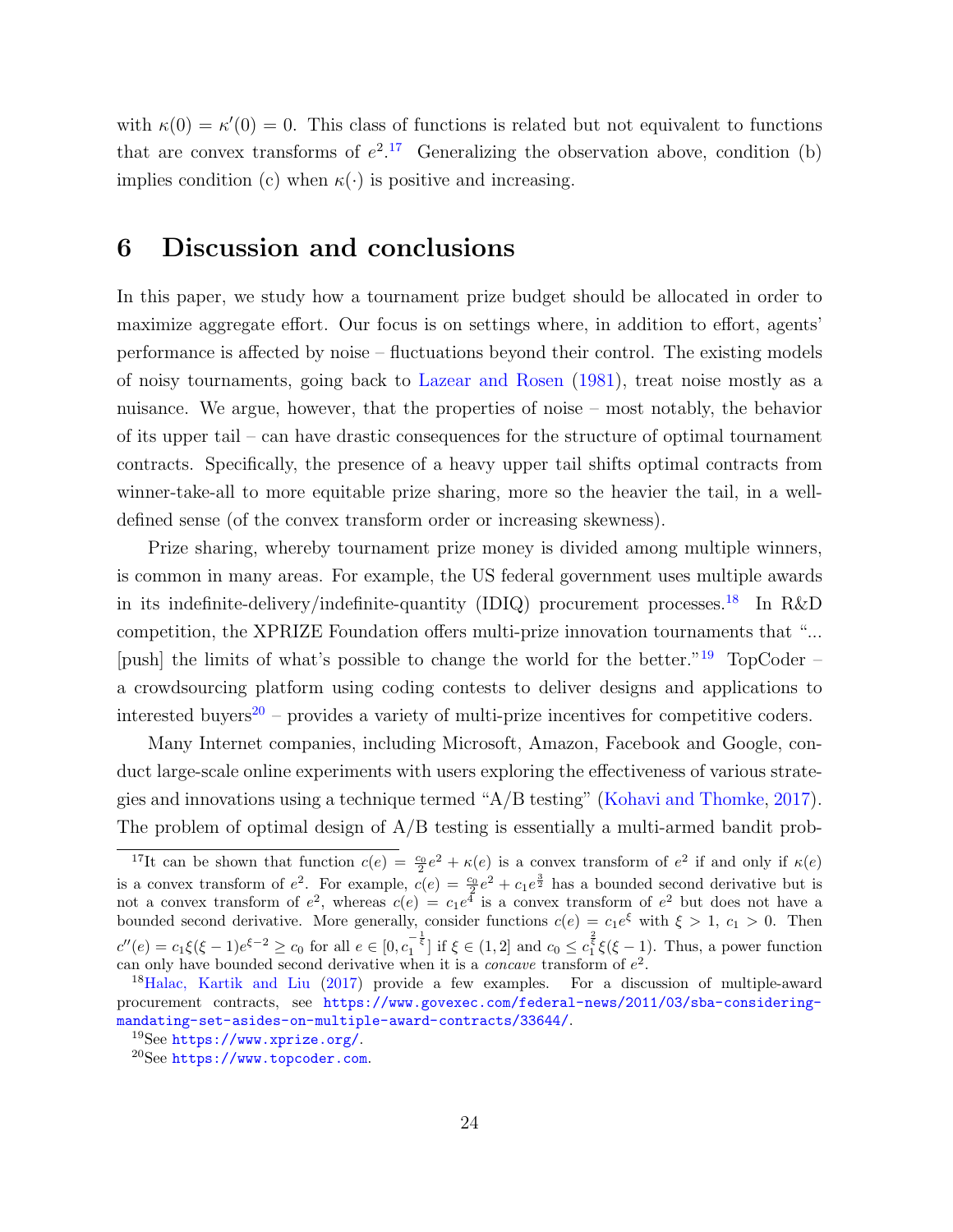with $\kappa(0) = \kappa'(0) = 0$. This class of functions is related but not equivalent to functions that are convex transforms of $e^2$.[17] Generalizing the observation above, condition (b) implies condition (c) when $\kappa(\cdot)$ is positive and increasing.

# 6 Discussion and conclusions

In this paper, we study how a tournament prize budget should be allocated in order to maximize aggregate effort. Our focus is on settings where, in addition to effort, agents' performance is affected by noise – fluctuations beyond their control. The existing models of noisy tournaments, going back to Lazear and Rosen (1981), treat noise mostly as a nuisance. We argue, however, that the properties of noise – most notably, the behavior of its upper tail – can have drastic consequences for the structure of optimal tournament contracts. Specifically, the presence of a heavy upper tail shifts optimal contracts from winner-take-all to more equitable prize sharing, more so the heavier the tail, in a well-defined sense (of the convex transform order or increasing skewness).

Prize sharing, whereby tournament prize money is divided among multiple winners, is common in many areas. For example, the US federal government uses multiple awards in its indefinite-delivery/indefinite-quantity (IDIQ) procurement processes.[18] In R&D competition, the XPRIZE Foundation offers multi-prize innovation tournaments that "... [push] the limits of what's possible to change the world for the better."[19] TopCoder – a crowdsourcing platform using coding contests to deliver designs and applications to interested buyers[20] – provides a variety of multi-prize incentives for competitive coders.

Many Internet companies, including Microsoft, Amazon, Facebook and Google, conduct large-scale online experiments with users exploring the effectiveness of various strategies and innovations using a technique termed "A/B testing" (Kohavi and Thomke, 2017). The problem of optimal design of A/B testing is essentially a multi-armed bandit prob-

---

[17] It can be shown that function $c(e) = \frac{c_0}{2}e^2 + \kappa(e)$ is a convex transform of $e^2$ if and only if $\kappa(e)$ is a convex transform of $e^2$. For example, $c(e) = \frac{c_0}{2}e^2 + c_1 e^{\frac{3}{2}}$ has a bounded second derivative but is not a convex transform of $e^2$, whereas $c(e) = c_1 e^4$ is a convex transform of $e^2$ but does not have a bounded second derivative. More generally, consider functions $c(e) = c_1 e^{\xi}$ with $\xi > 1$, $c_1 > 0$. Then $c''(e) = c_1\xi(\xi-1)e^{\xi-2} \geq c_0$ for all $e \in [0, c_1^{-\frac{1}{\xi}}]$ if $\xi \in (1, 2]$ and $c_0 \leq c_1^{\frac{2}{\xi}}\xi(\xi-1)$. Thus, a power function can only have bounded second derivative when it is a *concave* transform of $e^2$.

[18] Halac, Kartik and Liu (2017) provide a few examples. For a discussion of multiple-award procurement contracts, see https://www.govexec.com/federal-news/2011/03/sba-considering-mandating-set-asides-on-multiple-award-contracts/33644/.

[19] See https://www.xprize.org/.

[20] See https://www.topcoder.com.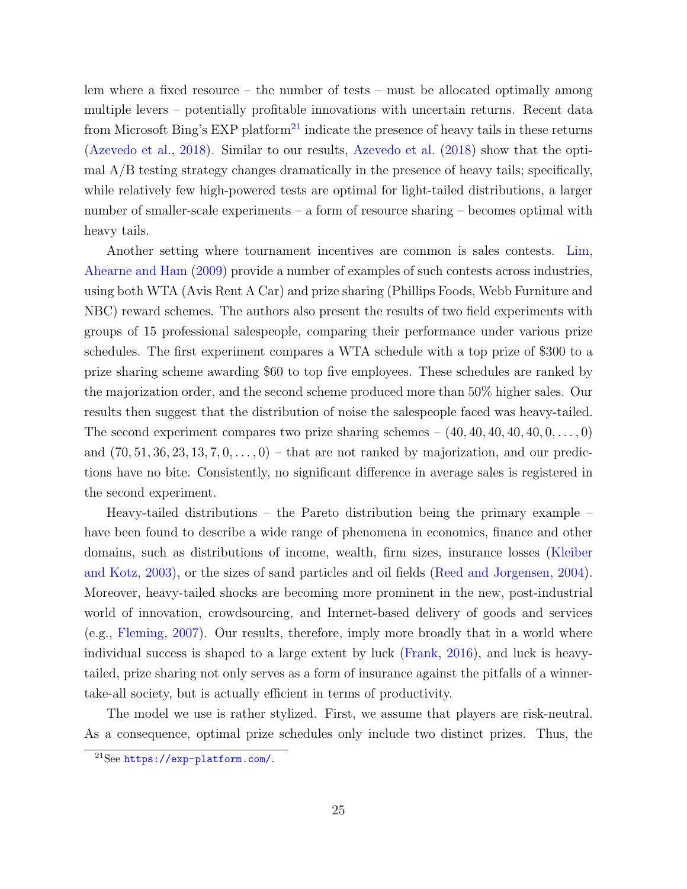lem where a fixed resource – the number of tests – must be allocated optimally among multiple levers – potentially profitable innovations with uncertain returns. Recent data from Microsoft Bing's EXP platform[21] indicate the presence of heavy tails in these returns (Azevedo et al., 2018). Similar to our results, Azevedo et al. (2018) show that the optimal A/B testing strategy changes dramatically in the presence of heavy tails; specifically, while relatively few high-powered tests are optimal for light-tailed distributions, a larger number of smaller-scale experiments – a form of resource sharing – becomes optimal with heavy tails.

Another setting where tournament incentives are common is sales contests. Lim, Ahearne and Ham (2009) provide a number of examples of such contests across industries, using both WTA (Avis Rent A Car) and prize sharing (Phillips Foods, Webb Furniture and NBC) reward schemes. The authors also present the results of two field experiments with groups of 15 professional salespeople, comparing their performance under various prize schedules. The first experiment compares a WTA schedule with a top prize of \$300 to a prize sharing scheme awarding \$60 to top five employees. These schedules are ranked by the majorization order, and the second scheme produced more than 50% higher sales. Our results then suggest that the distribution of noise the salespeople faced was heavy-tailed. The second experiment compares two prize sharing schemes – $(40, 40, 40, 40, 40, 0, \ldots, 0)$ and $(70, 51, 36, 23, 13, 7, 0, \ldots, 0)$ – that are not ranked by majorization, and our predictions have no bite. Consistently, no significant difference in average sales is registered in the second experiment.

Heavy-tailed distributions – the Pareto distribution being the primary example – have been found to describe a wide range of phenomena in economics, finance and other domains, such as distributions of income, wealth, firm sizes, insurance losses (Kleiber and Kotz, 2003), or the sizes of sand particles and oil fields (Reed and Jorgensen, 2004). Moreover, heavy-tailed shocks are becoming more prominent in the new, post-industrial world of innovation, crowdsourcing, and Internet-based delivery of goods and services (e.g., Fleming, 2007). Our results, therefore, imply more broadly that in a world where individual success is shaped to a large extent by luck (Frank, 2016), and luck is heavy-tailed, prize sharing not only serves as a form of insurance against the pitfalls of a winner-take-all society, but is actually efficient in terms of productivity.

The model we use is rather stylized. First, we assume that players are risk-neutral. As a consequence, optimal prize schedules only include two distinct prizes. Thus, the

[21] See https://exp-platform.com/.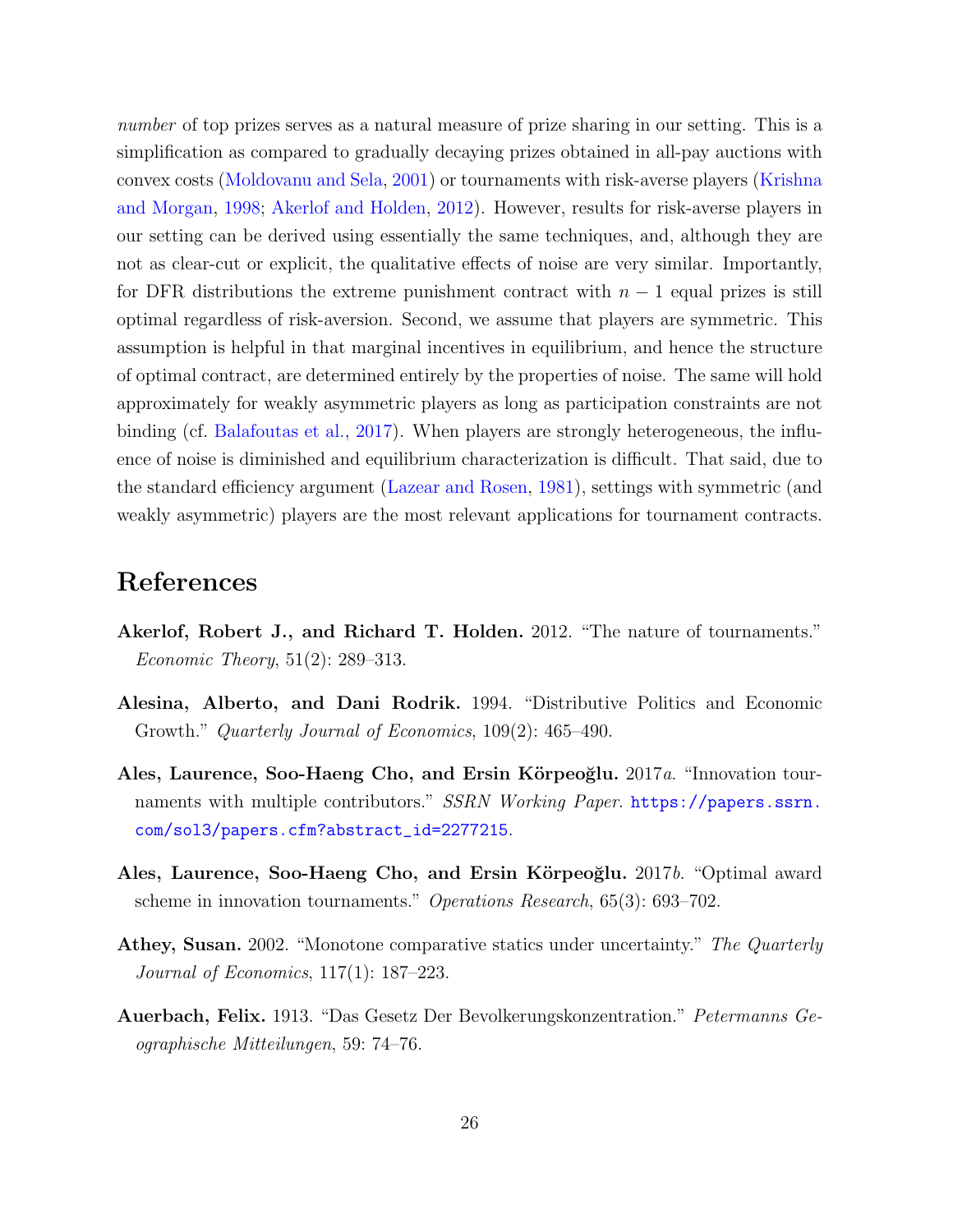*number* of top prizes serves as a natural measure of prize sharing in our setting. This is a simplification as compared to gradually decaying prizes obtained in all-pay auctions with convex costs (Moldovanu and Sela, 2001) or tournaments with risk-averse players (Krishna and Morgan, 1998; Akerlof and Holden, 2012). However, results for risk-averse players in our setting can be derived using essentially the same techniques, and, although they are not as clear-cut or explicit, the qualitative effects of noise are very similar. Importantly, for DFR distributions the extreme punishment contract with $n-1$ equal prizes is still optimal regardless of risk-aversion. Second, we assume that players are symmetric. This assumption is helpful in that marginal incentives in equilibrium, and hence the structure of optimal contract, are determined entirely by the properties of noise. The same will hold approximately for weakly asymmetric players as long as participation constraints are not binding (cf. Balafoutas et al., 2017). When players are strongly heterogeneous, the influence of noise is diminished and equilibrium characterization is difficult. That said, due to the standard efficiency argument (Lazear and Rosen, 1981), settings with symmetric (and weakly asymmetric) players are the most relevant applications for tournament contracts.

# References

**Akerlof, Robert J., and Richard T. Holden.** 2012. "The nature of tournaments." *Economic Theory*, 51(2): 289–313.

**Alesina, Alberto, and Dani Rodrik.** 1994. "Distributive Politics and Economic Growth." *Quarterly Journal of Economics*, 109(2): 465–490.

**Ales, Laurence, Soo-Haeng Cho, and Ersin Körpeoğlu.** 2017*a*. "Innovation tournaments with multiple contributors." *SSRN Working Paper*. https://papers.ssrn.com/sol3/papers.cfm?abstract_id=2277215.

**Ales, Laurence, Soo-Haeng Cho, and Ersin Körpeoğlu.** 2017*b*. "Optimal award scheme in innovation tournaments." *Operations Research*, 65(3): 693–702.

**Athey, Susan.** 2002. "Monotone comparative statics under uncertainty." *The Quarterly Journal of Economics*, 117(1): 187–223.

**Auerbach, Felix.** 1913. "Das Gesetz Der Bevolkerungskonzentration." *Petermanns Geographische Mitteilungen*, 59: 74–76.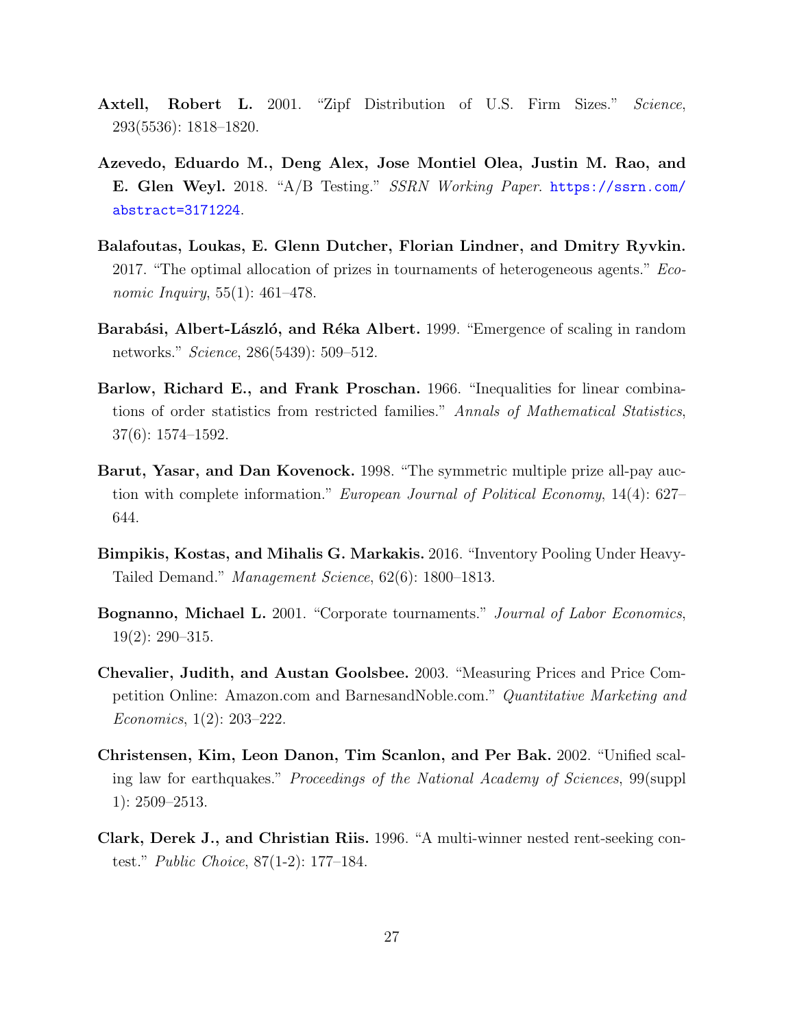**Axtell, Robert L.** 2001. "Zipf Distribution of U.S. Firm Sizes." *Science*, 293(5536): 1818–1820.

**Azevedo, Eduardo M., Deng Alex, Jose Montiel Olea, Justin M. Rao, and E. Glen Weyl.** 2018. "A/B Testing." *SSRN Working Paper*. https://ssrn.com/abstract=3171224.

**Balafoutas, Loukas, E. Glenn Dutcher, Florian Lindner, and Dmitry Ryvkin.** 2017. "The optimal allocation of prizes in tournaments of heterogeneous agents." *Economic Inquiry*, 55(1): 461–478.

**Barabási, Albert-László, and Réka Albert.** 1999. "Emergence of scaling in random networks." *Science*, 286(5439): 509–512.

**Barlow, Richard E., and Frank Proschan.** 1966. "Inequalities for linear combinations of order statistics from restricted families." *Annals of Mathematical Statistics*, 37(6): 1574–1592.

**Barut, Yasar, and Dan Kovenock.** 1998. "The symmetric multiple prize all-pay auction with complete information." *European Journal of Political Economy*, 14(4): 627–644.

**Bimpikis, Kostas, and Mihalis G. Markakis.** 2016. "Inventory Pooling Under Heavy-Tailed Demand." *Management Science*, 62(6): 1800–1813.

**Bognanno, Michael L.** 2001. "Corporate tournaments." *Journal of Labor Economics*, 19(2): 290–315.

**Chevalier, Judith, and Austan Goolsbee.** 2003. "Measuring Prices and Price Competition Online: Amazon.com and BarnesandNoble.com." *Quantitative Marketing and Economics*, 1(2): 203–222.

**Christensen, Kim, Leon Danon, Tim Scanlon, and Per Bak.** 2002. "Unified scaling law for earthquakes." *Proceedings of the National Academy of Sciences*, 99(suppl 1): 2509–2513.

**Clark, Derek J., and Christian Riis.** 1996. "A multi-winner nested rent-seeking contest." *Public Choice*, 87(1-2): 177–184.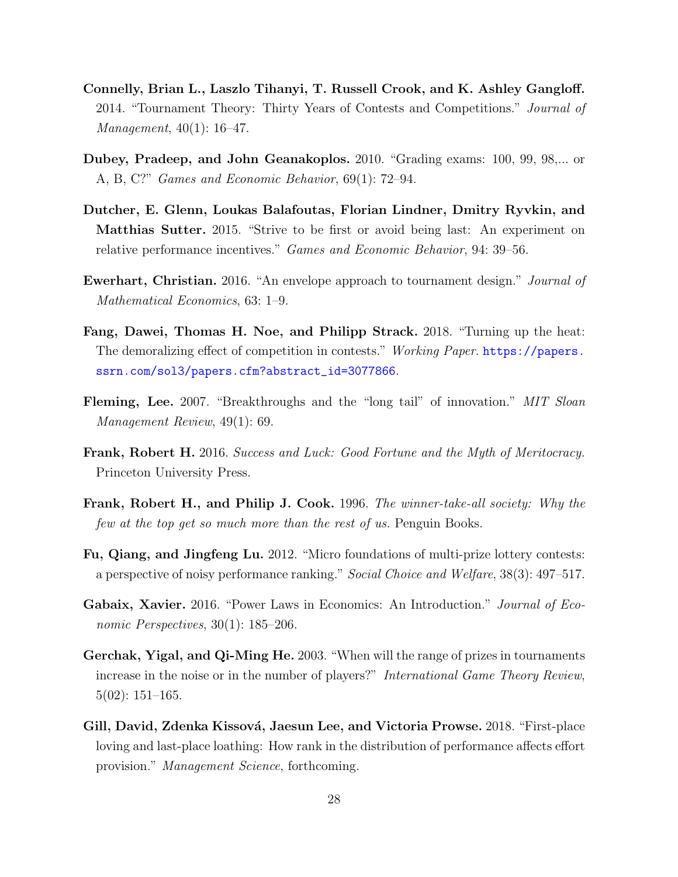**Connelly, Brian L., Laszlo Tihanyi, T. Russell Crook, and K. Ashley Gangloff.** 2014. "Tournament Theory: Thirty Years of Contests and Competitions." *Journal of Management*, 40(1): 16–47.

**Dubey, Pradeep, and John Geanakoplos.** 2010. "Grading exams: 100, 99, 98,... or A, B, C?" *Games and Economic Behavior*, 69(1): 72–94.

**Dutcher, E. Glenn, Loukas Balafoutas, Florian Lindner, Dmitry Ryvkin, and Matthias Sutter.** 2015. "Strive to be first or avoid being last: An experiment on relative performance incentives." *Games and Economic Behavior*, 94: 39–56.

**Ewerhart, Christian.** 2016. "An envelope approach to tournament design." *Journal of Mathematical Economics*, 63: 1–9.

**Fang, Dawei, Thomas H. Noe, and Philipp Strack.** 2018. "Turning up the heat: The demoralizing effect of competition in contests." *Working Paper*. https://papers.ssrn.com/sol3/papers.cfm?abstract_id=3077866.

**Fleming, Lee.** 2007. "Breakthroughs and the "long tail" of innovation." *MIT Sloan Management Review*, 49(1): 69.

**Frank, Robert H.** 2016. *Success and Luck: Good Fortune and the Myth of Meritocracy.* Princeton University Press.

**Frank, Robert H., and Philip J. Cook.** 1996. *The winner-take-all society: Why the few at the top get so much more than the rest of us.* Penguin Books.

**Fu, Qiang, and Jingfeng Lu.** 2012. "Micro foundations of multi-prize lottery contests: a perspective of noisy performance ranking." *Social Choice and Welfare*, 38(3): 497–517.

**Gabaix, Xavier.** 2016. "Power Laws in Economics: An Introduction." *Journal of Economic Perspectives*, 30(1): 185–206.

**Gerchak, Yigal, and Qi-Ming He.** 2003. "When will the range of prizes in tournaments increase in the noise or in the number of players?" *International Game Theory Review*, 5(02): 151–165.

**Gill, David, Zdenka Kissová, Jaesun Lee, and Victoria Prowse.** 2018. "First-place loving and last-place loathing: How rank in the distribution of performance affects effort provision." *Management Science*, forthcoming.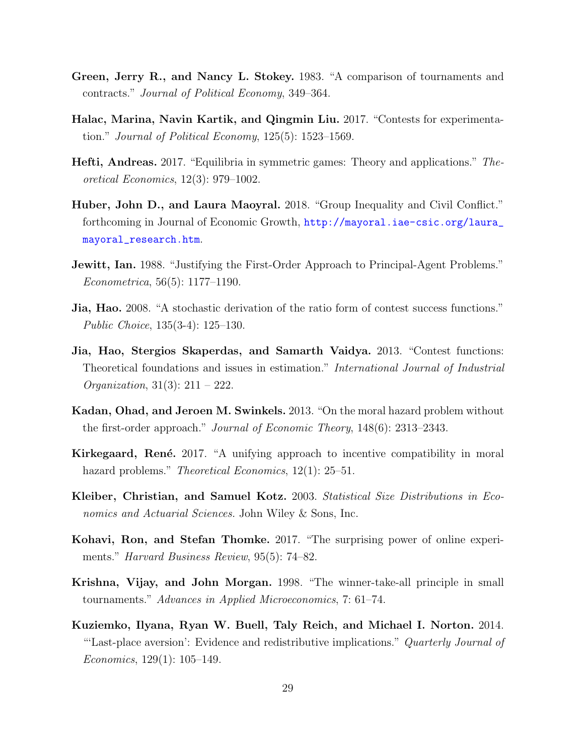**Green, Jerry R., and Nancy L. Stokey.** 1983. "A comparison of tournaments and contracts." *Journal of Political Economy*, 349–364.

**Halac, Marina, Navin Kartik, and Qingmin Liu.** 2017. "Contests for experimentation." *Journal of Political Economy*, 125(5): 1523–1569.

**Hefti, Andreas.** 2017. "Equilibria in symmetric games: Theory and applications." *Theoretical Economics*, 12(3): 979–1002.

**Huber, John D., and Laura Maoyral.** 2018. "Group Inequality and Civil Conflict." forthcoming in Journal of Economic Growth, http://mayoral.iae-csic.org/laura_mayoral_research.htm.

**Jewitt, Ian.** 1988. "Justifying the First-Order Approach to Principal-Agent Problems." *Econometrica*, 56(5): 1177–1190.

**Jia, Hao.** 2008. "A stochastic derivation of the ratio form of contest success functions." *Public Choice*, 135(3-4): 125–130.

**Jia, Hao, Stergios Skaperdas, and Samarth Vaidya.** 2013. "Contest functions: Theoretical foundations and issues in estimation." *International Journal of Industrial Organization*, 31(3): 211 – 222.

**Kadan, Ohad, and Jeroen M. Swinkels.** 2013. "On the moral hazard problem without the first-order approach." *Journal of Economic Theory*, 148(6): 2313–2343.

**Kirkegaard, René.** 2017. "A unifying approach to incentive compatibility in moral hazard problems." *Theoretical Economics*, 12(1): 25–51.

**Kleiber, Christian, and Samuel Kotz.** 2003. *Statistical Size Distributions in Economics and Actuarial Sciences.* John Wiley & Sons, Inc.

**Kohavi, Ron, and Stefan Thomke.** 2017. "The surprising power of online experiments." *Harvard Business Review*, 95(5): 74–82.

**Krishna, Vijay, and John Morgan.** 1998. "The winner-take-all principle in small tournaments." *Advances in Applied Microeconomics*, 7: 61–74.

**Kuziemko, Ilyana, Ryan W. Buell, Taly Reich, and Michael I. Norton.** 2014. "'Last-place aversion': Evidence and redistributive implications." *Quarterly Journal of Economics*, 129(1): 105–149.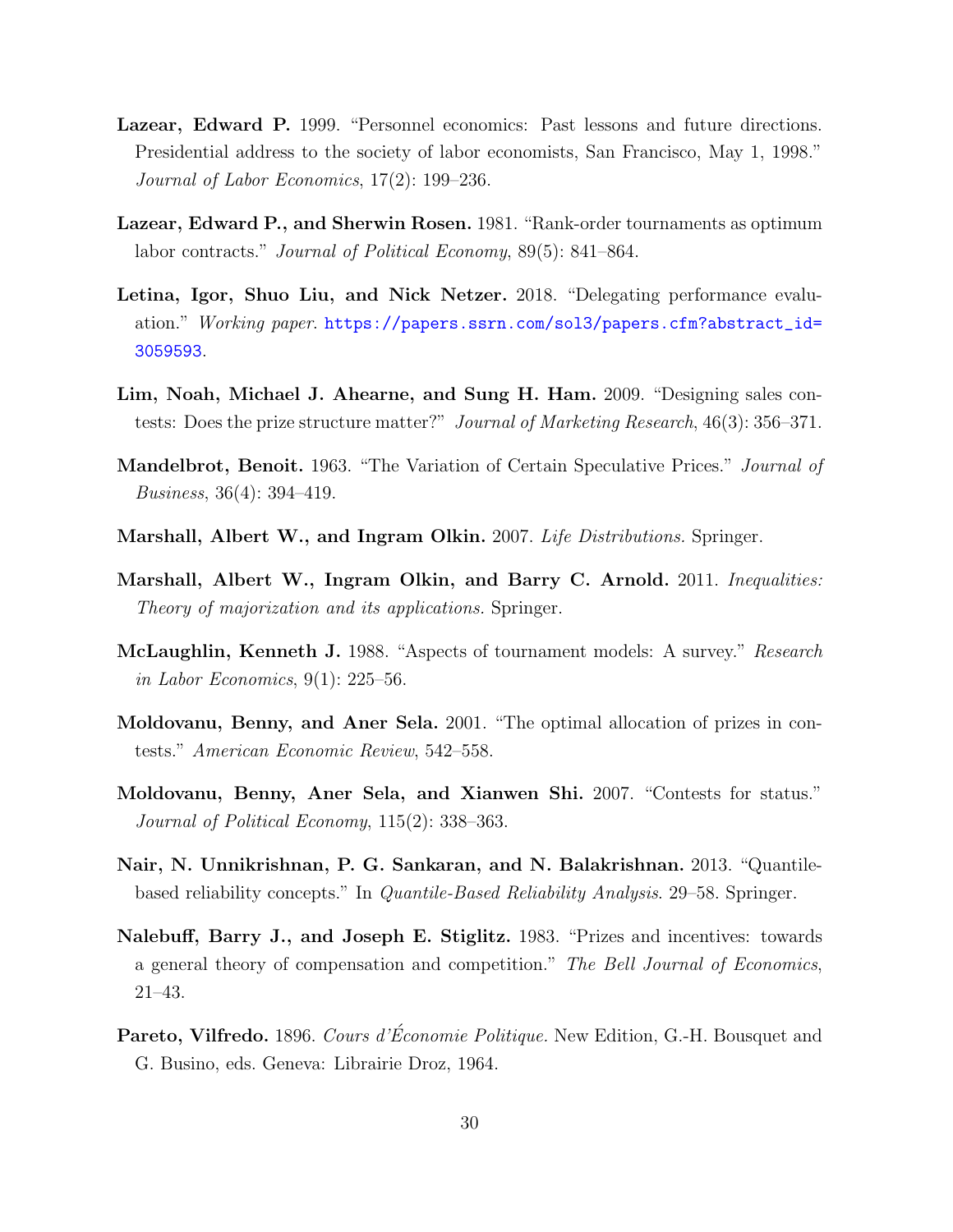**Lazear, Edward P.** 1999. "Personnel economics: Past lessons and future directions. Presidential address to the society of labor economists, San Francisco, May 1, 1998." *Journal of Labor Economics*, 17(2): 199–236.

**Lazear, Edward P., and Sherwin Rosen.** 1981. "Rank-order tournaments as optimum labor contracts." *Journal of Political Economy*, 89(5): 841–864.

**Letina, Igor, Shuo Liu, and Nick Netzer.** 2018. "Delegating performance evaluation." *Working paper*. https://papers.ssrn.com/sol3/papers.cfm?abstract_id=3059593.

**Lim, Noah, Michael J. Ahearne, and Sung H. Ham.** 2009. "Designing sales contests: Does the prize structure matter?" *Journal of Marketing Research*, 46(3): 356–371.

**Mandelbrot, Benoit.** 1963. "The Variation of Certain Speculative Prices." *Journal of Business*, 36(4): 394–419.

**Marshall, Albert W., and Ingram Olkin.** 2007. *Life Distributions.* Springer.

**Marshall, Albert W., Ingram Olkin, and Barry C. Arnold.** 2011. *Inequalities: Theory of majorization and its applications.* Springer.

**McLaughlin, Kenneth J.** 1988. "Aspects of tournament models: A survey." *Research in Labor Economics*, 9(1): 225–56.

**Moldovanu, Benny, and Aner Sela.** 2001. "The optimal allocation of prizes in contests." *American Economic Review*, 542–558.

**Moldovanu, Benny, Aner Sela, and Xianwen Shi.** 2007. "Contests for status." *Journal of Political Economy*, 115(2): 338–363.

**Nair, N. Unnikrishnan, P. G. Sankaran, and N. Balakrishnan.** 2013. "Quantile-based reliability concepts." In *Quantile-Based Reliability Analysis*. 29–58. Springer.

**Nalebuff, Barry J., and Joseph E. Stiglitz.** 1983. "Prizes and incentives: towards a general theory of compensation and competition." *The Bell Journal of Economics*, 21–43.

**Pareto, Vilfredo.** 1896. *Cours d'Économie Politique.* New Edition, G.-H. Bousquet and G. Busino, eds. Geneva: Librairie Droz, 1964.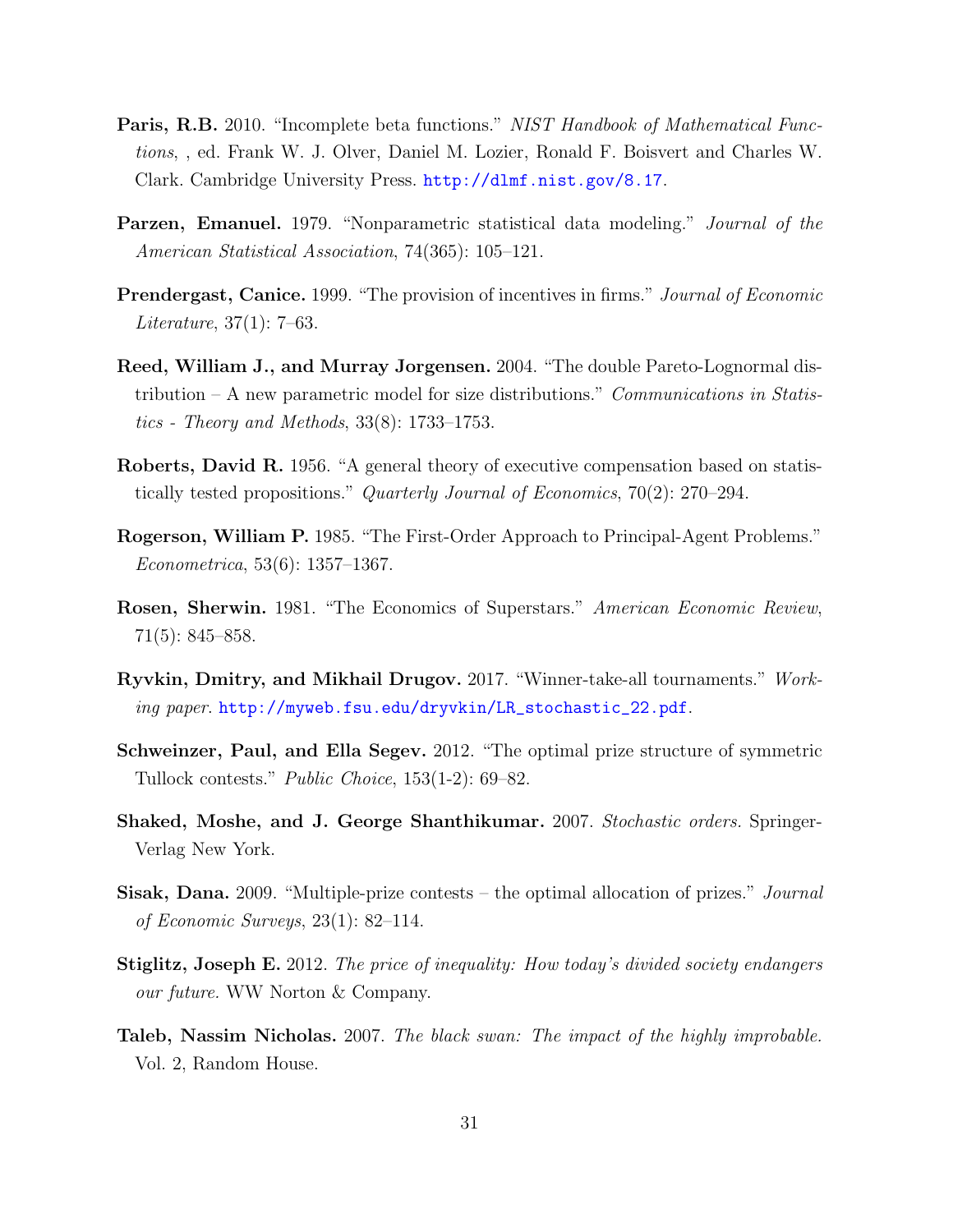**Paris, R.B.** 2010. "Incomplete beta functions." *NIST Handbook of Mathematical Functions*, , ed. Frank W. J. Olver, Daniel M. Lozier, Ronald F. Boisvert and Charles W. Clark. Cambridge University Press. http://dlmf.nist.gov/8.17.

**Parzen, Emanuel.** 1979. "Nonparametric statistical data modeling." *Journal of the American Statistical Association*, 74(365): 105–121.

**Prendergast, Canice.** 1999. "The provision of incentives in firms." *Journal of Economic Literature*, 37(1): 7–63.

**Reed, William J., and Murray Jorgensen.** 2004. "The double Pareto-Lognormal distribution – A new parametric model for size distributions." *Communications in Statistics - Theory and Methods*, 33(8): 1733–1753.

**Roberts, David R.** 1956. "A general theory of executive compensation based on statistically tested propositions." *Quarterly Journal of Economics*, 70(2): 270–294.

**Rogerson, William P.** 1985. "The First-Order Approach to Principal-Agent Problems." *Econometrica*, 53(6): 1357–1367.

**Rosen, Sherwin.** 1981. "The Economics of Superstars." *American Economic Review*, 71(5): 845–858.

**Ryvkin, Dmitry, and Mikhail Drugov.** 2017. "Winner-take-all tournaments." *Working paper*. http://myweb.fsu.edu/dryvkin/LR_stochastic_22.pdf.

**Schweinzer, Paul, and Ella Segev.** 2012. "The optimal prize structure of symmetric Tullock contests." *Public Choice*, 153(1-2): 69–82.

**Shaked, Moshe, and J. George Shanthikumar.** 2007. *Stochastic orders.* Springer-Verlag New York.

**Sisak, Dana.** 2009. "Multiple-prize contests – the optimal allocation of prizes." *Journal of Economic Surveys*, 23(1): 82–114.

**Stiglitz, Joseph E.** 2012. *The price of inequality: How today's divided society endangers our future.* WW Norton & Company.

**Taleb, Nassim Nicholas.** 2007. *The black swan: The impact of the highly improbable.* Vol. 2, Random House.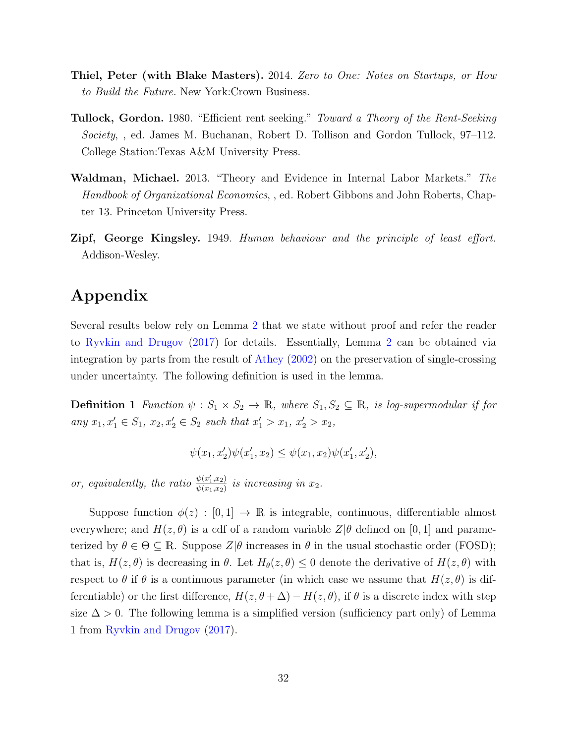**Thiel, Peter (with Blake Masters).** 2014. *Zero to One: Notes on Startups, or How to Build the Future.* New York:Crown Business.

**Tullock, Gordon.** 1980. "Efficient rent seeking." *Toward a Theory of the Rent-Seeking Society*, , ed. James M. Buchanan, Robert D. Tollison and Gordon Tullock, 97–112. College Station:Texas A&M University Press.

**Waldman, Michael.** 2013. "Theory and Evidence in Internal Labor Markets." *The Handbook of Organizational Economics*, , ed. Robert Gibbons and John Roberts, Chapter 13. Princeton University Press.

**Zipf, George Kingsley.** 1949. *Human behaviour and the principle of least effort.* Addison-Wesley.

# Appendix

Several results below rely on Lemma 2 that we state without proof and refer the reader to Ryvkin and Drugov (2017) for details. Essentially, Lemma 2 can be obtained via integration by parts from the result of Athey (2002) on the preservation of single-crossing under uncertainty. The following definition is used in the lemma.

**Definition 1** *Function $\psi : S_1 \times S_2 \to \mathbb{R}$, where $S_1, S_2 \subseteq \mathbb{R}$, is log-supermodular if for any $x_1, x_1' \in S_1$, $x_2, x_2' \in S_2$ such that $x_1' > x_1$, $x_2' > x_2$,*

$$\psi(x_1, x_2')\psi(x_1', x_2) \leq \psi(x_1, x_2)\psi(x_1', x_2'),$$

*or, equivalently, the ratio $\frac{\psi(x_1', x_2)}{\psi(x_1, x_2)}$ is increasing in $x_2$.*

Suppose function $\phi(z) : [0, 1] \to \mathbb{R}$ is integrable, continuous, differentiable almost everywhere; and $H(z, \theta)$ is a cdf of a random variable $Z|\theta$ defined on $[0, 1]$ and parameterized by $\theta \in \Theta \subseteq \mathbb{R}$. Suppose $Z|\theta$ increases in $\theta$ in the usual stochastic order (FOSD); that is, $H(z, \theta)$ is decreasing in $\theta$. Let $H_\theta(z, \theta) \leq 0$ denote the derivative of $H(z, \theta)$ with respect to $\theta$ if $\theta$ is a continuous parameter (in which case we assume that $H(z, \theta)$ is differentiable) or the first difference, $H(z, \theta + \Delta) - H(z, \theta)$, if $\theta$ is a discrete index with step size $\Delta > 0$. The following lemma is a simplified version (sufficiency part only) of Lemma 1 from Ryvkin and Drugov (2017).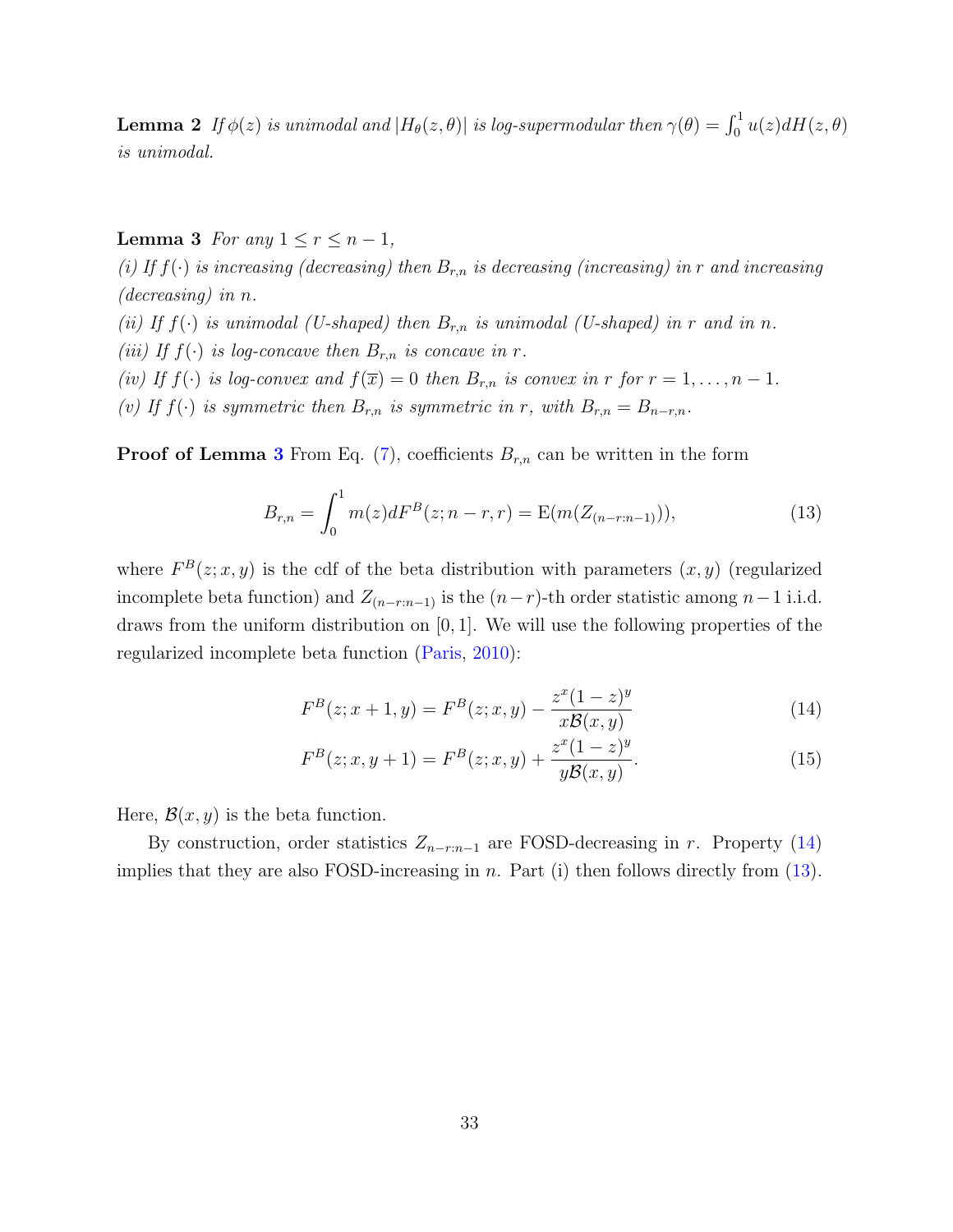**Lemma 2** *If $\phi(z)$ is unimodal and $|H_\theta(z,\theta)|$ is log-supermodular then $\gamma(\theta) = \int_0^1 u(z)dH(z,\theta)$ is unimodal.*

**Lemma 3** *For any $1 \leq r \leq n-1$,*
*(i) If $f(\cdot)$ is increasing (decreasing) then $B_{r,n}$ is decreasing (increasing) in $r$ and increasing (decreasing) in $n$.*
*(ii) If $f(\cdot)$ is unimodal (U-shaped) then $B_{r,n}$ is unimodal (U-shaped) in $r$ and in $n$.*
*(iii) If $f(\cdot)$ is log-concave then $B_{r,n}$ is concave in $r$.*
*(iv) If $f(\cdot)$ is log-convex and $f(\overline{x}) = 0$ then $B_{r,n}$ is convex in $r$ for $r = 1, \ldots, n-1$.*
*(v) If $f(\cdot)$ is symmetric then $B_{r,n}$ is symmetric in $r$, with $B_{r,n} = B_{n-r,n}$.*

**Proof of Lemma 3** From Eq. (7), coefficients $B_{r,n}$ can be written in the form

$$B_{r,n} = \int_0^1 m(z)dF^B(z; n-r, r) = \mathrm{E}(m(Z_{(n-r:n-1)})), \tag{13}$$

where $F^B(z; x, y)$ is the cdf of the beta distribution with parameters $(x, y)$ (regularized incomplete beta function) and $Z_{(n-r:n-1)}$ is the $(n-r)$-th order statistic among $n-1$ i.i.d. draws from the uniform distribution on $[0, 1]$. We will use the following properties of the regularized incomplete beta function (Paris, 2010):

$$F^B(z; x+1, y) = F^B(z; x, y) - \frac{z^x(1-z)^y}{x\mathcal{B}(x,y)} \tag{14}$$

$$F^B(z; x, y+1) = F^B(z; x, y) + \frac{z^x(1-z)^y}{y\mathcal{B}(x,y)}. \tag{15}$$

Here, $\mathcal{B}(x, y)$ is the beta function.

By construction, order statistics $Z_{n-r:n-1}$ are FOSD-decreasing in $r$. Property (14) implies that they are also FOSD-increasing in $n$. Part (i) then follows directly from (13).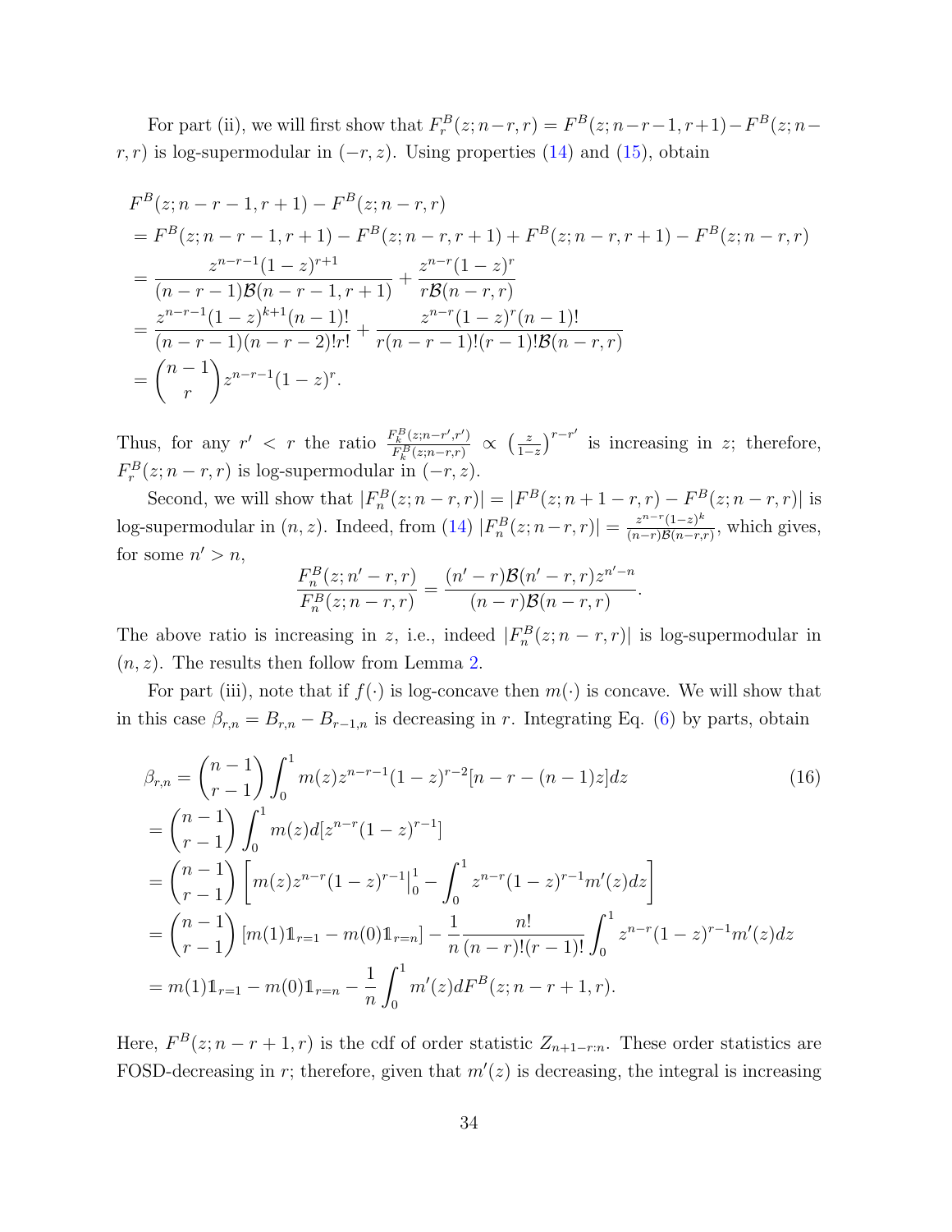For part (ii), we will first show that $F^B_r(z; n-r, r) = F^B(z; n-r-1, r+1) - F^B(z; n-r, r)$ is log-supermodular in $(-r, z)$. Using properties (14) and (15), obtain

$$
\begin{aligned}
&F^B(z; n-r-1, r+1) - F^B(z; n-r, r) \\
&= F^B(z; n-r-1, r+1) - F^B(z; n-r, r+1) + F^B(z; n-r, r+1) - F^B(z; n-r, r) \\
&= \frac{z^{n-r-1}(1-z)^{r+1}}{(n-r-1)\mathcal{B}(n-r-1, r+1)} + \frac{z^{n-r}(1-z)^r}{r\mathcal{B}(n-r, r)} \\
&= \frac{z^{n-r-1}(1-z)^{k+1}(n-1)!}{(n-r-1)(n-r-2)!r!} + \frac{z^{n-r}(1-z)^r(n-1)!}{r(n-r-1)!(r-1)!\mathcal{B}(n-r, r)} \\
&= \binom{n-1}{r} z^{n-r-1}(1-z)^r.
\end{aligned}
$$

Thus, for any $r' < r$ the ratio $\frac{F^B_k(z; n-r', r')}{F^B_k(z; n-r, r)} \propto \left(\frac{z}{1-z}\right)^{r-r'}$ is increasing in $z$; therefore, $F^B_r(z; n-r, r)$ is log-supermodular in $(-r, z)$.

Second, we will show that $|F^B_n(z; n-r, r)| = |F^B(z; n+1-r, r) - F^B(z; n-r, r)|$ is log-supermodular in $(n, z)$. Indeed, from (14) $|F^B_n(z; n-r, r)| = \frac{z^{n-r}(1-z)^k}{(n-r)\mathcal{B}(n-r, r)}$, which gives, for some $n' > n$,

$$
\frac{F^B_n(z; n'-r, r)}{F^B_n(z; n-r, r)} = \frac{(n'-r)\mathcal{B}(n'-r, r)z^{n'-n}}{(n-r)\mathcal{B}(n-r, r)}.
$$

The above ratio is increasing in $z$, i.e., indeed $|F^B_n(z; n-r, r)|$ is log-supermodular in $(n, z)$. The results then follow from Lemma 2.

For part (iii), note that if $f(\cdot)$ is log-concave then $m(\cdot)$ is concave. We will show that in this case $\beta_{r,n} = B_{r,n} - B_{r-1,n}$ is decreasing in $r$. Integrating Eq. (6) by parts, obtain

$$
\begin{aligned}
\beta_{r,n} &= \binom{n-1}{r-1} \int_0^1 m(z) z^{n-r-1}(1-z)^{r-2}[n-r-(n-1)z]dz \qquad (16) \\
&= \binom{n-1}{r-1} \int_0^1 m(z) d[z^{n-r}(1-z)^{r-1}] \\
&= \binom{n-1}{r-1} \left[ m(z) z^{n-r}(1-z)^{r-1}\Big|_0^1 - \int_0^1 z^{n-r}(1-z)^{r-1} m'(z)dz \right] \\
&= \binom{n-1}{r-1} [m(1)\mathbb{1}_{r=1} - m(0)\mathbb{1}_{r=n}] - \frac{1}{n}\frac{n!}{(n-r)!(r-1)!}\int_0^1 z^{n-r}(1-z)^{r-1} m'(z)dz \\
&= m(1)\mathbb{1}_{r=1} - m(0)\mathbb{1}_{r=n} - \frac{1}{n}\int_0^1 m'(z) dF^B(z; n-r+1, r).
\end{aligned}
$$

Here, $F^B(z; n-r+1, r)$ is the cdf of order statistic $Z_{n+1-r:n}$. These order statistics are FOSD-decreasing in $r$; therefore, given that $m'(z)$ is decreasing, the integral is increasing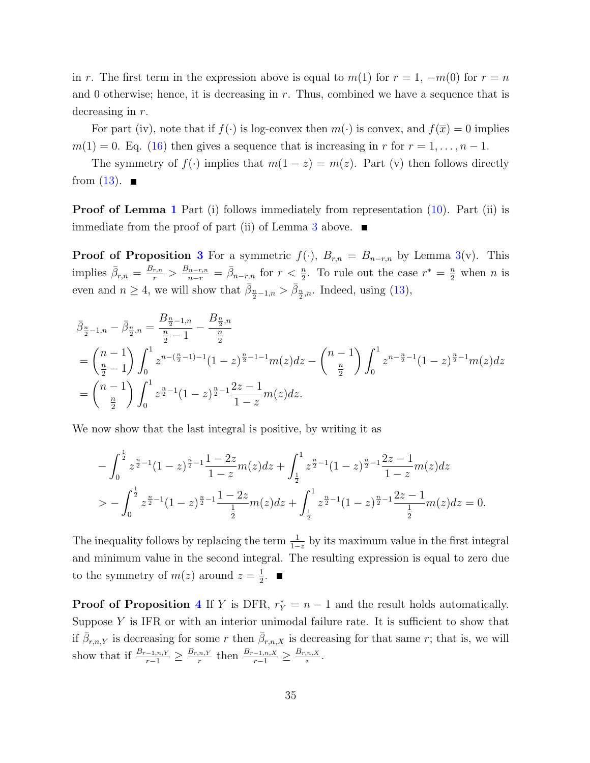in $r$. The first term in the expression above is equal to $m(1)$ for $r = 1$, $-m(0)$ for $r = n$ and 0 otherwise; hence, it is decreasing in $r$. Thus, combined we have a sequence that is decreasing in $r$.

For part (iv), note that if $f(\cdot)$ is log-convex then $m(\cdot)$ is convex, and $f(\overline{x}) = 0$ implies $m(1) = 0$. Eq. (16) then gives a sequence that is increasing in $r$ for $r = 1, \ldots, n-1$.

The symmetry of $f(\cdot)$ implies that $m(1-z) = m(z)$. Part (v) then follows directly from (13). ∎

**Proof of Lemma 1** Part (i) follows immediately from representation (10). Part (ii) is immediate from the proof of part (ii) of Lemma 3 above. ∎

**Proof of Proposition 3** For a symmetric $f(\cdot)$, $B_{r,n} = B_{n-r,n}$ by Lemma 3(v). This implies $\bar{\beta}_{r,n} = \frac{B_{r,n}}{r} > \frac{B_{n-r,n}}{n-r} = \bar{\beta}_{n-r,n}$ for $r < \frac{n}{2}$. To rule out the case $r^* = \frac{n}{2}$ when $n$ is even and $n \geq 4$, we will show that $\bar{\beta}_{\frac{n}{2}-1,n} > \bar{\beta}_{\frac{n}{2},n}$. Indeed, using (13),

$$
\begin{aligned}
&\bar{\beta}_{\frac{n}{2}-1,n} - \bar{\beta}_{\frac{n}{2},n} = \frac{B_{\frac{n}{2}-1,n}}{\frac{n}{2}-1} - \frac{B_{\frac{n}{2},n}}{\frac{n}{2}} \\
&= \binom{n-1}{\frac{n}{2}-1} \int_0^1 z^{n-(\frac{n}{2}-1)-1}(1-z)^{\frac{n}{2}-1-1} m(z) dz - \binom{n-1}{\frac{n}{2}} \int_0^1 z^{n-\frac{n}{2}-1}(1-z)^{\frac{n}{2}-1} m(z) dz \\
&= \binom{n-1}{\frac{n}{2}} \int_0^1 z^{\frac{n}{2}-1}(1-z)^{\frac{n}{2}-1} \frac{2z-1}{1-z} m(z) dz.
\end{aligned}
$$

We now show that the last integral is positive, by writing it as

$$
\begin{aligned}
&-\int_0^{\frac{1}{2}} z^{\frac{n}{2}-1}(1-z)^{\frac{n}{2}-1} \frac{1-2z}{1-z} m(z) dz + \int_{\frac{1}{2}}^1 z^{\frac{n}{2}-1}(1-z)^{\frac{n}{2}-1} \frac{2z-1}{1-z} m(z) dz \\
&> -\int_0^{\frac{1}{2}} z^{\frac{n}{2}-1}(1-z)^{\frac{n}{2}-1} \frac{1-2z}{\frac{1}{2}} m(z) dz + \int_{\frac{1}{2}}^1 z^{\frac{n}{2}-1}(1-z)^{\frac{n}{2}-1} \frac{2z-1}{\frac{1}{2}} m(z) dz = 0.
\end{aligned}
$$

The inequality follows by replacing the term $\frac{1}{1-z}$ by its maximum value in the first integral and minimum value in the second integral. The resulting expression is equal to zero due to the symmetry of $m(z)$ around $z = \frac{1}{2}$. ∎

**Proof of Proposition 4** If $Y$ is DFR, $r_Y^* = n-1$ and the result holds automatically. Suppose $Y$ is IFR or with an interior unimodal failure rate. It is sufficient to show that if $\bar{\beta}_{r,n,Y}$ is decreasing for some $r$ then $\bar{\beta}_{r,n,X}$ is decreasing for that same $r$; that is, we will show that if $\frac{B_{r-1,n,Y}}{r-1} \geq \frac{B_{r,n,Y}}{r}$ then $\frac{B_{r-1,n,X}}{r-1} \geq \frac{B_{r,n,X}}{r}$.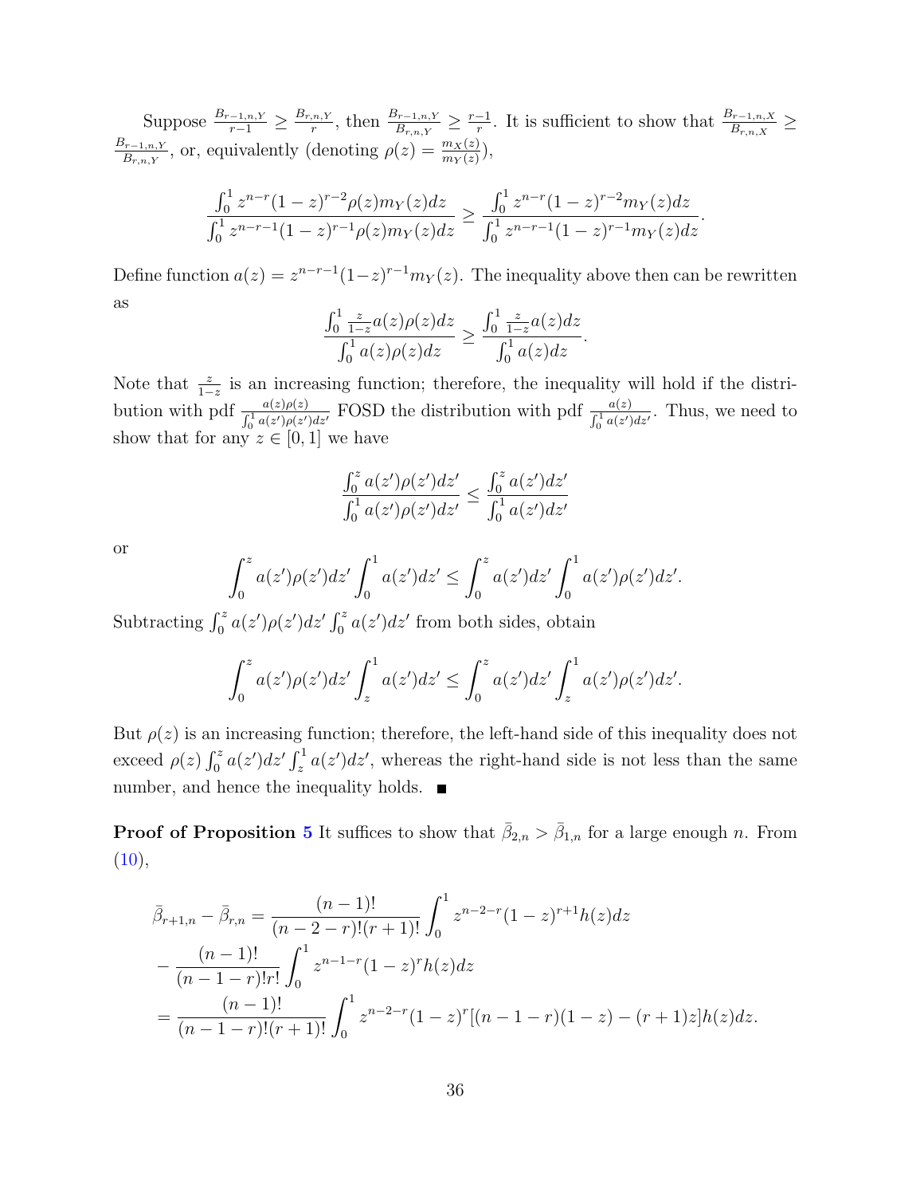Suppose $\frac{B_{r-1,n,Y}}{r-1} \geq \frac{B_{r,n,Y}}{r}$, then $\frac{B_{r-1,n,Y}}{B_{r,n,Y}} \geq \frac{r-1}{r}$. It is sufficient to show that $\frac{B_{r-1,n,X}}{B_{r,n,X}} \geq \frac{B_{r-1,n,Y}}{B_{r,n,Y}}$, or, equivalently (denoting $\rho(z) = \frac{m_X(z)}{m_Y(z)}$),

$$\frac{\int_0^1 z^{n-r}(1-z)^{r-2}\rho(z)m_Y(z)dz}{\int_0^1 z^{n-r-1}(1-z)^{r-1}\rho(z)m_Y(z)dz} \geq \frac{\int_0^1 z^{n-r}(1-z)^{r-2}m_Y(z)dz}{\int_0^1 z^{n-r-1}(1-z)^{r-1}m_Y(z)dz}.$$

Define function $a(z) = z^{n-r-1}(1-z)^{r-1}m_Y(z)$. The inequality above then can be rewritten as

$$\frac{\int_0^1 \frac{z}{1-z}a(z)\rho(z)dz}{\int_0^1 a(z)\rho(z)dz} \geq \frac{\int_0^1 \frac{z}{1-z}a(z)dz}{\int_0^1 a(z)dz}.$$

Note that $\frac{z}{1-z}$ is an increasing function; therefore, the inequality will hold if the distribution with pdf $\frac{a(z)\rho(z)}{\int_0^1 a(z')\rho(z')dz'}$ FOSD the distribution with pdf $\frac{a(z)}{\int_0^1 a(z')dz'}$. Thus, we need to show that for any $z \in [0,1]$ we have

$$\frac{\int_0^z a(z')\rho(z')dz'}{\int_0^1 a(z')\rho(z')dz'} \leq \frac{\int_0^z a(z')dz'}{\int_0^1 a(z')dz'}$$

or

$$\int_0^z a(z')\rho(z')dz' \int_0^1 a(z')dz' \leq \int_0^z a(z')dz' \int_0^1 a(z')\rho(z')dz'.$$

Subtracting $\int_0^z a(z')\rho(z')dz' \int_0^z a(z')dz'$ from both sides, obtain

$$\int_0^z a(z')\rho(z')dz' \int_z^1 a(z')dz' \leq \int_0^z a(z')dz' \int_z^1 a(z')\rho(z')dz'.$$

But $\rho(z)$ is an increasing function; therefore, the left-hand side of this inequality does not exceed $\rho(z)\int_0^z a(z')dz' \int_z^1 a(z')dz'$, whereas the right-hand side is not less than the same number, and hence the inequality holds. ■

**Proof of Proposition 5** It suffices to show that $\bar{\beta}_{2,n} > \bar{\beta}_{1,n}$ for a large enough $n$. From (10),

$$\begin{aligned}
&\bar{\beta}_{r+1,n} - \bar{\beta}_{r,n} = \frac{(n-1)!}{(n-2-r)!(r+1)!}\int_0^1 z^{n-2-r}(1-z)^{r+1}h(z)dz \\
&- \frac{(n-1)!}{(n-1-r)!r!}\int_0^1 z^{n-1-r}(1-z)^r h(z)dz \\
&= \frac{(n-1)!}{(n-1-r)!(r+1)!}\int_0^1 z^{n-2-r}(1-z)^r[(n-1-r)(1-z)-(r+1)z]h(z)dz.
\end{aligned}$$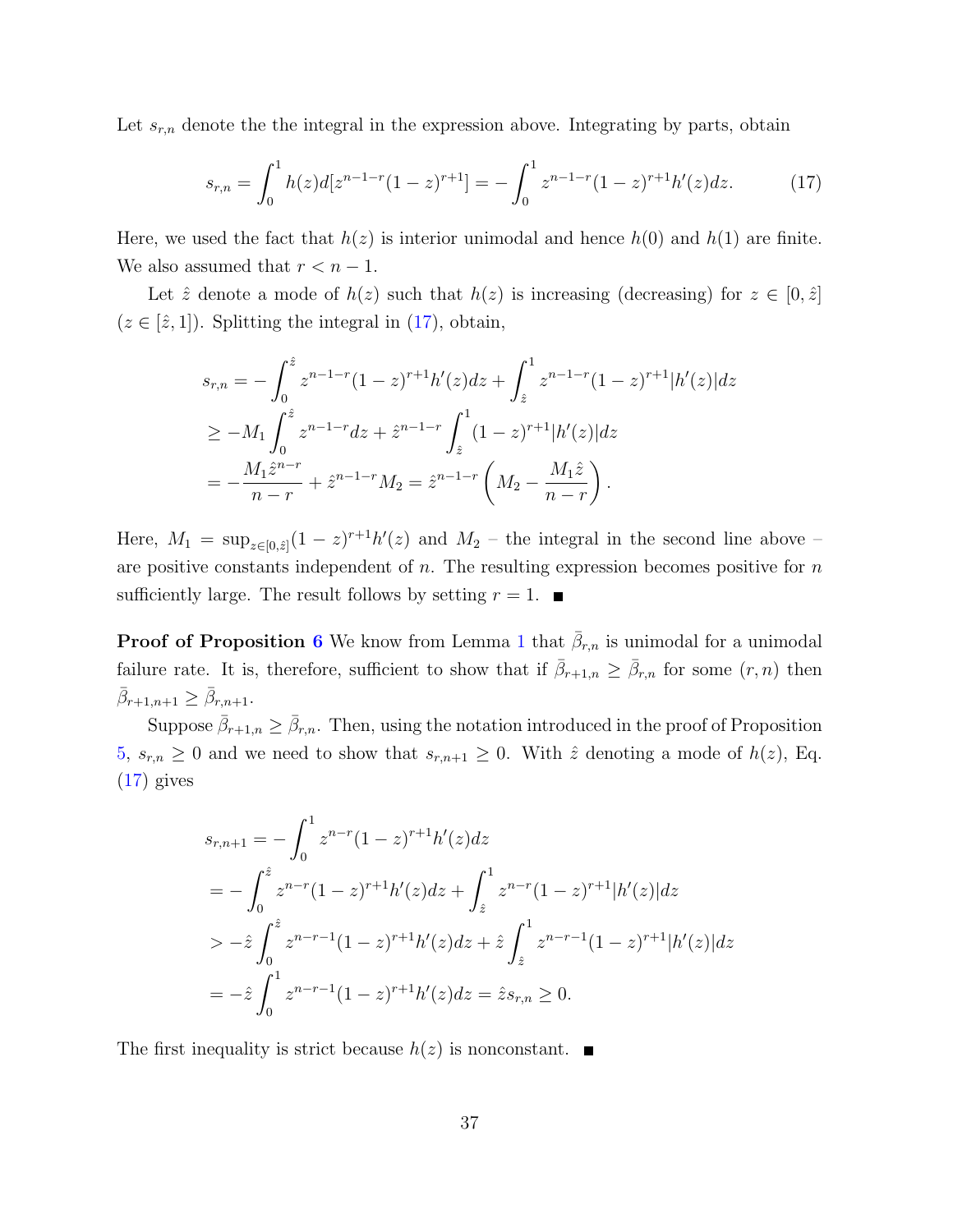Let $s_{r,n}$ denote the the integral in the expression above. Integrating by parts, obtain

$$s_{r,n} = \int_0^1 h(z) d[z^{n-1-r}(1-z)^{r+1}] = -\int_0^1 z^{n-1-r}(1-z)^{r+1} h'(z) dz. \tag{17}$$

Here, we used the fact that $h(z)$ is interior unimodal and hence $h(0)$ and $h(1)$ are finite. We also assumed that $r < n - 1$.

Let $\hat{z}$ denote a mode of $h(z)$ such that $h(z)$ is increasing (decreasing) for $z \in [0, \hat{z}]$ ($z \in [\hat{z}, 1]$). Splitting the integral in (17), obtain,

$$\begin{aligned}
s_{r,n} &= -\int_0^{\hat{z}} z^{n-1-r}(1-z)^{r+1} h'(z) dz + \int_{\hat{z}}^1 z^{n-1-r}(1-z)^{r+1} |h'(z)| dz \\
&\geq -M_1 \int_0^{\hat{z}} z^{n-1-r} dz + \hat{z}^{n-1-r} \int_{\hat{z}}^1 (1-z)^{r+1} |h'(z)| dz \\
&= -\frac{M_1 \hat{z}^{n-r}}{n-r} + \hat{z}^{n-1-r} M_2 = \hat{z}^{n-1-r} \left( M_2 - \frac{M_1 \hat{z}}{n-r} \right).
\end{aligned}$$

Here, $M_1 = \sup_{z \in [0,\hat{z}]} (1-z)^{r+1} h'(z)$ and $M_2$ – the integral in the second line above – are positive constants independent of $n$. The resulting expression becomes positive for $n$ sufficiently large. The result follows by setting $r = 1$. ■

**Proof of Proposition 6** We know from Lemma 1 that $\bar{\beta}_{r,n}$ is unimodal for a unimodal failure rate. It is, therefore, sufficient to show that if $\bar{\beta}_{r+1,n} \geq \bar{\beta}_{r,n}$ for some $(r, n)$ then $\bar{\beta}_{r+1,n+1} \geq \bar{\beta}_{r,n+1}$.

Suppose $\bar{\beta}_{r+1,n} \geq \bar{\beta}_{r,n}$. Then, using the notation introduced in the proof of Proposition 5, $s_{r,n} \geq 0$ and we need to show that $s_{r,n+1} \geq 0$. With $\hat{z}$ denoting a mode of $h(z)$, Eq. (17) gives

$$\begin{aligned}
s_{r,n+1} &= -\int_0^1 z^{n-r}(1-z)^{r+1} h'(z) dz \\
&= -\int_0^{\hat{z}} z^{n-r}(1-z)^{r+1} h'(z) dz + \int_{\hat{z}}^1 z^{n-r}(1-z)^{r+1} |h'(z)| dz \\
&> -\hat{z} \int_0^{\hat{z}} z^{n-r-1}(1-z)^{r+1} h'(z) dz + \hat{z} \int_{\hat{z}}^1 z^{n-r-1}(1-z)^{r+1} |h'(z)| dz \\
&= -\hat{z} \int_0^1 z^{n-r-1}(1-z)^{r+1} h'(z) dz = \hat{z} s_{r,n} \geq 0.
\end{aligned}$$

The first inequality is strict because $h(z)$ is nonconstant. ■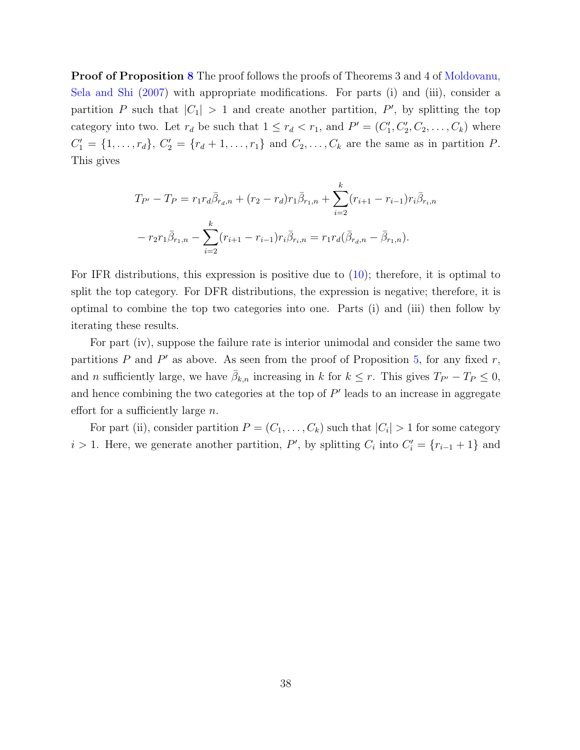**Proof of Proposition 8** The proof follows the proofs of Theorems 3 and 4 of Moldovanu, Sela and Shi (2007) with appropriate modifications. For parts (i) and (iii), consider a partition $P$ such that $|C_1| > 1$ and create another partition, $P'$, by splitting the top category into two. Let $r_d$ be such that $1 \leq r_d < r_1$, and $P' = (C_1', C_2', C_2, \ldots, C_k)$ where $C_1' = \{1, \ldots, r_d\}$, $C_2' = \{r_d + 1, \ldots, r_1\}$ and $C_2, \ldots, C_k$ are the same as in partition $P$. This gives

$$
\begin{aligned}
T_{P'} - T_P &= r_1 r_d \bar{\beta}_{r_d,n} + (r_2 - r_d) r_1 \bar{\beta}_{r_1,n} + \sum_{i=2}^{k} (r_{i+1} - r_{i-1}) r_i \bar{\beta}_{r_i,n} \\
&\quad - r_2 r_1 \bar{\beta}_{r_1,n} - \sum_{i=2}^{k} (r_{i+1} - r_{i-1}) r_i \bar{\beta}_{r_i,n} = r_1 r_d (\bar{\beta}_{r_d,n} - \bar{\beta}_{r_1,n}).
\end{aligned}
$$

For IFR distributions, this expression is positive due to (10); therefore, it is optimal to split the top category. For DFR distributions, the expression is negative; therefore, it is optimal to combine the top two categories into one. Parts (i) and (iii) then follow by iterating these results.

For part (iv), suppose the failure rate is interior unimodal and consider the same two partitions $P$ and $P'$ as above. As seen from the proof of Proposition 5, for any fixed $r$, and $n$ sufficiently large, we have $\bar{\beta}_{k,n}$ increasing in $k$ for $k \leq r$. This gives $T_{P'} - T_P \leq 0$, and hence combining the two categories at the top of $P'$ leads to an increase in aggregate effort for a sufficiently large $n$.

For part (ii), consider partition $P = (C_1, \ldots, C_k)$ such that $|C_i| > 1$ for some category $i > 1$. Here, we generate another partition, $P'$, by splitting $C_i$ into $C_i' = \{r_{i-1} + 1\}$ and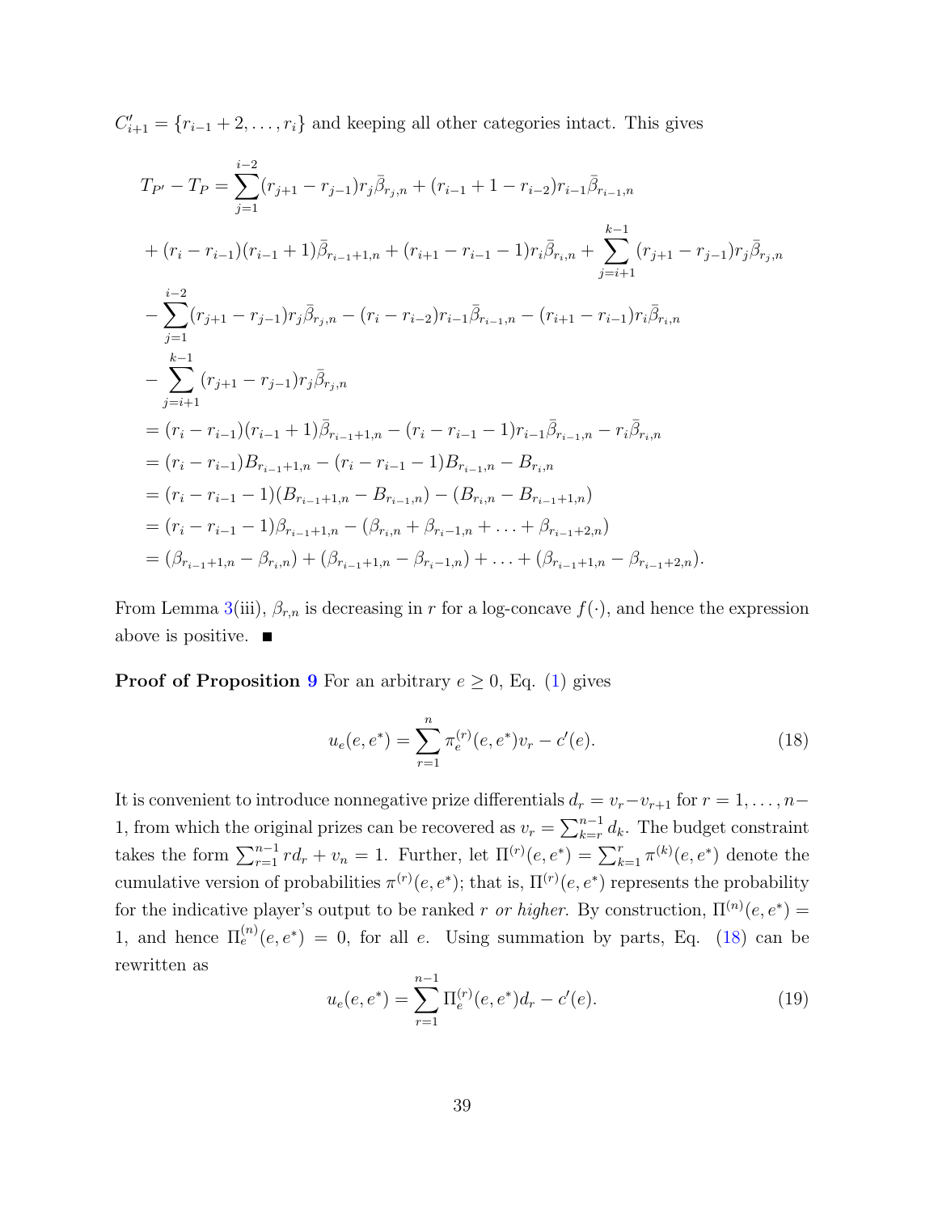$C'_{i+1} = \{r_{i-1}+2, \ldots, r_i\}$ and keeping all other categories intact. This gives

$$
\begin{aligned}
T_{P'} - T_P &= \sum_{j=1}^{i-2}(r_{j+1}-r_{j-1})r_j\bar{\beta}_{r_j,n} + (r_{i-1}+1-r_{i-2})r_{i-1}\bar{\beta}_{r_{i-1},n} \\
&+ (r_i - r_{i-1})(r_{i-1}+1)\bar{\beta}_{r_{i-1}+1,n} + (r_{i+1}-r_{i-1}-1)r_i\bar{\beta}_{r_i,n} + \sum_{j=i+1}^{k-1}(r_{j+1}-r_{j-1})r_j\bar{\beta}_{r_j,n} \\
&- \sum_{j=1}^{i-2}(r_{j+1}-r_{j-1})r_j\bar{\beta}_{r_j,n} - (r_i - r_{i-2})r_{i-1}\bar{\beta}_{r_{i-1},n} - (r_{i+1}-r_{i-1})r_i\bar{\beta}_{r_i,n} \\
&- \sum_{j=i+1}^{k-1}(r_{j+1}-r_{j-1})r_j\bar{\beta}_{r_j,n} \\
&= (r_i - r_{i-1})(r_{i-1}+1)\bar{\beta}_{r_{i-1}+1,n} - (r_i - r_{i-1}-1)r_{i-1}\bar{\beta}_{r_{i-1},n} - r_i\bar{\beta}_{r_i,n} \\
&= (r_i - r_{i-1})B_{r_{i-1}+1,n} - (r_i - r_{i-1}-1)B_{r_{i-1},n} - B_{r_i,n} \\
&= (r_i - r_{i-1}-1)(B_{r_{i-1}+1,n} - B_{r_{i-1},n}) - (B_{r_i,n} - B_{r_{i-1}+1,n}) \\
&= (r_i - r_{i-1}-1)\beta_{r_{i-1}+1,n} - (\beta_{r_i,n} + \beta_{r_i-1,n} + \ldots + \beta_{r_{i-1}+2,n}) \\
&= (\beta_{r_{i-1}+1,n} - \beta_{r_i,n}) + (\beta_{r_{i-1}+1,n} - \beta_{r_i-1,n}) + \ldots + (\beta_{r_{i-1}+1,n} - \beta_{r_{i-1}+2,n}).
\end{aligned}
$$

From Lemma 3(iii), $\beta_{r,n}$ is decreasing in $r$ for a log-concave $f(\cdot)$, and hence the expression above is positive. ■

**Proof of Proposition 9** For an arbitrary $e \geq 0$, Eq. (1) gives

$$
u_e(e, e^*) = \sum_{r=1}^{n} \pi_e^{(r)}(e, e^*)v_r - c'(e). \tag{18}
$$

It is convenient to introduce nonnegative prize differentials $d_r = v_r - v_{r+1}$ for $r = 1, \ldots, n-1$, from which the original prizes can be recovered as $v_r = \sum_{k=r}^{n-1} d_k$. The budget constraint takes the form $\sum_{r=1}^{n-1} r d_r + v_n = 1$. Further, let $\Pi^{(r)}(e, e^*) = \sum_{k=1}^{r} \pi^{(k)}(e, e^*)$ denote the cumulative version of probabilities $\pi^{(r)}(e, e^*)$; that is, $\Pi^{(r)}(e, e^*)$ represents the probability for the indicative player's output to be ranked $r$ *or higher*. By construction, $\Pi^{(n)}(e, e^*) = 1$, and hence $\Pi_e^{(n)}(e, e^*) = 0$, for all $e$. Using summation by parts, Eq. (18) can be rewritten as

$$
u_e(e, e^*) = \sum_{r=1}^{n-1} \Pi_e^{(r)}(e, e^*)d_r - c'(e). \tag{19}
$$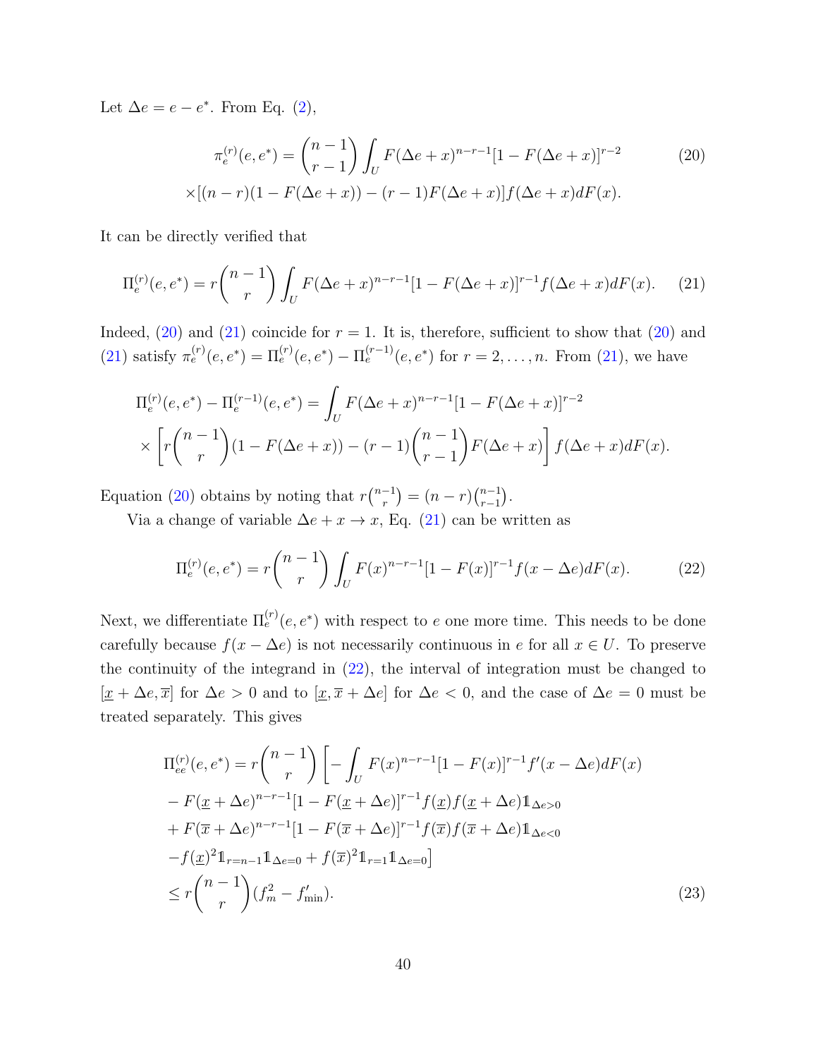Let $\Delta e = e - e^*$. From Eq. (2),

$$
\pi_e^{(r)}(e, e^*) = \binom{n-1}{r-1} \int_U F(\Delta e + x)^{n-r-1} [1 - F(\Delta e + x)]^{r-2} \tag{20}
$$

$$
\times [(n-r)(1 - F(\Delta e + x)) - (r-1) F(\Delta e + x)] f(\Delta e + x) dF(x).
$$

It can be directly verified that

$$
\Pi_e^{(r)}(e, e^*) = r \binom{n-1}{r} \int_U F(\Delta e + x)^{n-r-1} [1 - F(\Delta e + x)]^{r-1} f(\Delta e + x) dF(x). \tag{21}
$$

Indeed, (20) and (21) coincide for $r = 1$. It is, therefore, sufficient to show that (20) and (21) satisfy $\pi_e^{(r)}(e, e^*) = \Pi_e^{(r)}(e, e^*) - \Pi_e^{(r-1)}(e, e^*)$ for $r = 2, \ldots, n$. From (21), we have

$$
\Pi_e^{(r)}(e, e^*) - \Pi_e^{(r-1)}(e, e^*) = \int_U F(\Delta e + x)^{n-r-1} [1 - F(\Delta e + x)]^{r-2}
$$

$$
\times \left[ r \binom{n-1}{r} (1 - F(\Delta e + x)) - (r-1) \binom{n-1}{r-1} F(\Delta e + x) \right] f(\Delta e + x) dF(x).
$$

Equation (20) obtains by noting that $r\binom{n-1}{r} = (n-r)\binom{n-1}{r-1}$.

Via a change of variable $\Delta e + x \to x$, Eq. (21) can be written as

$$
\Pi_e^{(r)}(e, e^*) = r \binom{n-1}{r} \int_U F(x)^{n-r-1} [1 - F(x)]^{r-1} f(x - \Delta e) dF(x). \tag{22}
$$

Next, we differentiate $\Pi_e^{(r)}(e, e^*)$ with respect to $e$ one more time. This needs to be done carefully because $f(x - \Delta e)$ is not necessarily continuous in $e$ for all $x \in U$. To preserve the continuity of the integrand in (22), the interval of integration must be changed to $[\underline{x} + \Delta e, \overline{x}]$ for $\Delta e > 0$ and to $[\underline{x}, \overline{x} + \Delta e]$ for $\Delta e < 0$, and the case of $\Delta e = 0$ must be treated separately. This gives

$$
\begin{aligned}
\Pi_{ee}^{(r)}(e, e^*) &= r \binom{n-1}{r} \Big[ - \int_U F(x)^{n-r-1} [1 - F(x)]^{r-1} f'(x - \Delta e) dF(x) \\
&- F(\underline{x} + \Delta e)^{n-r-1} [1 - F(\underline{x} + \Delta e)]^{r-1} f(\underline{x}) f(\underline{x} + \Delta e) \mathbb{1}_{\Delta e > 0} \\
&+ F(\overline{x} + \Delta e)^{n-r-1} [1 - F(\overline{x} + \Delta e)]^{r-1} f(\overline{x}) f(\overline{x} + \Delta e) \mathbb{1}_{\Delta e < 0} \\
&- f(\underline{x})^2 \mathbb{1}_{r=n-1} \mathbb{1}_{\Delta e = 0} + f(\overline{x})^2 \mathbb{1}_{r=1} \mathbb{1}_{\Delta e = 0} \Big] \\
&\leq r \binom{n-1}{r} (f_m^2 - f'_{\min}).
\end{aligned} \tag{23}
$$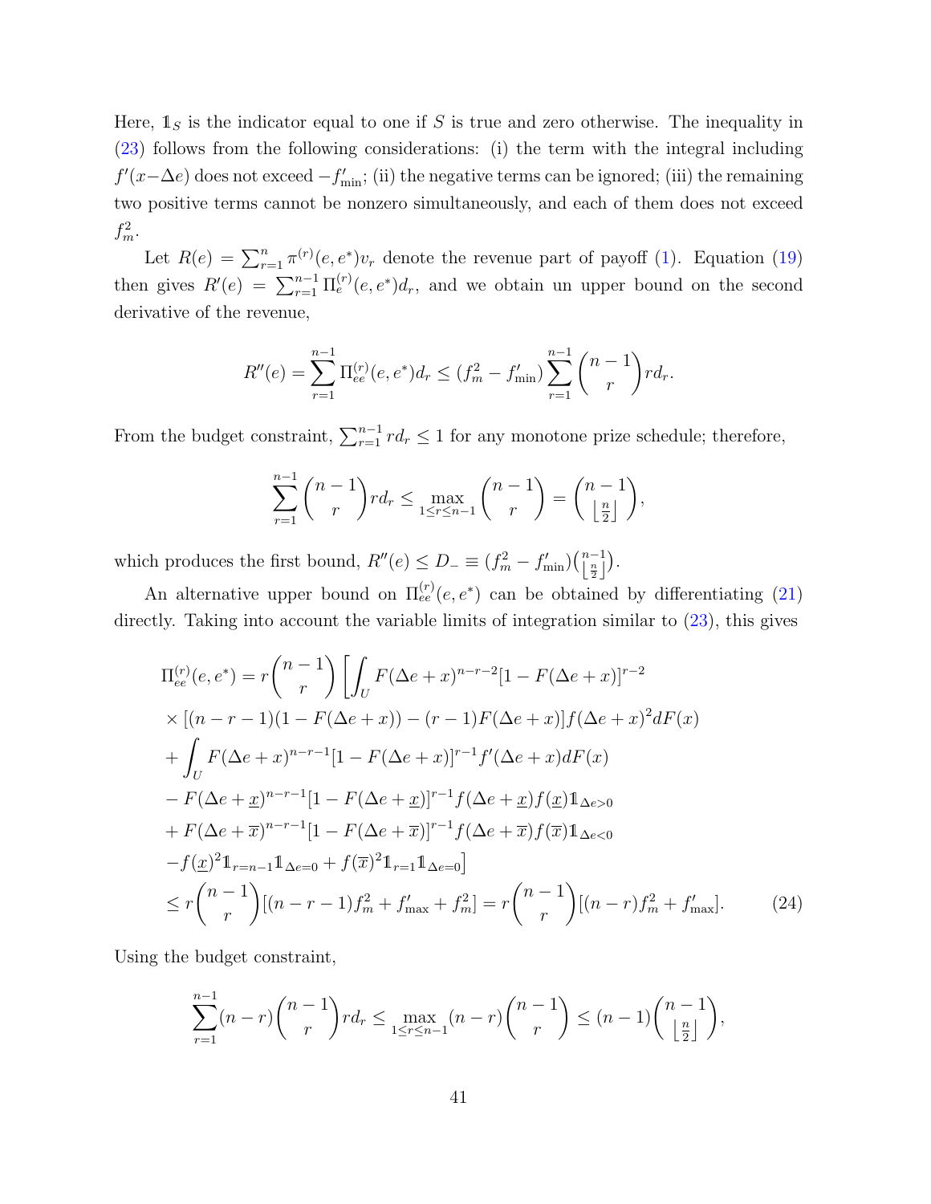Here, $\mathbb{1}_S$ is the indicator equal to one if $S$ is true and zero otherwise. The inequality in (23) follows from the following considerations: (i) the term with the integral including $f'(x - \Delta e)$ does not exceed $-f'_{\min}$; (ii) the negative terms can be ignored; (iii) the remaining two positive terms cannot be nonzero simultaneously, and each of them does not exceed $f_m^2$.

Let $R(e) = \sum_{r=1}^{n} \pi^{(r)}(e, e^*) v_r$ denote the revenue part of payoff (1). Equation (19) then gives $R'(e) = \sum_{r=1}^{n-1} \Pi_e^{(r)}(e, e^*) d_r$, and we obtain un upper bound on the second derivative of the revenue,

$$R''(e) = \sum_{r=1}^{n-1} \Pi_{ee}^{(r)}(e, e^*) d_r \leq (f_m^2 - f'_{\min}) \sum_{r=1}^{n-1} \binom{n-1}{r} r d_r.$$

From the budget constraint, $\sum_{r=1}^{n-1} r d_r \leq 1$ for any monotone prize schedule; therefore,

$$\sum_{r=1}^{n-1} \binom{n-1}{r} r d_r \leq \max_{1 \leq r \leq n-1} \binom{n-1}{r} = \binom{n-1}{\lfloor \frac{n}{2} \rfloor},$$

which produces the first bound, $R''(e) \leq D_- \equiv (f_m^2 - f'_{\min}) \binom{n-1}{\lfloor \frac{n}{2} \rfloor}$.

An alternative upper bound on $\Pi_{ee}^{(r)}(e, e^*)$ can be obtained by differentiating (21) directly. Taking into account the variable limits of integration similar to (23), this gives

$$
\begin{aligned}
\Pi_{ee}^{(r)}(e, e^*) &= r \binom{n-1}{r} \Bigg[ \int_U F(\Delta e + x)^{n-r-2} [1 - F(\Delta e + x)]^{r-2} \\
&\times [(n-r-1)(1 - F(\Delta e + x)) - (r-1) F(\Delta e + x)] f(\Delta e + x)^2 dF(x) \\
&+ \int_U F(\Delta e + x)^{n-r-1} [1 - F(\Delta e + x)]^{r-1} f'(\Delta e + x) dF(x) \\
&- F(\Delta e + \underline{x})^{n-r-1} [1 - F(\Delta e + \underline{x})]^{r-1} f(\Delta e + \underline{x}) f(\underline{x}) \mathbb{1}_{\Delta e > 0} \\
&+ F(\Delta e + \overline{x})^{n-r-1} [1 - F(\Delta e + \overline{x})]^{r-1} f(\Delta e + \overline{x}) f(\overline{x}) \mathbb{1}_{\Delta e < 0} \\
&- f(\underline{x})^2 \mathbb{1}_{r=n-1} \mathbb{1}_{\Delta e = 0} + f(\overline{x})^2 \mathbb{1}_{r=1} \mathbb{1}_{\Delta e = 0} \Bigg] \\
&\leq r \binom{n-1}{r} [(n-r-1) f_m^2 + f'_{\max} + f_m^2] = r \binom{n-1}{r} [(n-r) f_m^2 + f'_{\max}]. \qquad (24)
\end{aligned}
$$

Using the budget constraint,

$$\sum_{r=1}^{n-1} (n-r) \binom{n-1}{r} r d_r \leq \max_{1 \leq r \leq n-1} (n-r) \binom{n-1}{r} \leq (n-1) \binom{n-1}{\lfloor \frac{n}{2} \rfloor},$$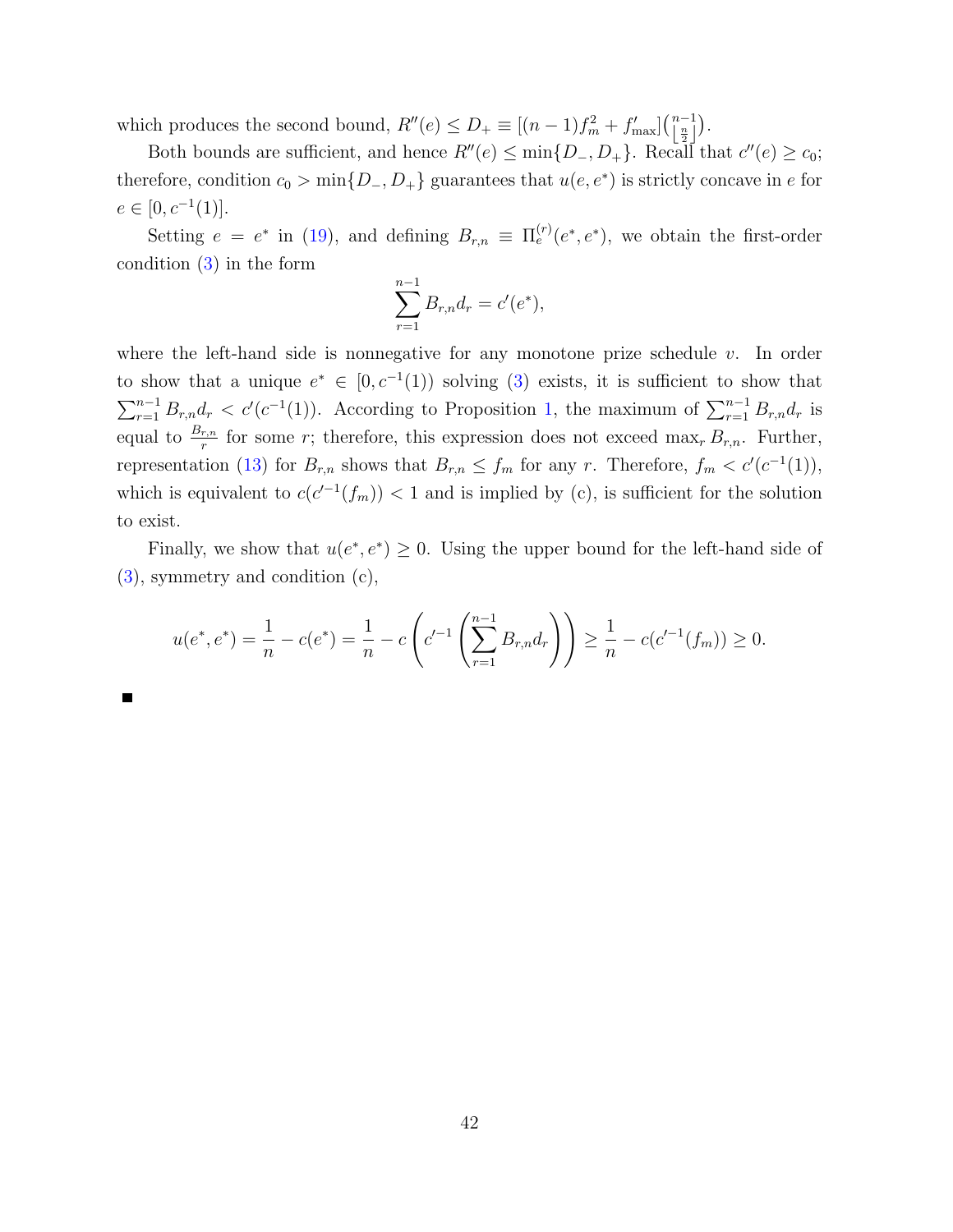which produces the second bound, $R''(e) \leq D_+ \equiv [(n-1)f_m^2 + f'_{\max}]\binom{n-1}{\lfloor \frac{n}{2} \rfloor}$.

Both bounds are sufficient, and hence $R''(e) \leq \min\{D_-, D_+\}$. Recall that $c''(e) \geq c_0$; therefore, condition $c_0 > \min\{D_-, D_+\}$ guarantees that $u(e, e^*)$ is strictly concave in $e$ for $e \in [0, c^{-1}(1)]$.

Setting $e = e^*$ in (19), and defining $B_{r,n} \equiv \Pi_e^{(r)}(e^*, e^*)$, we obtain the first-order condition (3) in the form

$$\sum_{r=1}^{n-1} B_{r,n} d_r = c'(e^*),$$

where the left-hand side is nonnegative for any monotone prize schedule $v$. In order to show that a unique $e^* \in [0, c^{-1}(1))$ solving (3) exists, it is sufficient to show that $\sum_{r=1}^{n-1} B_{r,n} d_r < c'(c^{-1}(1))$. According to Proposition 1, the maximum of $\sum_{r=1}^{n-1} B_{r,n} d_r$ is equal to $\frac{B_{r,n}}{r}$ for some $r$; therefore, this expression does not exceed $\max_r B_{r,n}$. Further, representation (13) for $B_{r,n}$ shows that $B_{r,n} \leq f_m$ for any $r$. Therefore, $f_m < c'(c^{-1}(1))$, which is equivalent to $c(c'^{-1}(f_m)) < 1$ and is implied by (c), is sufficient for the solution to exist.

Finally, we show that $u(e^*, e^*) \geq 0$. Using the upper bound for the left-hand side of (3), symmetry and condition (c),

$$u(e^*, e^*) = \frac{1}{n} - c(e^*) = \frac{1}{n} - c\left(c'^{-1}\left(\sum_{r=1}^{n-1} B_{r,n} d_r\right)\right) \geq \frac{1}{n} - c(c'^{-1}(f_m)) \geq 0.$$

■